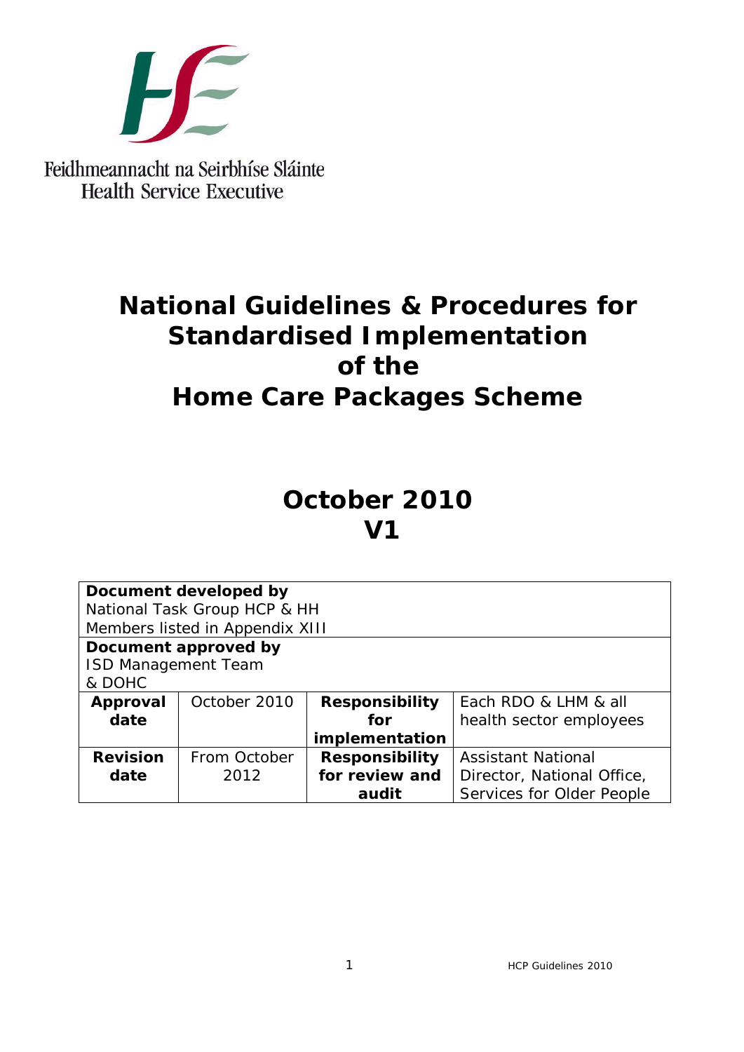Feidhmeannacht na Seirbhíse Sláinte
Health Service Executive

# National Guidelines & Procedures for Standardised Implementation of the Home Care Packages Scheme

## October 2010
## V1

| **Document developed by**<br>National Task Group HCP & HH<br>Members listed in Appendix XIII | | | |
|---|---|---|---|
| **Document approved by**<br>ISD Management Team<br>& DOHC | | | |
| **Approval date** | October 2010 | **Responsibility for implementation** | Each RDO & LHM & all health sector employees |
| **Revision date** | From October 2012 | **Responsibility for review and audit** | Assistant National Director, National Office, Services for Older People |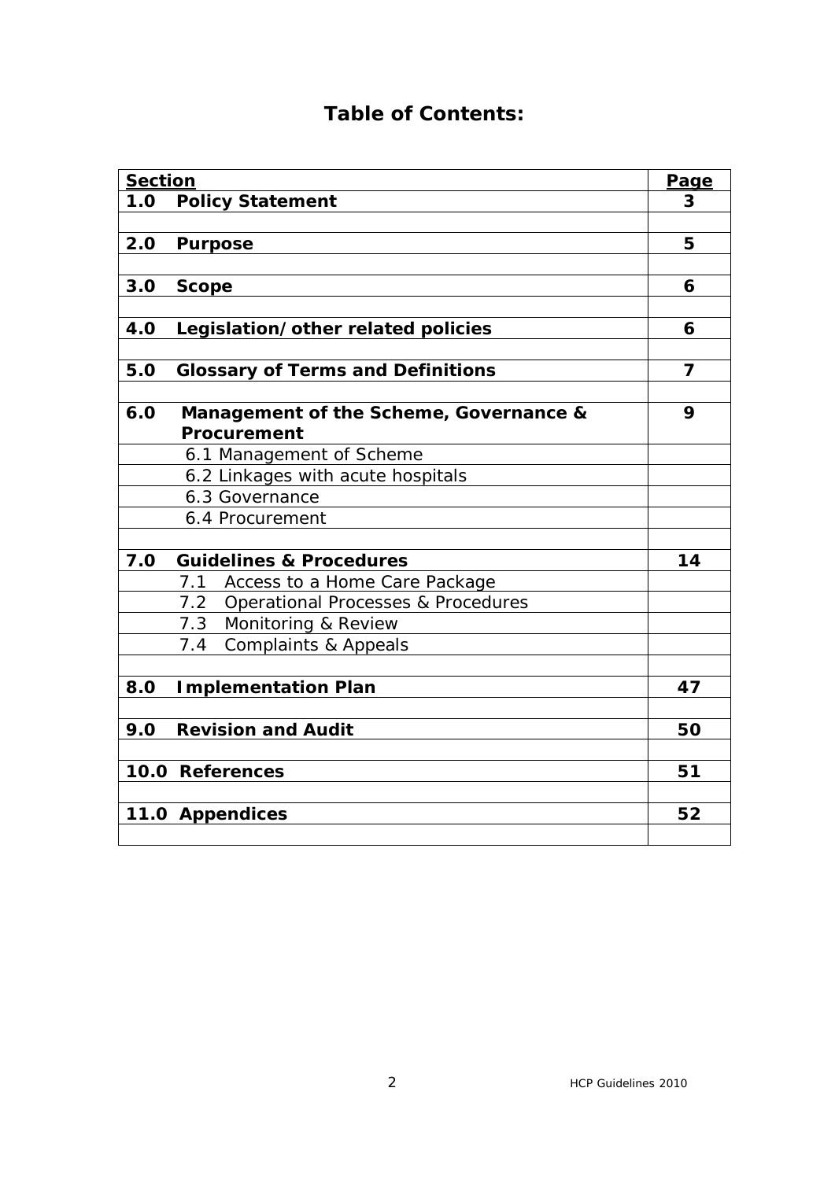# Table of Contents:

| Section | Page |
|---|---|
| **1.0 Policy Statement** | **3** |
| | |
| **2.0 Purpose** | **5** |
| | |
| **3.0 Scope** | **6** |
| | |
| **4.0 Legislation/other related policies** | **6** |
| | |
| **5.0 Glossary of Terms and Definitions** | **7** |
| | |
| **6.0 Management of the Scheme, Governance & Procurement** | **9** |
| 6.1 Management of Scheme | |
| 6.2 Linkages with acute hospitals | |
| 6.3 Governance | |
| 6.4 Procurement | |
| | |
| **7.0 Guidelines & Procedures** | **14** |
| 7.1 Access to a Home Care Package | |
| 7.2 Operational Processes & Procedures | |
| 7.3 Monitoring & Review | |
| 7.4 Complaints & Appeals | |
| | |
| **8.0 Implementation Plan** | **47** |
| | |
| **9.0 Revision and Audit** | **50** |
| | |
| **10.0 References** | **51** |
| | |
| **11.0 Appendices** | **52** |
| | |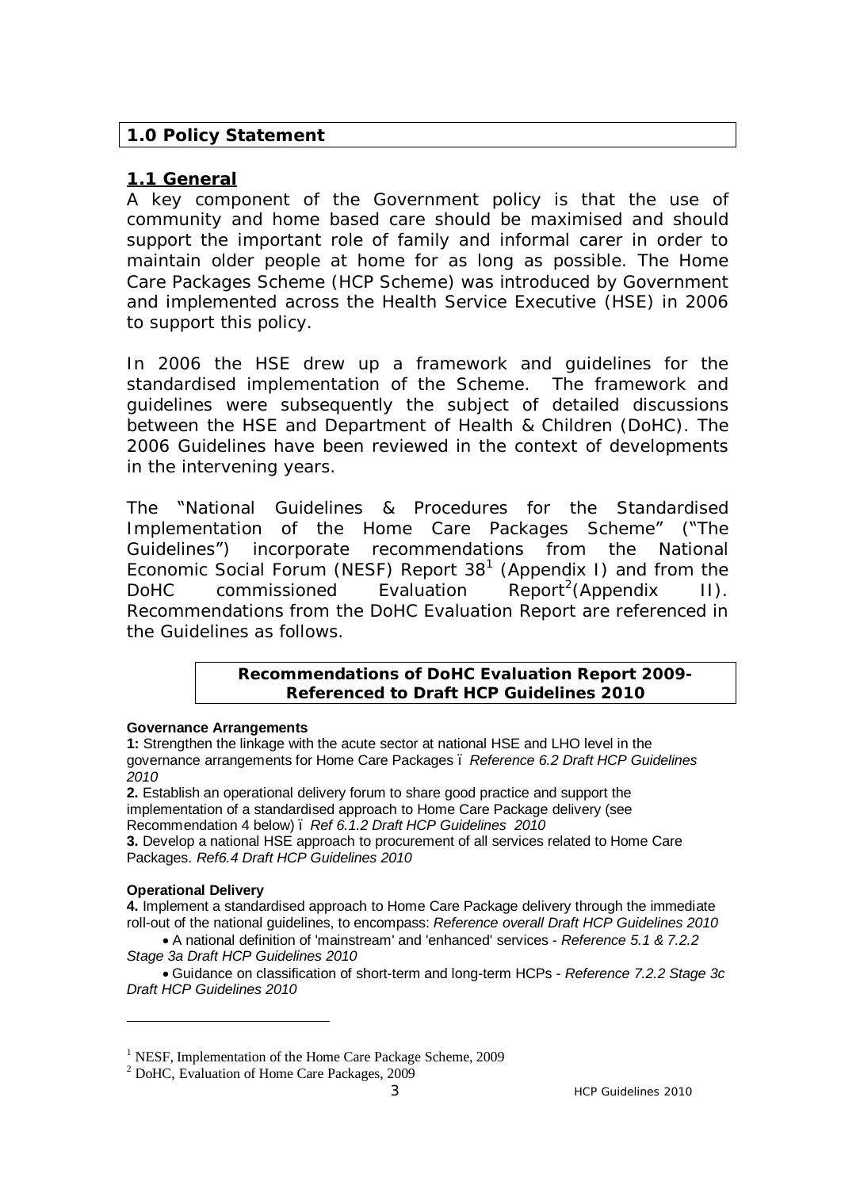## 1.0 Policy Statement

### 1.1 General

A key component of the Government policy is that the use of community and home based care should be maximised and should support the important role of family and informal carer in order to maintain older people at home for as long as possible. The Home Care Packages Scheme (HCP Scheme) was introduced by Government and implemented across the Health Service Executive (HSE) in 2006 to support this policy.

In 2006 the HSE drew up a framework and guidelines for the standardised implementation of the Scheme. The framework and guidelines were subsequently the subject of detailed discussions between the HSE and Department of Health & Children (DoHC). The 2006 Guidelines have been reviewed in the context of developments in the intervening years.

The "National Guidelines & Procedures for the Standardised Implementation of the Home Care Packages Scheme" ("The Guidelines") incorporate recommendations from the National Economic Social Forum (NESF) Report 38[1] (Appendix I) and from the DoHC commissioned Evaluation Report[2] (Appendix II). Recommendations from the DoHC Evaluation Report are referenced in the Guidelines as follows.

**Recommendations of DoHC Evaluation Report 2009- Referenced to Draft HCP Guidelines 2010**

**Governance Arrangements**

**1:** Strengthen the linkage with the acute sector at national HSE and LHO level in the governance arrangements for Home Care Packages – *Reference 6.2 Draft HCP Guidelines 2010*

**2.** Establish an operational delivery forum to share good practice and support the implementation of a standardised approach to Home Care Package delivery (see Recommendation 4 below) – *Ref 6.1.2 Draft HCP Guidelines 2010*

**3.** Develop a national HSE approach to procurement of all services related to Home Care Packages. *Ref6.4 Draft HCP Guidelines 2010*

**Operational Delivery**

**4.** Implement a standardised approach to Home Care Package delivery through the immediate roll-out of the national guidelines, to encompass: *Reference overall Draft HCP Guidelines 2010*

- A national definition of 'mainstream' and 'enhanced' services - *Reference 5.1 & 7.2.2 Stage 3a Draft HCP Guidelines 2010*
- Guidance on classification of short-term and long-term HCPs - *Reference 7.2.2 Stage 3c Draft HCP Guidelines 2010*

---

[1] NESF, Implementation of the Home Care Package Scheme, 2009

[2] DoHC, Evaluation of Home Care Packages, 2009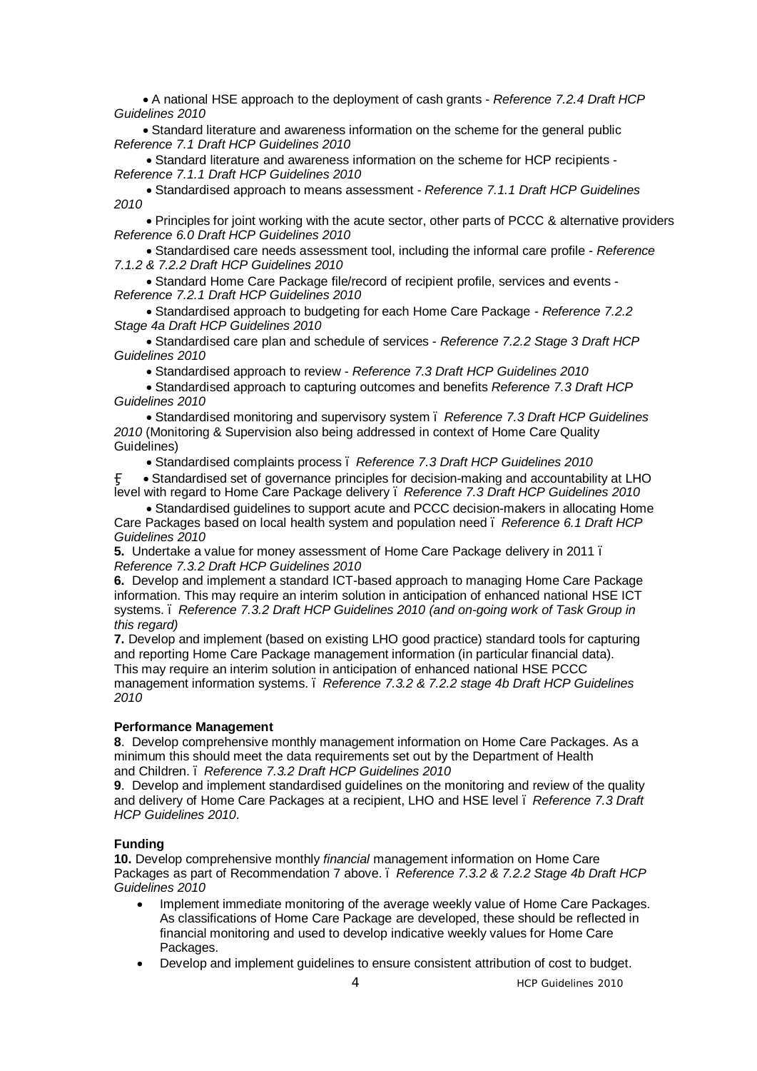- A national HSE approach to the deployment of cash grants - *Reference 7.2.4 Draft HCP Guidelines 2010*
- Standard literature and awareness information on the scheme for the general public *Reference 7.1 Draft HCP Guidelines 2010*
- Standard literature and awareness information on the scheme for HCP recipients - *Reference 7.1.1 Draft HCP Guidelines 2010*
- Standardised approach to means assessment - *Reference 7.1.1 Draft HCP Guidelines 2010*
- Principles for joint working with the acute sector, other parts of PCCC & alternative providers *Reference 6.0 Draft HCP Guidelines 2010*
- Standardised care needs assessment tool, including the informal care profile - *Reference 7.1.2 & 7.2.2 Draft HCP Guidelines 2010*
- Standard Home Care Package file/record of recipient profile, services and events - *Reference 7.2.1 Draft HCP Guidelines 2010*
- Standardised approach to budgeting for each Home Care Package - *Reference 7.2.2 Stage 4a Draft HCP Guidelines 2010*
- Standardised care plan and schedule of services - *Reference 7.2.2 Stage 3 Draft HCP Guidelines 2010*
- Standardised approach to review - *Reference 7.3 Draft HCP Guidelines 2010*
- Standardised approach to capturing outcomes and benefits *Reference 7.3 Draft HCP Guidelines 2010*
- Standardised monitoring and supervisory system – *Reference 7.3 Draft HCP Guidelines 2010* (Monitoring & Supervision also being addressed in context of Home Care Quality Guidelines)
- Standardised complaints process – *Reference 7.3 Draft HCP Guidelines 2010*
- Standardised set of governance principles for decision-making and accountability at LHO level with regard to Home Care Package delivery – *Reference 7.3 Draft HCP Guidelines 2010*
- Standardised guidelines to support acute and PCCC decision-makers in allocating Home Care Packages based on local health system and population need – *Reference 6.1 Draft HCP Guidelines 2010*

**5.** Undertake a value for money assessment of Home Care Package delivery in 2011 – *Reference 7.3.2 Draft HCP Guidelines 2010*

**6.** Develop and implement a standard ICT-based approach to managing Home Care Package information. This may require an interim solution in anticipation of enhanced national HSE ICT systems. – *Reference 7.3.2 Draft HCP Guidelines 2010 (and on-going work of Task Group in this regard)*

**7.** Develop and implement (based on existing LHO good practice) standard tools for capturing and reporting Home Care Package management information (in particular financial data). This may require an interim solution in anticipation of enhanced national HSE PCCC management information systems. – *Reference 7.3.2 & 7.2.2 stage 4b Draft HCP Guidelines 2010*

**Performance Management**

**8**. Develop comprehensive monthly management information on Home Care Packages. As a minimum this should meet the data requirements set out by the Department of Health and Children. – *Reference 7.3.2 Draft HCP Guidelines 2010*

**9**. Develop and implement standardised guidelines on the monitoring and review of the quality and delivery of Home Care Packages at a recipient, LHO and HSE level – *Reference 7.3 Draft HCP Guidelines 2010*.

**Funding**

**10.** Develop comprehensive monthly *financial* management information on Home Care Packages as part of Recommendation 7 above. – *Reference 7.3.2 & 7.2.2 Stage 4b Draft HCP Guidelines 2010*

- Implement immediate monitoring of the average weekly value of Home Care Packages. As classifications of Home Care Package are developed, these should be reflected in financial monitoring and used to develop indicative weekly values for Home Care Packages.
- Develop and implement guidelines to ensure consistent attribution of cost to budget.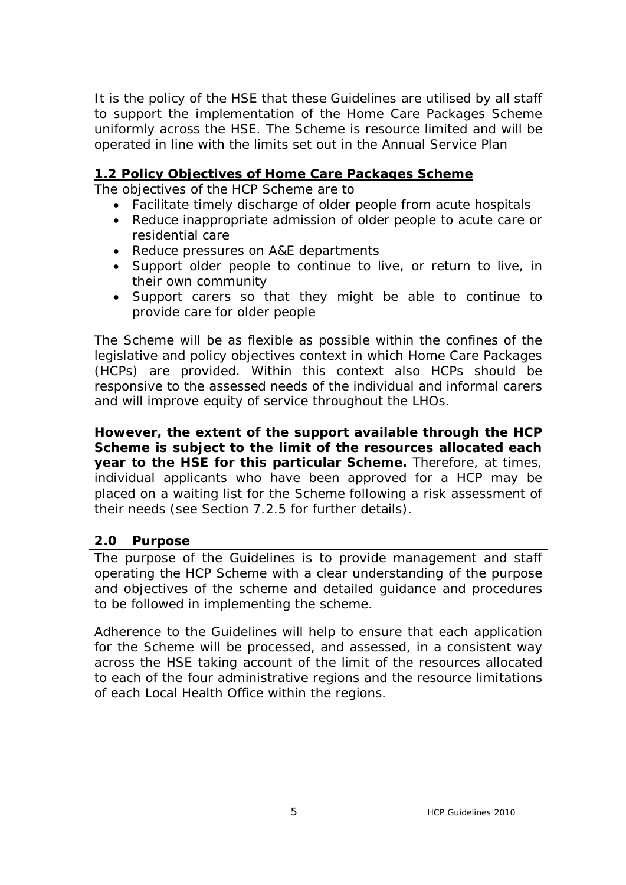It is the policy of the HSE that these Guidelines are utilised by all staff to support the implementation of the Home Care Packages Scheme uniformly across the HSE. The Scheme is resource limited and will be operated in line with the limits set out in the Annual Service Plan

## 1.2 Policy Objectives of Home Care Packages Scheme

The objectives of the HCP Scheme are to

- Facilitate timely discharge of older people from acute hospitals
- Reduce inappropriate admission of older people to acute care or residential care
- Reduce pressures on A&E departments
- Support older people to continue to live, or return to live, in their own community
- Support carers so that they might be able to continue to provide care for older people

The Scheme will be as flexible as possible within the confines of the legislative and policy objectives context in which Home Care Packages (HCPs) are provided. Within this context also HCPs should be responsive to the assessed needs of the individual and informal carers and will improve equity of service throughout the LHOs.

**However, the extent of the support available through the HCP Scheme is subject to the limit of the resources allocated each year to the HSE for this particular Scheme.** Therefore, at times, individual applicants who have been approved for a HCP may be placed on a waiting list for the Scheme following a risk assessment of their needs (see Section 7.2.5 for further details).

## 2.0 Purpose

The purpose of the Guidelines is to provide management and staff operating the HCP Scheme with a clear understanding of the purpose and objectives of the scheme and detailed guidance and procedures to be followed in implementing the scheme.

Adherence to the Guidelines will help to ensure that each application for the Scheme will be processed, and assessed, in a consistent way across the HSE taking account of the limit of the resources allocated to each of the four administrative regions and the resource limitations of each Local Health Office within the regions.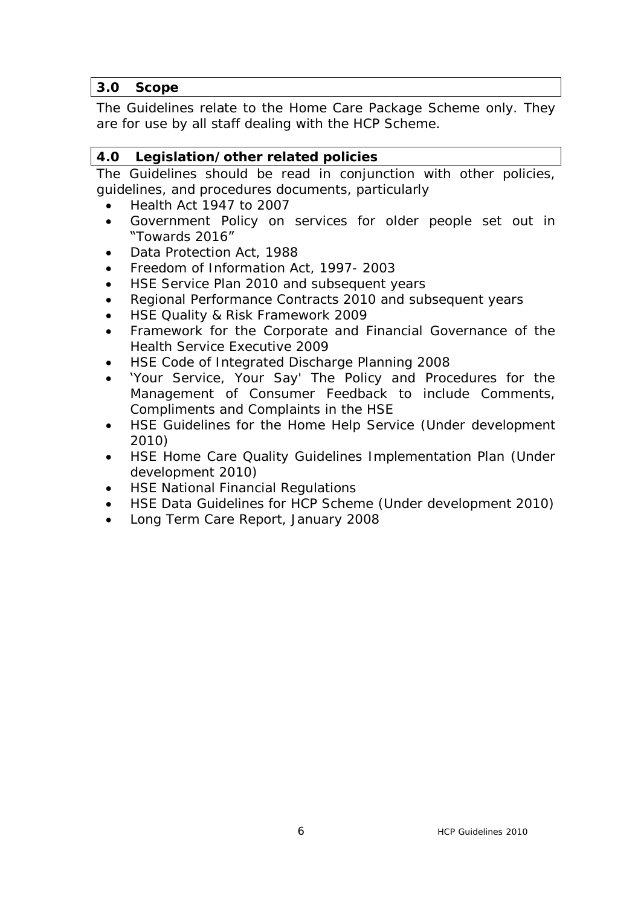## 3.0 Scope

The Guidelines relate to the Home Care Package Scheme only. They are for use by all staff dealing with the HCP Scheme.

## 4.0 Legislation/other related policies

The Guidelines should be read in conjunction with other policies, guidelines, and procedures documents, particularly

- Health Act 1947 to 2007
- Government Policy on services for older people set out in "Towards 2016"
- Data Protection Act, 1988
- Freedom of Information Act, 1997- 2003
- HSE Service Plan 2010 and subsequent years
- Regional Performance Contracts 2010 and subsequent years
- HSE Quality & Risk Framework 2009
- Framework for the Corporate and Financial Governance of the Health Service Executive 2009
- HSE Code of Integrated Discharge Planning 2008
- 'Your Service, Your Say' The Policy and Procedures for the Management of Consumer Feedback to include Comments, Compliments and Complaints in the HSE
- HSE Guidelines for the Home Help Service (Under development 2010)
- HSE Home Care Quality Guidelines Implementation Plan (Under development 2010)
- HSE National Financial Regulations
- HSE Data Guidelines for HCP Scheme (Under development 2010)
- Long Term Care Report, January 2008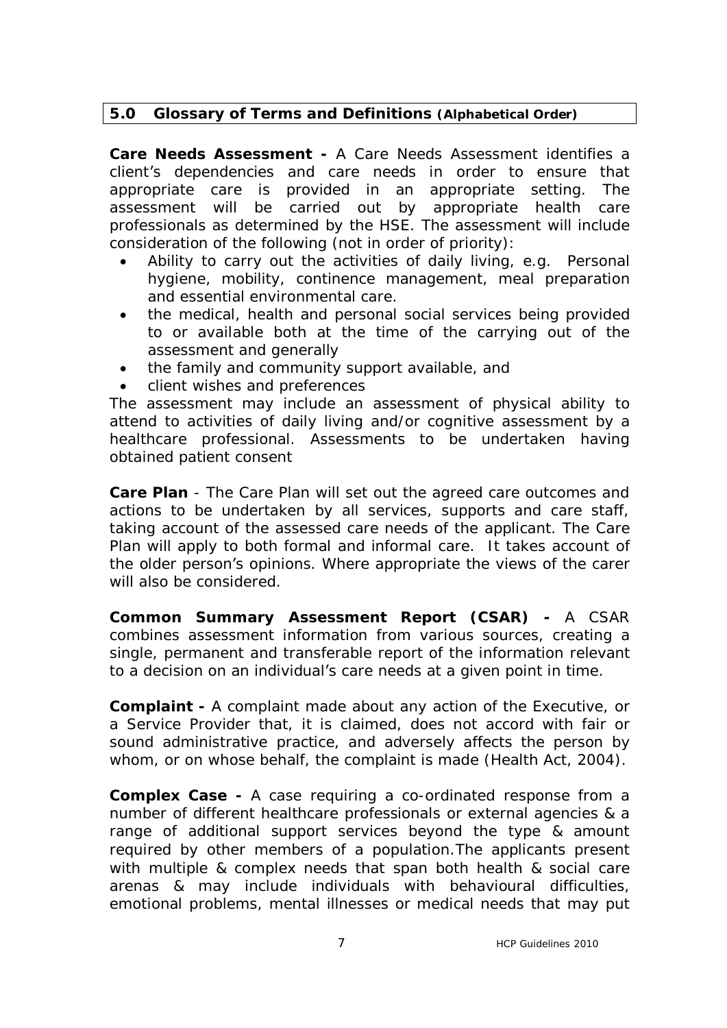## 5.0 Glossary of Terms and Definitions (Alphabetical Order)

**Care Needs Assessment -** A Care Needs Assessment identifies a client's dependencies and care needs in order to ensure that appropriate care is provided in an appropriate setting. The assessment will be carried out by appropriate health care professionals as determined by the HSE. The assessment will include consideration of the following (not in order of priority):

- Ability to carry out the activities of daily living, e.g. Personal hygiene, mobility, continence management, meal preparation and essential environmental care.
- the medical, health and personal social services being provided to or available both at the time of the carrying out of the assessment and generally
- the family and community support available, and
- client wishes and preferences

The assessment may include an assessment of physical ability to attend to activities of daily living and/or cognitive assessment by a healthcare professional. Assessments to be undertaken having obtained patient consent

**Care Plan** - The Care Plan will set out the agreed care outcomes and actions to be undertaken by all services, supports and care staff, taking account of the assessed care needs of the applicant. The Care Plan will apply to both formal and informal care. It takes account of the older person's opinions. Where appropriate the views of the carer will also be considered.

**Common Summary Assessment Report (CSAR) -** A CSAR combines assessment information from various sources, creating a single, permanent and transferable report of the information relevant to a decision on an individual's care needs at a given point in time.

**Complaint -** A complaint made about any action of the Executive, or a Service Provider that, it is claimed, does not accord with fair or sound administrative practice, and adversely affects the person by whom, or on whose behalf, the complaint is made (Health Act, 2004).

**Complex Case -** A case requiring a co-ordinated response from a number of different healthcare professionals or external agencies & a range of additional support services beyond the type & amount required by other members of a population.The applicants present with multiple & complex needs that span both health & social care arenas & may include individuals with behavioural difficulties, emotional problems, mental illnesses or medical needs that may put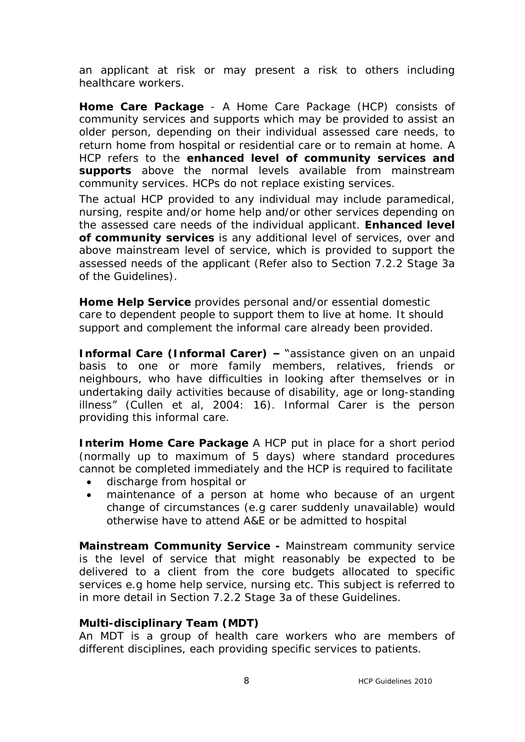an applicant at risk or may present a risk to others including healthcare workers.

**Home Care Package** - A Home Care Package (HCP) consists of community services and supports which may be provided to assist an older person, depending on their individual assessed care needs, to return home from hospital or residential care or to remain at home. A HCP refers to the **enhanced level of community services and supports** above the normal levels available from mainstream community services. HCPs do not replace existing services.

The actual HCP provided to any individual may include paramedical, nursing, respite and/or home help and/or other services depending on the assessed care needs of the individual applicant. **Enhanced level of community services** is any additional level of services, over and above mainstream level of service, which is provided to support the assessed needs of the applicant (Refer also to Section 7.2.2 Stage 3a of the Guidelines).

**Home Help Service** provides personal and/or essential domestic care to dependent people to support them to live at home. It should support and complement the informal care already been provided.

**Informal Care (Informal Carer) –** "assistance given on an unpaid basis to one or more family members, relatives, friends or neighbours, who have difficulties in looking after themselves or in undertaking daily activities because of disability, age or long-standing illness" (Cullen et al, 2004: 16). Informal Carer is the person providing this informal care.

**Interim Home Care Package** A HCP put in place for a short period (normally up to maximum of 5 days) where standard procedures cannot be completed immediately and the HCP is required to facilitate

- discharge from hospital or
- maintenance of a person at home who because of an urgent change of circumstances (e.g carer suddenly unavailable) would otherwise have to attend A&E or be admitted to hospital

**Mainstream Community Service -** Mainstream community service is the level of service that might reasonably be expected to be delivered to a client from the core budgets allocated to specific services e.g home help service, nursing etc. This subject is referred to in more detail in Section 7.2.2 Stage 3a of these Guidelines.

**Multi-disciplinary Team (MDT)**
An MDT is a group of health care workers who are members of different disciplines, each providing specific services to patients.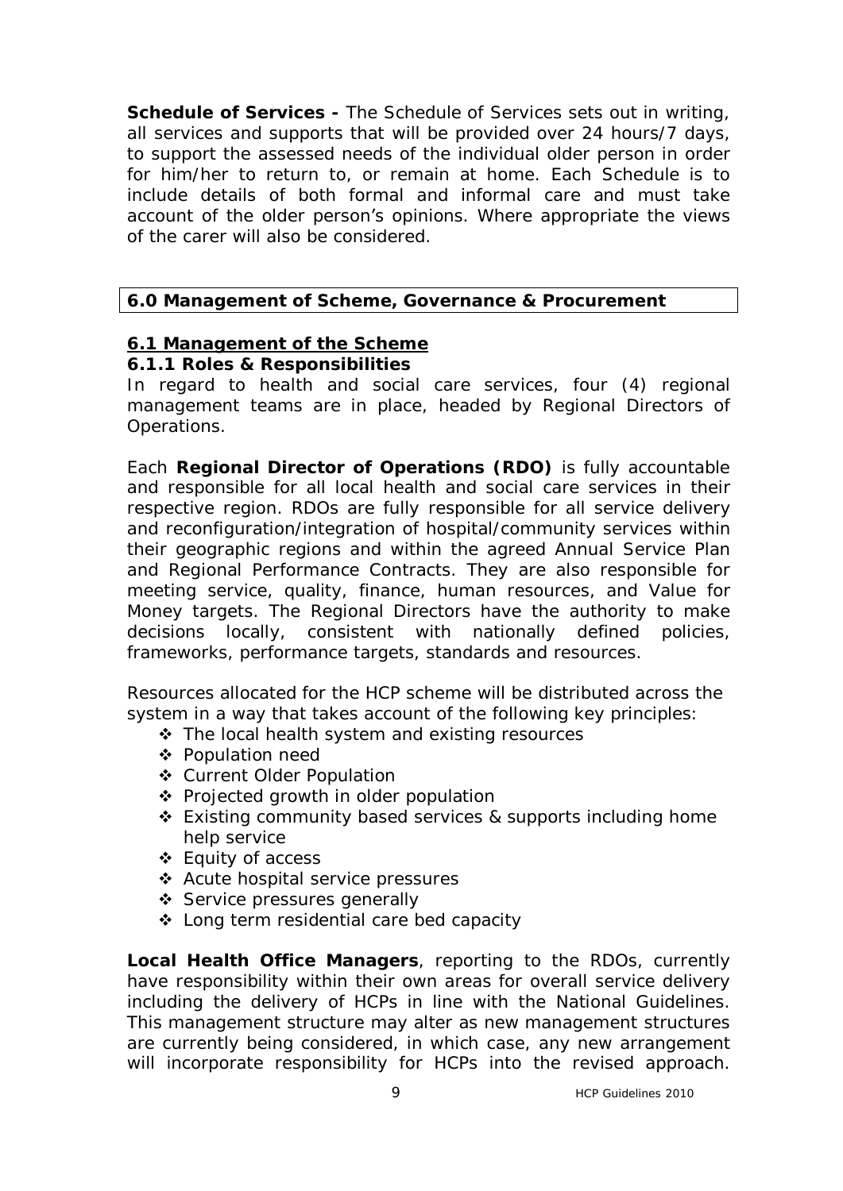**Schedule of Services -** The Schedule of Services sets out in writing, all services and supports that will be provided over 24 hours/7 days, to support the assessed needs of the individual older person in order for him/her to return to, or remain at home. Each Schedule is to include details of both formal and informal care and must take account of the older person's opinions. Where appropriate the views of the carer will also be considered.

## 6.0 Management of Scheme, Governance & Procurement

### 6.1 Management of the Scheme

#### 6.1.1 Roles & Responsibilities

In regard to health and social care services, four (4) regional management teams are in place, headed by Regional Directors of Operations.

Each **Regional Director of Operations (RDO)** is fully accountable and responsible for all local health and social care services in their respective region. RDOs are fully responsible for all service delivery and reconfiguration/integration of hospital/community services within their geographic regions and within the agreed Annual Service Plan and Regional Performance Contracts. They are also responsible for meeting service, quality, finance, human resources, and Value for Money targets. The Regional Directors have the authority to make decisions locally, consistent with nationally defined policies, frameworks, performance targets, standards and resources.

Resources allocated for the HCP scheme will be distributed across the system in a way that takes account of the following key principles:

- The local health system and existing resources
- Population need
- Current Older Population
- Projected growth in older population
- Existing community based services & supports including home help service
- Equity of access
- Acute hospital service pressures
- Service pressures generally
- Long term residential care bed capacity

**Local Health Office Managers**, reporting to the RDOs, currently have responsibility within their own areas for overall service delivery including the delivery of HCPs in line with the National Guidelines. This management structure may alter as new management structures are currently being considered, in which case, any new arrangement will incorporate responsibility for HCPs into the revised approach.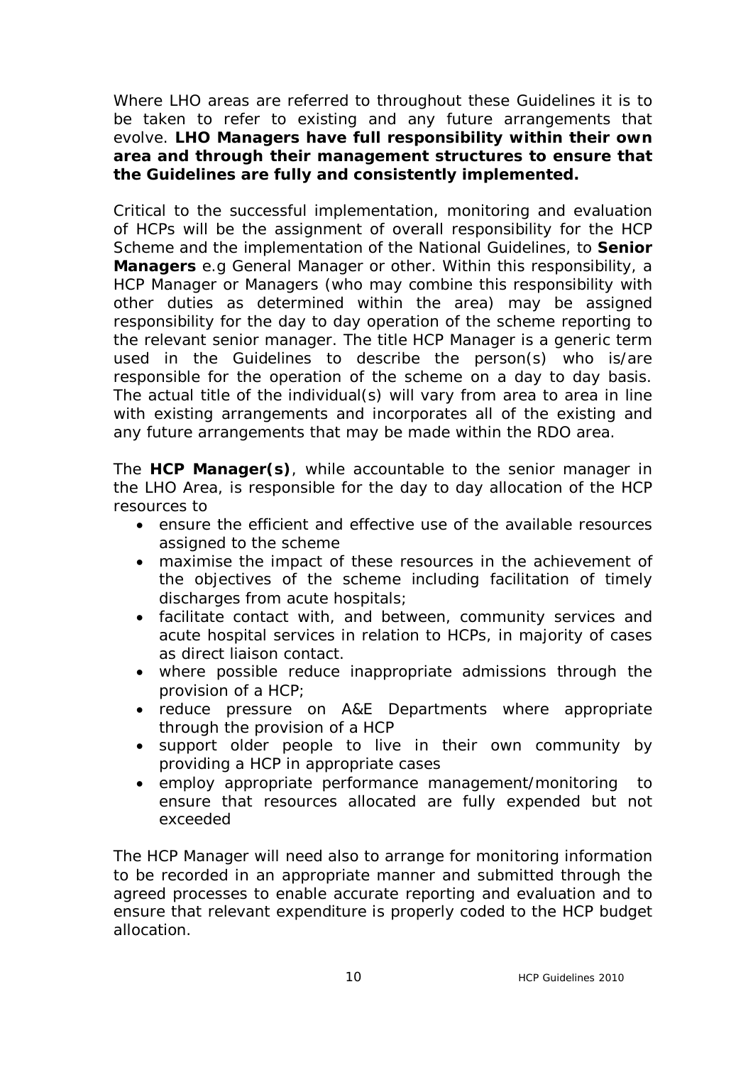Where LHO areas are referred to throughout these Guidelines it is to be taken to refer to existing and any future arrangements that evolve. **LHO Managers have full responsibility within their own area and through their management structures to ensure that the Guidelines are fully and consistently implemented.**

Critical to the successful implementation, monitoring and evaluation of HCPs will be the assignment of overall responsibility for the HCP Scheme and the implementation of the National Guidelines, to **Senior Managers** e.g General Manager or other. Within this responsibility, a HCP Manager or Managers (who may combine this responsibility with other duties as determined within the area) may be assigned responsibility for the day to day operation of the scheme reporting to the relevant senior manager. The title HCP Manager is a generic term used in the Guidelines to describe the person(s) who is/are responsible for the operation of the scheme on a day to day basis. The actual title of the individual(s) will vary from area to area in line with existing arrangements and incorporates all of the existing and any future arrangements that may be made within the RDO area.

The **HCP Manager(s)**, while accountable to the senior manager in the LHO Area, is responsible for the day to day allocation of the HCP resources to

- ensure the efficient and effective use of the available resources assigned to the scheme
- maximise the impact of these resources in the achievement of the objectives of the scheme including facilitation of timely discharges from acute hospitals;
- facilitate contact with, and between, community services and acute hospital services in relation to HCPs, in majority of cases as direct liaison contact.
- where possible reduce inappropriate admissions through the provision of a HCP;
- reduce pressure on A&E Departments where appropriate through the provision of a HCP
- support older people to live in their own community by providing a HCP in appropriate cases
- employ appropriate performance management/monitoring to ensure that resources allocated are fully expended but not exceeded

The HCP Manager will need also to arrange for monitoring information to be recorded in an appropriate manner and submitted through the agreed processes to enable accurate reporting and evaluation and to ensure that relevant expenditure is properly coded to the HCP budget allocation.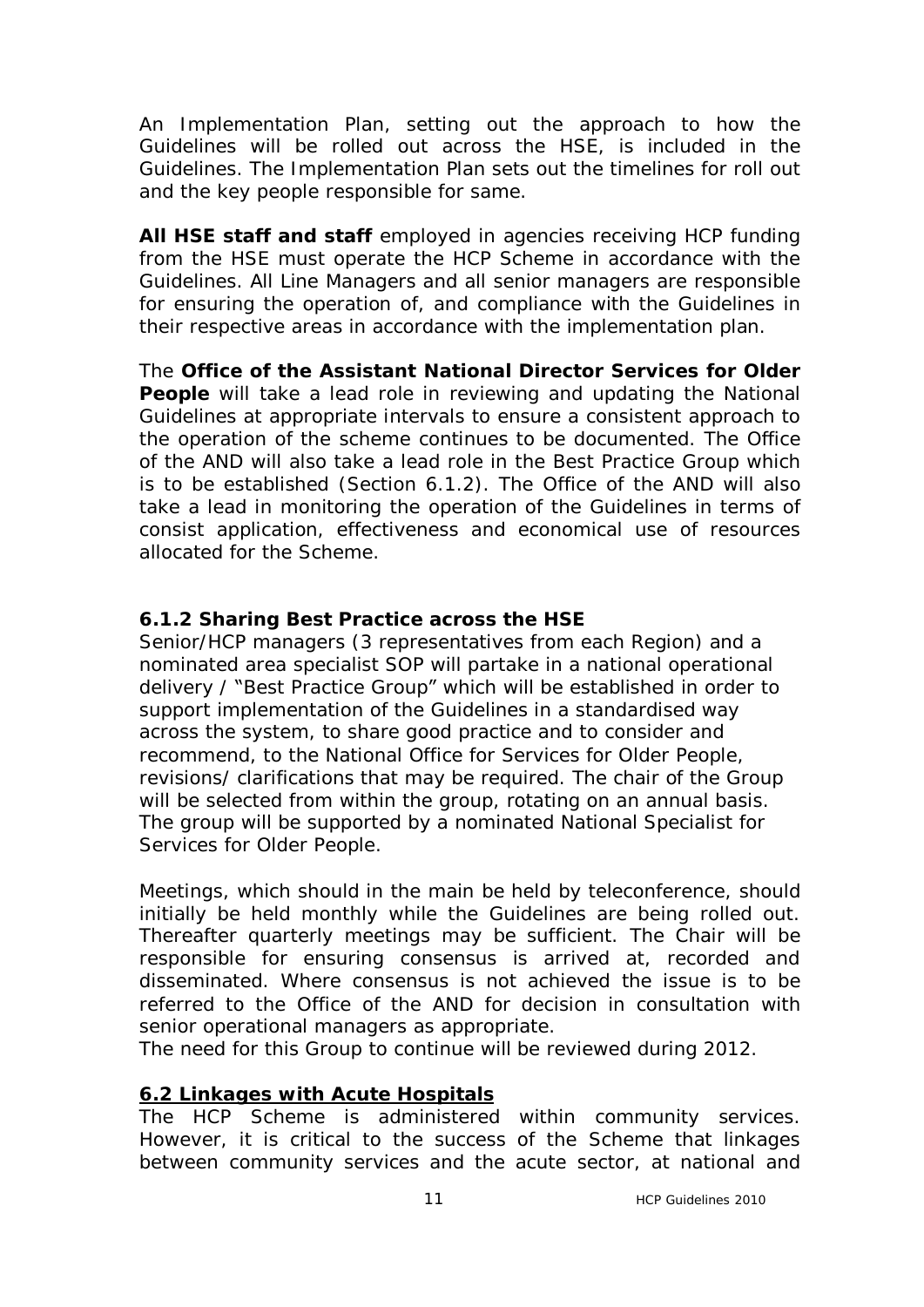An Implementation Plan, setting out the approach to how the Guidelines will be rolled out across the HSE, is included in the Guidelines. The Implementation Plan sets out the timelines for roll out and the key people responsible for same.

**All HSE staff and staff** employed in agencies receiving HCP funding from the HSE must operate the HCP Scheme in accordance with the Guidelines. All Line Managers and all senior managers are responsible for ensuring the operation of, and compliance with the Guidelines in their respective areas in accordance with the implementation plan.

The **Office of the Assistant National Director Services for Older People** will take a lead role in reviewing and updating the National Guidelines at appropriate intervals to ensure a consistent approach to the operation of the scheme continues to be documented. The Office of the AND will also take a lead role in the Best Practice Group which is to be established (Section 6.1.2). The Office of the AND will also take a lead in monitoring the operation of the Guidelines in terms of consist application, effectiveness and economical use of resources allocated for the Scheme.

### 6.1.2 Sharing Best Practice across the HSE

Senior/HCP managers (3 representatives from each Region) and a nominated area specialist SOP will partake in a national operational delivery / "Best Practice Group" which will be established in order to support implementation of the Guidelines in a standardised way across the system, to share good practice and to consider and recommend, to the National Office for Services for Older People, revisions/ clarifications that may be required. The chair of the Group will be selected from within the group, rotating on an annual basis. The group will be supported by a nominated National Specialist for Services for Older People.

Meetings, which should in the main be held by teleconference, should initially be held monthly while the Guidelines are being rolled out. Thereafter quarterly meetings may be sufficient. The Chair will be responsible for ensuring consensus is arrived at, recorded and disseminated. Where consensus is not achieved the issue is to be referred to the Office of the AND for decision in consultation with senior operational managers as appropriate.
The need for this Group to continue will be reviewed during 2012.

## 6.2 Linkages with Acute Hospitals

The HCP Scheme is administered within community services. However, it is critical to the success of the Scheme that linkages between community services and the acute sector, at national and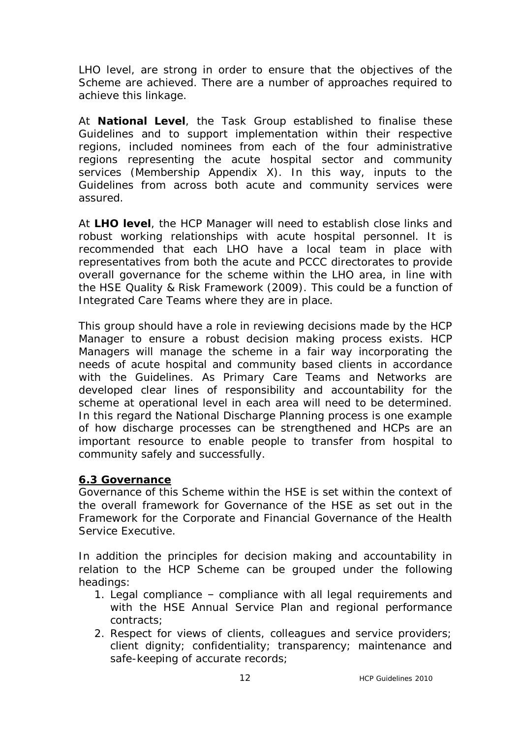LHO level, are strong in order to ensure that the objectives of the Scheme are achieved. There are a number of approaches required to achieve this linkage.

At **National Level**, the Task Group established to finalise these Guidelines and to support implementation within their respective regions, included nominees from each of the four administrative regions representing the acute hospital sector and community services (Membership Appendix X). In this way, inputs to the Guidelines from across both acute and community services were assured.

At **LHO level**, the HCP Manager will need to establish close links and robust working relationships with acute hospital personnel. It is recommended that each LHO have a local team in place with representatives from both the acute and PCCC directorates to provide overall governance for the scheme within the LHO area, in line with the HSE Quality & Risk Framework (2009). This could be a function of Integrated Care Teams where they are in place.

This group should have a role in reviewing decisions made by the HCP Manager to ensure a robust decision making process exists. HCP Managers will manage the scheme in a fair way incorporating the needs of acute hospital and community based clients in accordance with the Guidelines. As Primary Care Teams and Networks are developed clear lines of responsibility and accountability for the scheme at operational level in each area will need to be determined. In this regard the National Discharge Planning process is one example of how discharge processes can be strengthened and HCPs are an important resource to enable people to transfer from hospital to community safely and successfully.

## 6.3 Governance

Governance of this Scheme within the HSE is set within the context of the overall framework for Governance of the HSE as set out in the Framework for the Corporate and Financial Governance of the Health Service Executive.

In addition the principles for decision making and accountability in relation to the HCP Scheme can be grouped under the following headings:

1. Legal compliance – compliance with all legal requirements and with the HSE Annual Service Plan and regional performance contracts;
2. Respect for views of clients, colleagues and service providers; client dignity; confidentiality; transparency; maintenance and safe-keeping of accurate records;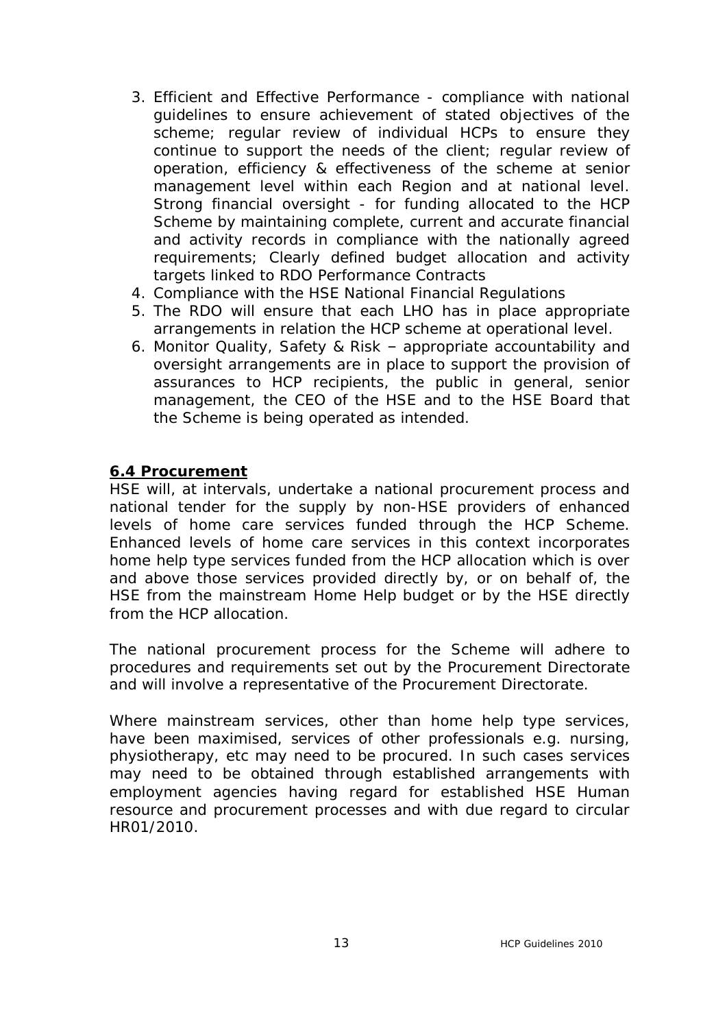3. Efficient and Effective Performance - compliance with national guidelines to ensure achievement of stated objectives of the scheme; regular review of individual HCPs to ensure they continue to support the needs of the client; regular review of operation, efficiency & effectiveness of the scheme at senior management level within each Region and at national level. Strong financial oversight - for funding allocated to the HCP Scheme by maintaining complete, current and accurate financial and activity records in compliance with the nationally agreed requirements; Clearly defined budget allocation and activity targets linked to RDO Performance Contracts
4. Compliance with the HSE National Financial Regulations
5. The RDO will ensure that each LHO has in place appropriate arrangements in relation the HCP scheme at operational level.
6. Monitor Quality, Safety & Risk – appropriate accountability and oversight arrangements are in place to support the provision of assurances to HCP recipients, the public in general, senior management, the CEO of the HSE and to the HSE Board that the Scheme is being operated as intended.

### 6.4 Procurement

HSE will, at intervals, undertake a national procurement process and national tender for the supply by non-HSE providers of enhanced levels of home care services funded through the HCP Scheme. Enhanced levels of home care services in this context incorporates home help type services funded from the HCP allocation which is over and above those services provided directly by, or on behalf of, the HSE from the mainstream Home Help budget or by the HSE directly from the HCP allocation.

The national procurement process for the Scheme will adhere to procedures and requirements set out by the Procurement Directorate and will involve a representative of the Procurement Directorate.

Where mainstream services, other than home help type services, have been maximised, services of other professionals e.g. nursing, physiotherapy, etc may need to be procured. In such cases services may need to be obtained through established arrangements with employment agencies having regard for established HSE Human resource and procurement processes and with due regard to circular HR01/2010.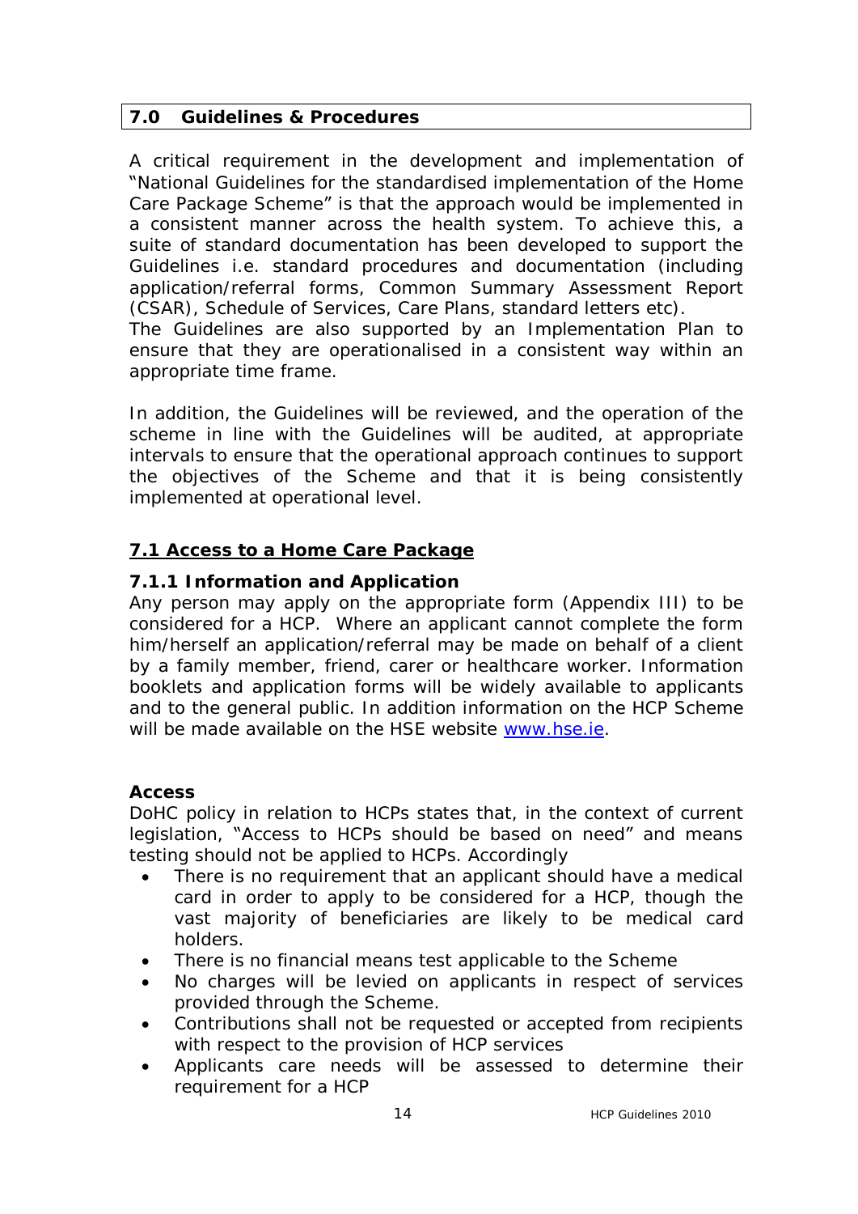## 7.0 Guidelines & Procedures

A critical requirement in the development and implementation of "National Guidelines for the standardised implementation of the Home Care Package Scheme" is that the approach would be implemented in a consistent manner across the health system. To achieve this, a suite of standard documentation has been developed to support the Guidelines i.e. standard procedures and documentation (including application/referral forms, Common Summary Assessment Report (CSAR), Schedule of Services, Care Plans, standard letters etc).
The Guidelines are also supported by an Implementation Plan to ensure that they are operationalised in a consistent way within an appropriate time frame.

In addition, the Guidelines will be reviewed, and the operation of the scheme in line with the Guidelines will be audited, at appropriate intervals to ensure that the operational approach continues to support the objectives of the Scheme and that it is being consistently implemented at operational level.

### 7.1 Access to a Home Care Package

#### 7.1.1 Information and Application

Any person may apply on the appropriate form (Appendix III) to be considered for a HCP. Where an applicant cannot complete the form him/herself an application/referral may be made on behalf of a client by a family member, friend, carer or healthcare worker. Information booklets and application forms will be widely available to applicants and to the general public. In addition information on the HCP Scheme will be made available on the HSE website www.hse.ie.

**Access**

DoHC policy in relation to HCPs states that, in the context of current legislation, "Access to HCPs should be based on need" and means testing should not be applied to HCPs. Accordingly

- There is no requirement that an applicant should have a medical card in order to apply to be considered for a HCP, though the vast majority of beneficiaries are likely to be medical card holders.
- There is no financial means test applicable to the Scheme
- No charges will be levied on applicants in respect of services provided through the Scheme.
- Contributions shall not be requested or accepted from recipients with respect to the provision of HCP services
- Applicants care needs will be assessed to determine their requirement for a HCP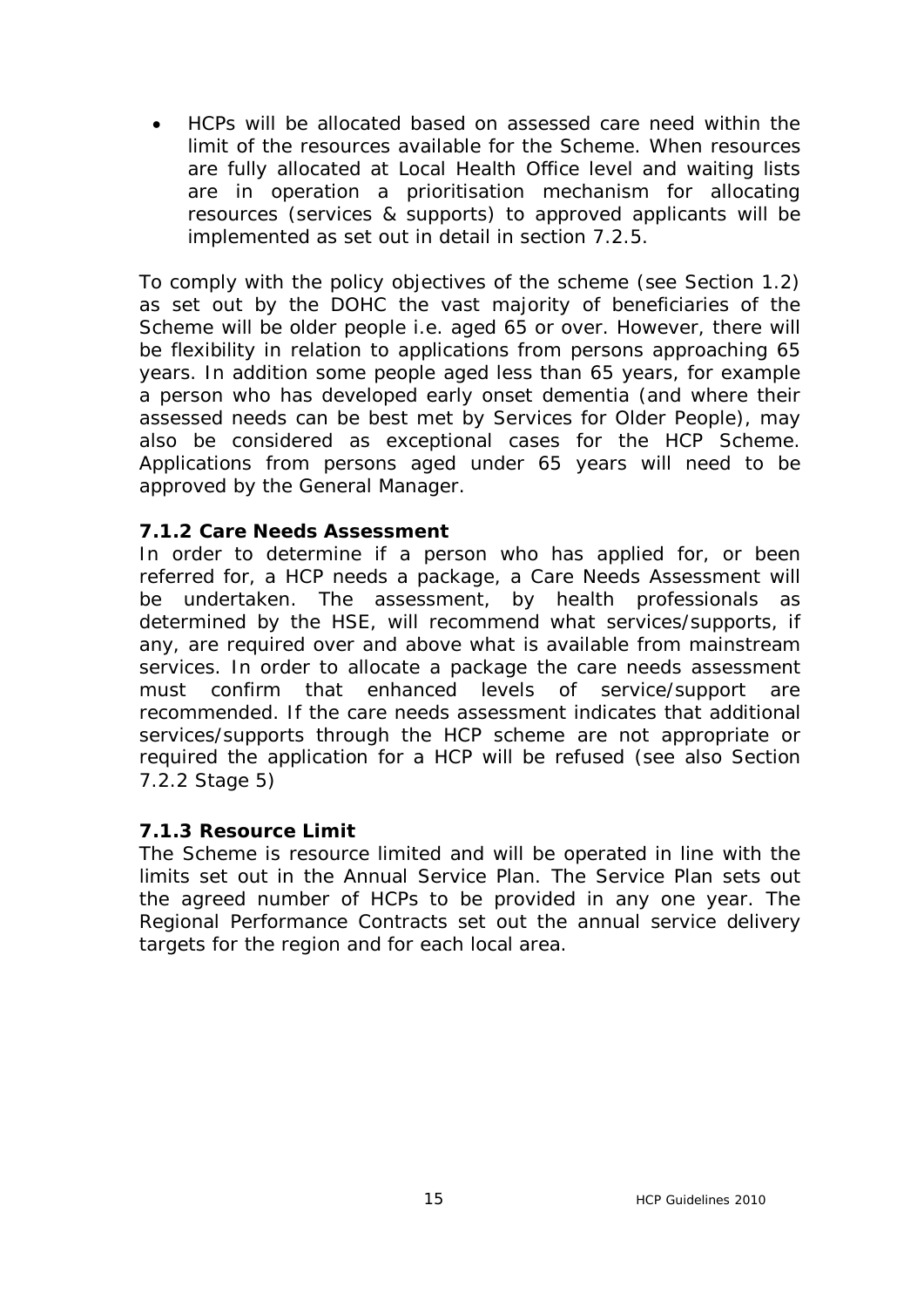- HCPs will be allocated based on assessed care need within the limit of the resources available for the Scheme. When resources are fully allocated at Local Health Office level and waiting lists are in operation a prioritisation mechanism for allocating resources (services & supports) to approved applicants will be implemented as set out in detail in section 7.2.5.

To comply with the policy objectives of the scheme (see Section 1.2) as set out by the DOHC the vast majority of beneficiaries of the Scheme will be older people i.e. aged 65 or over. However, there will be flexibility in relation to applications from persons approaching 65 years. In addition some people aged less than 65 years, for example a person who has developed early onset dementia (and where their assessed needs can be best met by Services for Older People), may also be considered as exceptional cases for the HCP Scheme. Applications from persons aged under 65 years will need to be approved by the General Manager.

### 7.1.2 Care Needs Assessment

In order to determine if a person who has applied for, or been referred for, a HCP needs a package, a Care Needs Assessment will be undertaken. The assessment, by health professionals as determined by the HSE, will recommend what services/supports, if any, are required over and above what is available from mainstream services. In order to allocate a package the care needs assessment must confirm that enhanced levels of service/support are recommended. If the care needs assessment indicates that additional services/supports through the HCP scheme are not appropriate or required the application for a HCP will be refused (see also Section 7.2.2 Stage 5)

### 7.1.3 Resource Limit

The Scheme is resource limited and will be operated in line with the limits set out in the Annual Service Plan. The Service Plan sets out the agreed number of HCPs to be provided in any one year. The Regional Performance Contracts set out the annual service delivery targets for the region and for each local area.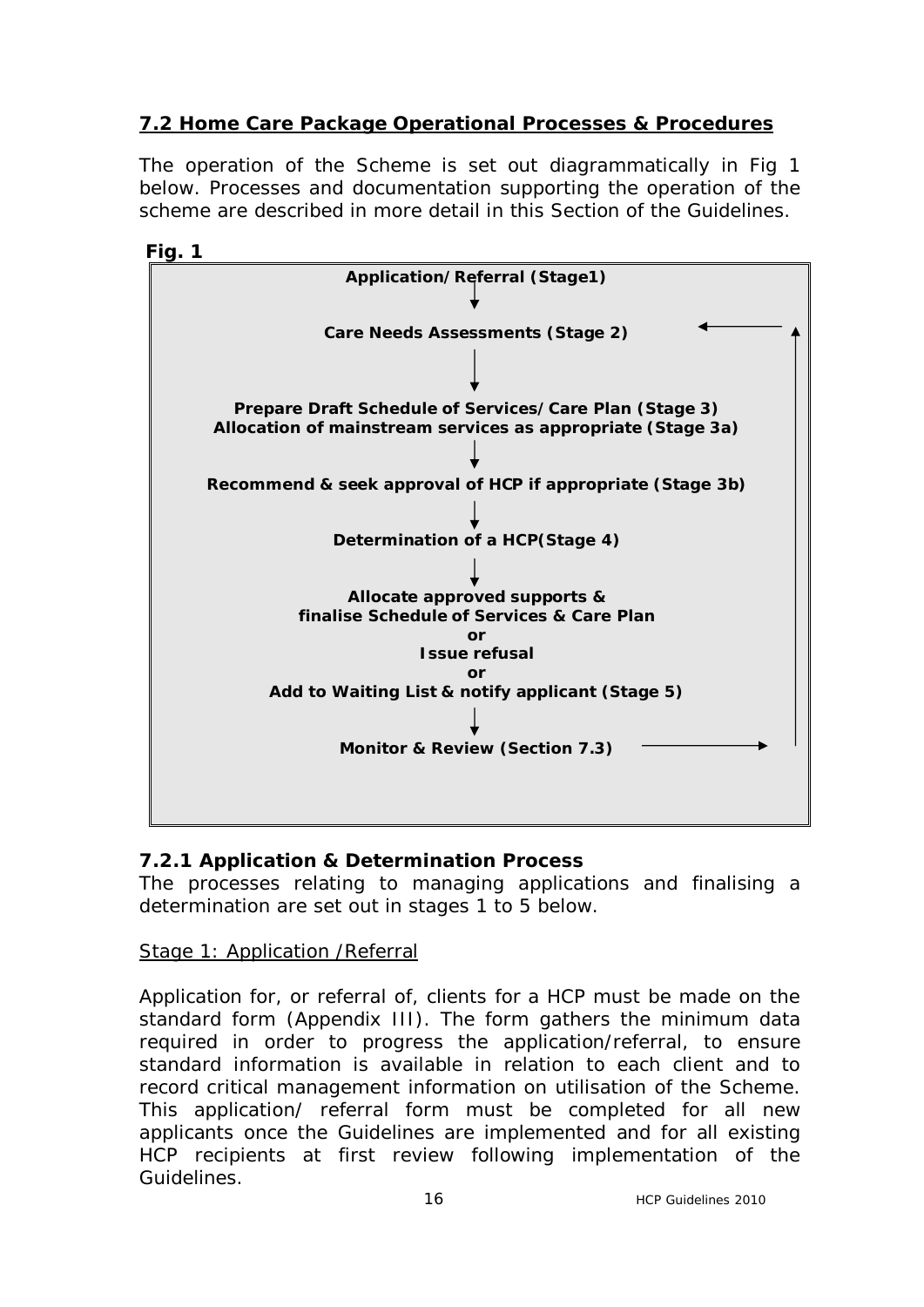## 7.2 Home Care Package Operational Processes & Procedures

The operation of the Scheme is set out diagrammatically in Fig 1 below. Processes and documentation supporting the operation of the scheme are described in more detail in this Section of the Guidelines.

**Fig. 1**

**Application/Referral (Stage1)**

↓

**Care Needs Assessments (Stage 2)**

↓

**Prepare Draft Schedule of Services/Care Plan (Stage 3)**
**Allocation of mainstream services as appropriate (Stage 3a)**

↓

**Recommend & seek approval of HCP if appropriate (Stage 3b)**

↓

**Determination of a HCP(Stage 4)**

↓

**Allocate approved supports &**
**finalise Schedule of Services & Care Plan**
**or**
**Issue refusal**
**or**
**Add to Waiting List & notify applicant (Stage 5)**

↓

**Monitor & Review (Section 7.3)** → (returns to Care Needs Assessments (Stage 2))

### 7.2.1 Application & Determination Process

The processes relating to managing applications and finalising a determination are set out in stages 1 to 5 below.

Stage 1: Application /Referral

Application for, or referral of, clients for a HCP must be made on the standard form (Appendix III). The form gathers the minimum data required in order to progress the application/referral, to ensure standard information is available in relation to each client and to record critical management information on utilisation of the Scheme. This application/ referral form must be completed for all new applicants once the Guidelines are implemented and for all existing HCP recipients at first review following implementation of the Guidelines.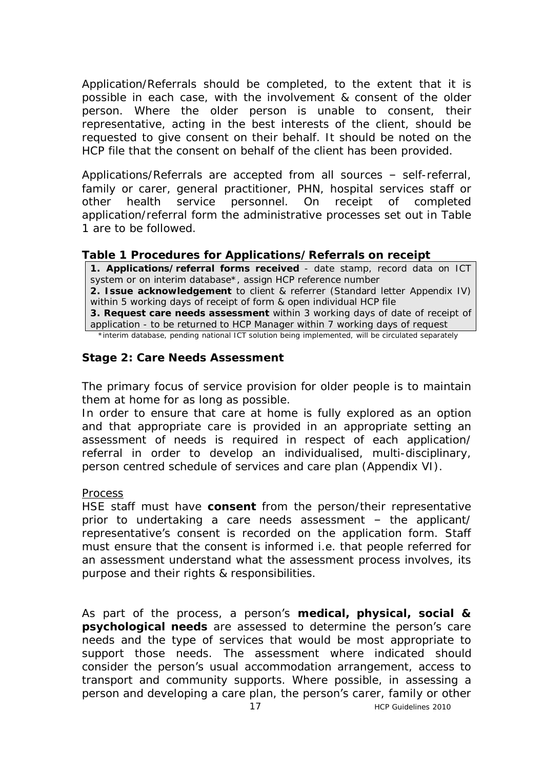Application/Referrals should be completed, to the extent that it is possible in each case, with the involvement & consent of the older person. Where the older person is unable to consent, their representative, acting in the best interests of the client, should be requested to give consent on their behalf. It should be noted on the HCP file that the consent on behalf of the client has been provided.

Applications/Referrals are accepted from all sources – self-referral, family or carer, general practitioner, PHN, hospital services staff or other health service personnel. On receipt of completed application/referral form the administrative processes set out in Table 1 are to be followed.

**Table 1 Procedures for Applications/Referrals on receipt**

| |
|---|
| **1. Applications/referral forms received** - date stamp, record data on ICT system or on interim database*, assign HCP reference number |
| **2. Issue acknowledgement** to client & referrer (Standard letter Appendix IV) within 5 working days of receipt of form & open individual HCP file |
| **3. Request care needs assessment** within 3 working days of date of receipt of application - to be returned to HCP Manager within 7 working days of request |

*interim database, pending national ICT solution being implemented, will be circulated separately

### Stage 2: Care Needs Assessment

The primary focus of service provision for older people is to maintain them at home for as long as possible.
In order to ensure that care at home is fully explored as an option and that appropriate care is provided in an appropriate setting an assessment of needs is required in respect of each application/ referral in order to develop an individualised, multi-disciplinary, person centred schedule of services and care plan (Appendix VI).

Process

HSE staff must have **consent** from the person/their representative prior to undertaking a care needs assessment – the applicant/ representative's consent is recorded on the application form. Staff must ensure that the consent is informed i.e. that people referred for an assessment understand what the assessment process involves, its purpose and their rights & responsibilities.

As part of the process, a person's **medical, physical, social & psychological needs** are assessed to determine the person's care needs and the type of services that would be most appropriate to support those needs. The assessment where indicated should consider the person's usual accommodation arrangement, access to transport and community supports. Where possible, in assessing a person and developing a care plan, the person's carer, family or other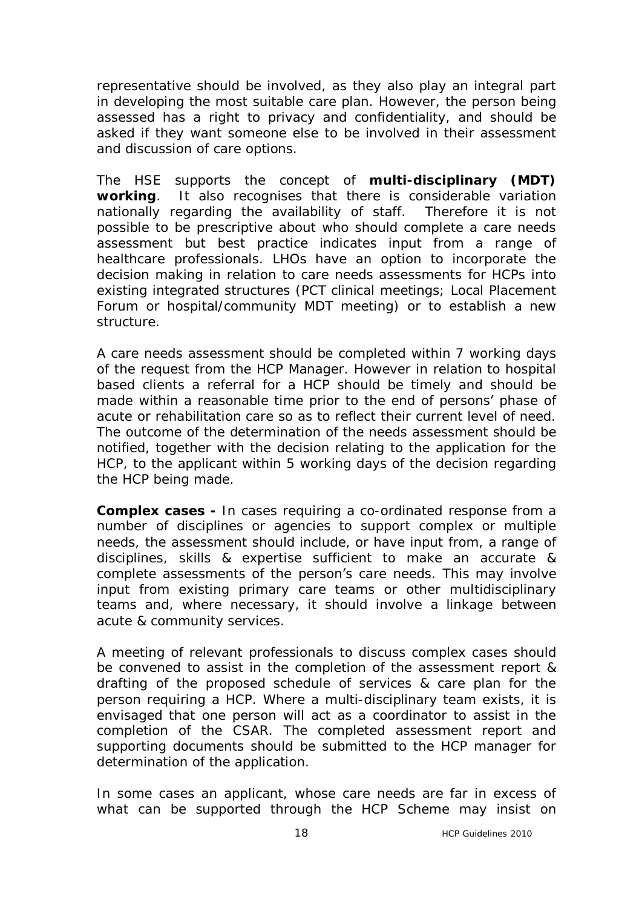representative should be involved, as they also play an integral part in developing the most suitable care plan. However, the person being assessed has a right to privacy and confidentiality, and should be asked if they want someone else to be involved in their assessment and discussion of care options.

The HSE supports the concept of **multi-disciplinary (MDT) working**. It also recognises that there is considerable variation nationally regarding the availability of staff. Therefore it is not possible to be prescriptive about who should complete a care needs assessment but best practice indicates input from a range of healthcare professionals. LHOs have an option to incorporate the decision making in relation to care needs assessments for HCPs into existing integrated structures (PCT clinical meetings; Local Placement Forum or hospital/community MDT meeting) or to establish a new structure.

A care needs assessment should be completed within 7 working days of the request from the HCP Manager. However in relation to hospital based clients a referral for a HCP should be timely and should be made within a reasonable time prior to the end of persons' phase of acute or rehabilitation care so as to reflect their current level of need. The outcome of the determination of the needs assessment should be notified, together with the decision relating to the application for the HCP, to the applicant within 5 working days of the decision regarding the HCP being made.

**Complex cases -** In cases requiring a co-ordinated response from a number of disciplines or agencies to support complex or multiple needs, the assessment should include, or have input from, a range of disciplines, skills & expertise sufficient to make an accurate & complete assessments of the person's care needs. This may involve input from existing primary care teams or other multidisciplinary teams and, where necessary, it should involve a linkage between acute & community services.

A meeting of relevant professionals to discuss complex cases should be convened to assist in the completion of the assessment report & drafting of the proposed schedule of services & care plan for the person requiring a HCP. Where a multi-disciplinary team exists, it is envisaged that one person will act as a coordinator to assist in the completion of the CSAR. The completed assessment report and supporting documents should be submitted to the HCP manager for determination of the application.

In some cases an applicant, whose care needs are far in excess of what can be supported through the HCP Scheme may insist on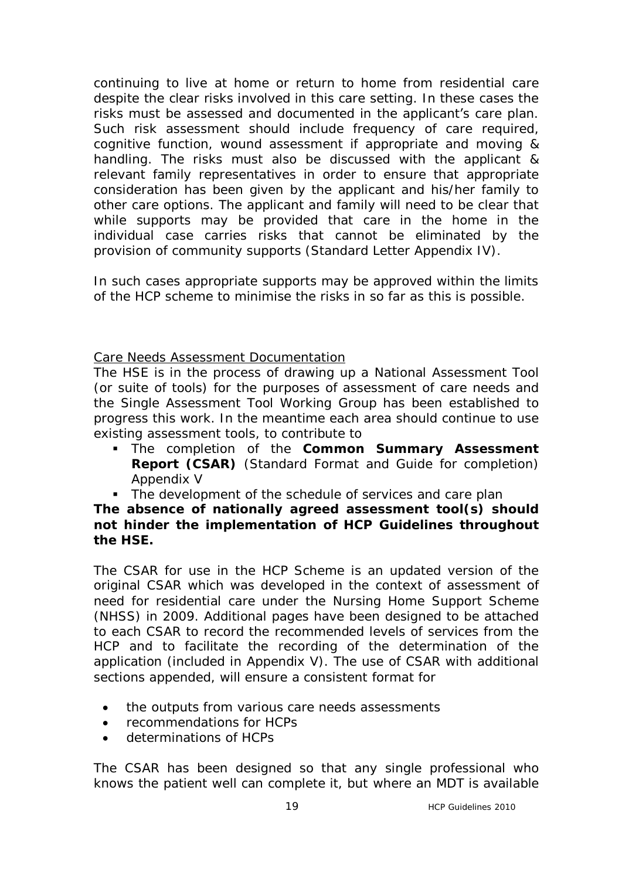continuing to live at home or return to home from residential care despite the clear risks involved in this care setting. In these cases the risks must be assessed and documented in the applicant's care plan. Such risk assessment should include frequency of care required, cognitive function, wound assessment if appropriate and moving & handling. The risks must also be discussed with the applicant & relevant family representatives in order to ensure that appropriate consideration has been given by the applicant and his/her family to other care options. The applicant and family will need to be clear that while supports may be provided that care in the home in the individual case carries risks that cannot be eliminated by the provision of community supports (Standard Letter Appendix IV).

In such cases appropriate supports may be approved within the limits of the HCP scheme to minimise the risks in so far as this is possible.

Care Needs Assessment Documentation

The HSE is in the process of drawing up a National Assessment Tool (or suite of tools) for the purposes of assessment of care needs and the Single Assessment Tool Working Group has been established to progress this work. In the meantime each area should continue to use existing assessment tools, to contribute to

- The completion of the **Common Summary Assessment Report (CSAR)** (Standard Format and Guide for completion) Appendix V
- The development of the schedule of services and care plan

**The absence of nationally agreed assessment tool(s) should not hinder the implementation of HCP Guidelines throughout the HSE.**

The CSAR for use in the HCP Scheme is an updated version of the original CSAR which was developed in the context of assessment of need for residential care under the Nursing Home Support Scheme (NHSS) in 2009. Additional pages have been designed to be attached to each CSAR to record the recommended levels of services from the HCP and to facilitate the recording of the determination of the application (included in Appendix V). The use of CSAR with additional sections appended, will ensure a consistent format for

- the outputs from various care needs assessments
- recommendations for HCPs
- determinations of HCPs

The CSAR has been designed so that any single professional who knows the patient well can complete it, but where an MDT is available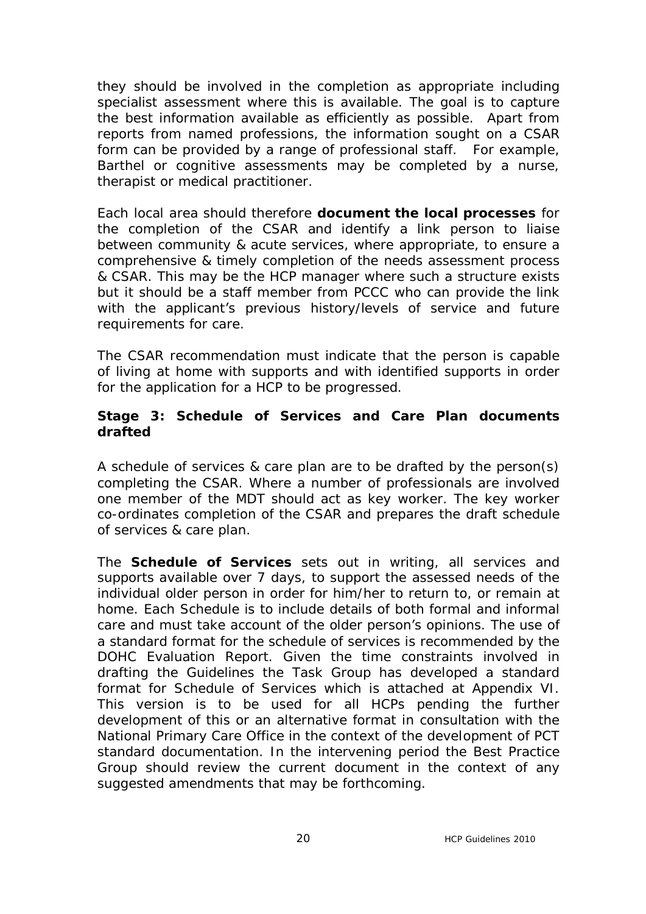they should be involved in the completion as appropriate including specialist assessment where this is available. The goal is to capture the best information available as efficiently as possible. Apart from reports from named professions, the information sought on a CSAR form can be provided by a range of professional staff. For example, Barthel or cognitive assessments may be completed by a nurse, therapist or medical practitioner.

Each local area should therefore **document the local processes** for the completion of the CSAR and identify a link person to liaise between community & acute services, where appropriate, to ensure a comprehensive & timely completion of the needs assessment process & CSAR. This may be the HCP manager where such a structure exists but it should be a staff member from PCCC who can provide the link with the applicant's previous history/levels of service and future requirements for care.

The CSAR recommendation must indicate that the person is capable of living at home with supports and with identified supports in order for the application for a HCP to be progressed.

### Stage 3: Schedule of Services and Care Plan documents drafted

A schedule of services & care plan are to be drafted by the person(s) completing the CSAR. Where a number of professionals are involved one member of the MDT should act as key worker. The key worker co-ordinates completion of the CSAR and prepares the draft schedule of services & care plan.

The **Schedule of Services** sets out in writing, all services and supports available over 7 days, to support the assessed needs of the individual older person in order for him/her to return to, or remain at home. Each Schedule is to include details of both formal and informal care and must take account of the older person's opinions. The use of a standard format for the schedule of services is recommended by the DOHC Evaluation Report. Given the time constraints involved in drafting the Guidelines the Task Group has developed a standard format for Schedule of Services which is attached at Appendix VI. This version is to be used for all HCPs pending the further development of this or an alternative format in consultation with the National Primary Care Office in the context of the development of PCT standard documentation. In the intervening period the Best Practice Group should review the current document in the context of any suggested amendments that may be forthcoming.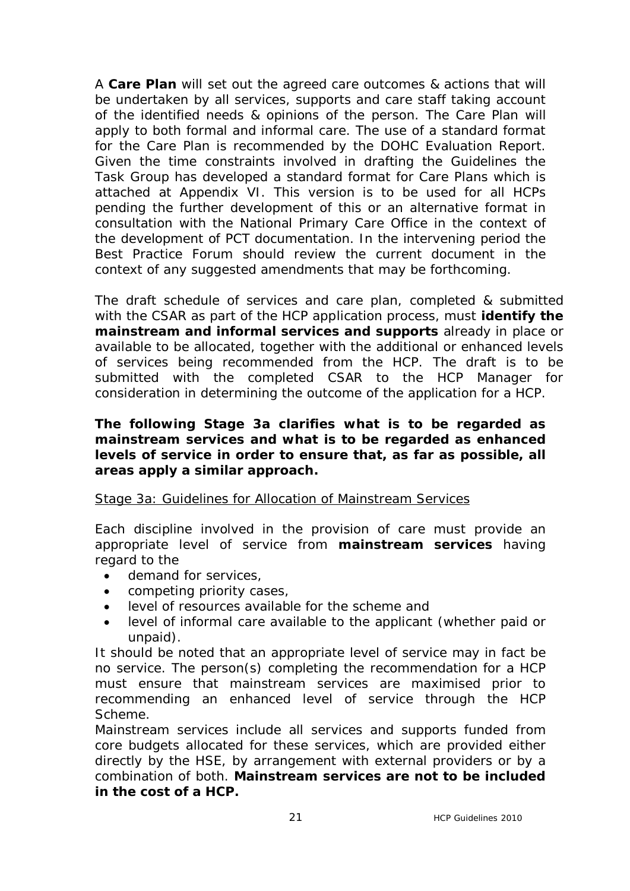A **Care Plan** will set out the agreed care outcomes & actions that will be undertaken by all services, supports and care staff taking account of the identified needs & opinions of the person. The Care Plan will apply to both formal and informal care. The use of a standard format for the Care Plan is recommended by the DOHC Evaluation Report. Given the time constraints involved in drafting the Guidelines the Task Group has developed a standard format for Care Plans which is attached at Appendix VI. This version is to be used for all HCPs pending the further development of this or an alternative format in consultation with the National Primary Care Office in the context of the development of PCT documentation. In the intervening period the Best Practice Forum should review the current document in the context of any suggested amendments that may be forthcoming.

The draft schedule of services and care plan, completed & submitted with the CSAR as part of the HCP application process, must **identify the mainstream and informal services and supports** already in place or available to be allocated, together with the additional or enhanced levels of services being recommended from the HCP. The draft is to be submitted with the completed CSAR to the HCP Manager for consideration in determining the outcome of the application for a HCP.

**The following Stage 3a clarifies what is to be regarded as mainstream services and what is to be regarded as enhanced levels of service in order to ensure that, as far as possible, all areas apply a similar approach.**

<u>Stage 3a: Guidelines for Allocation of Mainstream Services</u>

Each discipline involved in the provision of care must provide an appropriate level of service from **mainstream services** having regard to the

- demand for services,
- competing priority cases,
- level of resources available for the scheme and
- level of informal care available to the applicant (whether paid or unpaid).

It should be noted that an appropriate level of service may in fact be no service. The person(s) completing the recommendation for a HCP must ensure that mainstream services are maximised prior to recommending an enhanced level of service through the HCP Scheme.

Mainstream services include all services and supports funded from core budgets allocated for these services, which are provided either directly by the HSE, by arrangement with external providers or by a combination of both. **Mainstream services are not to be included in the cost of a HCP.**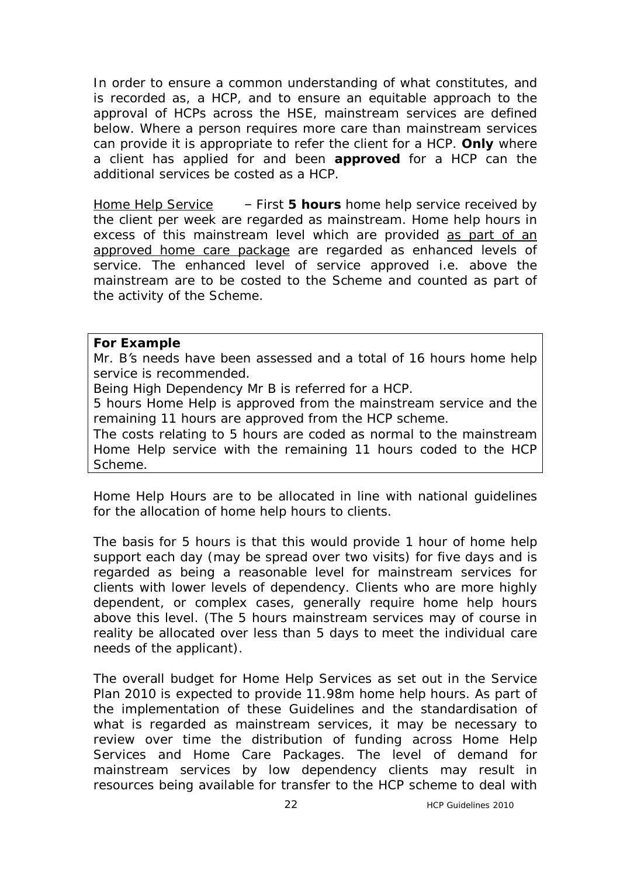In order to ensure a common understanding of what constitutes, and is recorded as, a HCP, and to ensure an equitable approach to the approval of HCPs across the HSE, mainstream services are defined below. Where a person requires more care than mainstream services can provide it is appropriate to refer the client for a HCP. **Only** where a client has applied for and been **approved** for a HCP can the additional services be costed as a HCP.

Home Help Service – First **5 hours** home help service received by the client per week are regarded as mainstream. Home help hours in excess of this mainstream level which are provided as part of an approved home care package are regarded as enhanced levels of service. The enhanced level of service approved i.e. above the mainstream are to be costed to the Scheme and counted as part of the activity of the Scheme.

> **For Example**
>
> Mr. B's needs have been assessed and a total of 16 hours home help service is recommended.
>
> Being High Dependency Mr B is referred for a HCP.
>
> 5 hours Home Help is approved from the mainstream service and the remaining 11 hours are approved from the HCP scheme.
>
> The costs relating to 5 hours are coded as normal to the mainstream Home Help service with the remaining 11 hours coded to the HCP Scheme.

Home Help Hours are to be allocated in line with national guidelines for the allocation of home help hours to clients.

The basis for 5 hours is that this would provide 1 hour of home help support each day (may be spread over two visits) for five days and is regarded as being a reasonable level for mainstream services for clients with lower levels of dependency. Clients who are more highly dependent, or complex cases, generally require home help hours above this level. (The 5 hours mainstream services may of course in reality be allocated over less than 5 days to meet the individual care needs of the applicant).

The overall budget for Home Help Services as set out in the Service Plan 2010 is expected to provide 11.98m home help hours. As part of the implementation of these Guidelines and the standardisation of what is regarded as mainstream services, it may be necessary to review over time the distribution of funding across Home Help Services and Home Care Packages. The level of demand for mainstream services by low dependency clients may result in resources being available for transfer to the HCP scheme to deal with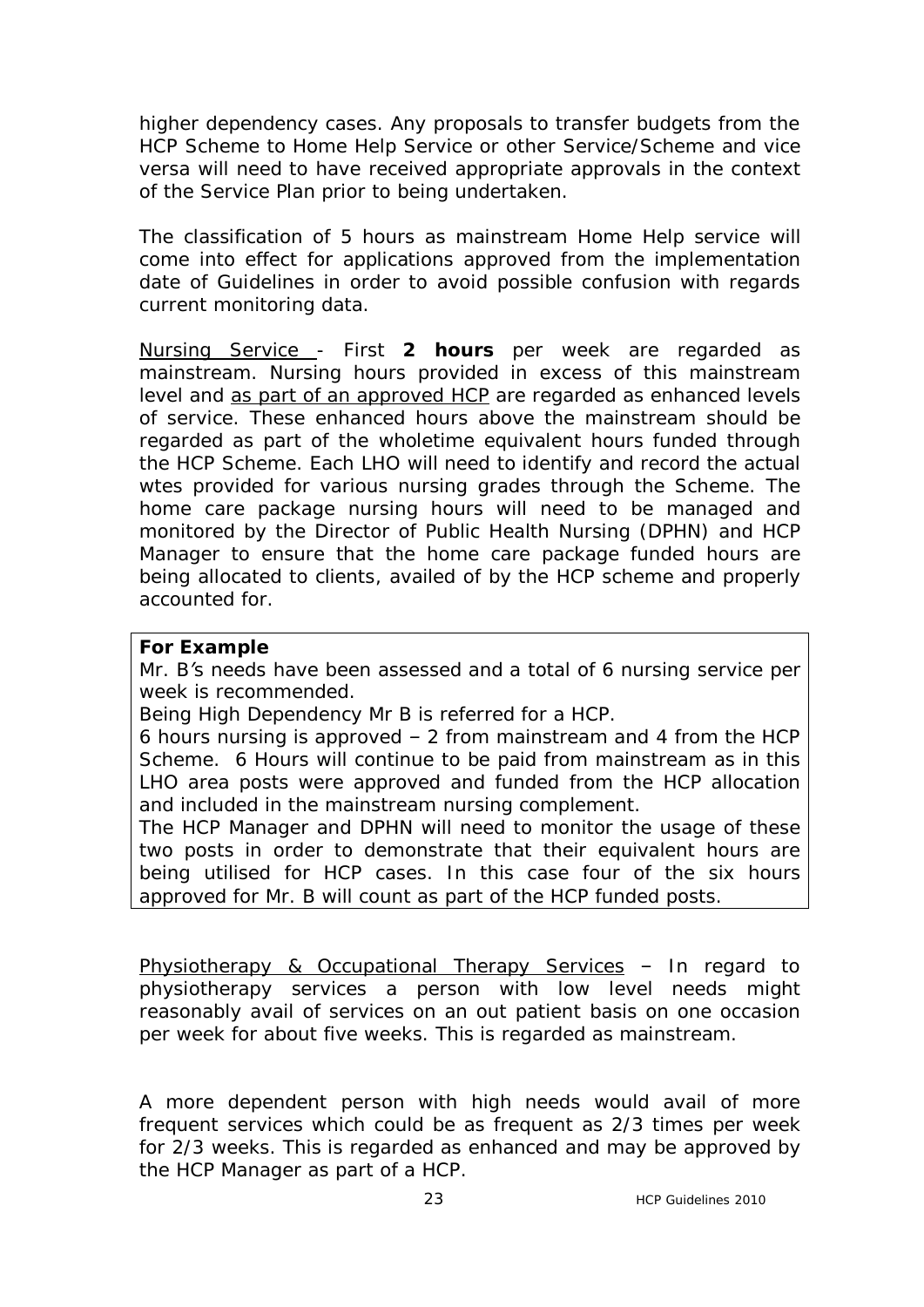higher dependency cases. Any proposals to transfer budgets from the HCP Scheme to Home Help Service or other Service/Scheme and vice versa will need to have received appropriate approvals in the context of the Service Plan prior to being undertaken.

The classification of 5 hours as mainstream Home Help service will come into effect for applications approved from the implementation date of Guidelines in order to avoid possible confusion with regards current monitoring data.

<u>Nursing Service</u> - First **2 hours** per week are regarded as mainstream. Nursing hours provided in excess of this mainstream level and <u>as part of an approved HCP</u> are regarded as enhanced levels of service. These enhanced hours above the mainstream should be regarded as part of the wholetime equivalent hours funded through the HCP Scheme. Each LHO will need to identify and record the actual wtes provided for various nursing grades through the Scheme. The home care package nursing hours will need to be managed and monitored by the Director of Public Health Nursing (DPHN) and HCP Manager to ensure that the home care package funded hours are being allocated to clients, availed of by the HCP scheme and properly accounted for.

> **For Example**
> Mr. B's needs have been assessed and a total of 6 nursing service per week is recommended.
> Being High Dependency Mr B is referred for a HCP.
> 6 hours nursing is approved – 2 from mainstream and 4 from the HCP Scheme. 6 Hours will continue to be paid from mainstream as in this LHO area posts were approved and funded from the HCP allocation and included in the mainstream nursing complement.
> The HCP Manager and DPHN will need to monitor the usage of these two posts in order to demonstrate that their equivalent hours are being utilised for HCP cases. In this case four of the six hours approved for Mr. B will count as part of the HCP funded posts.

<u>Physiotherapy & Occupational Therapy Services</u> – In regard to physiotherapy services a person with low level needs might reasonably avail of services on an out patient basis on one occasion per week for about five weeks. This is regarded as mainstream.

A more dependent person with high needs would avail of more frequent services which could be as frequent as 2/3 times per week for 2/3 weeks. This is regarded as enhanced and may be approved by the HCP Manager as part of a HCP.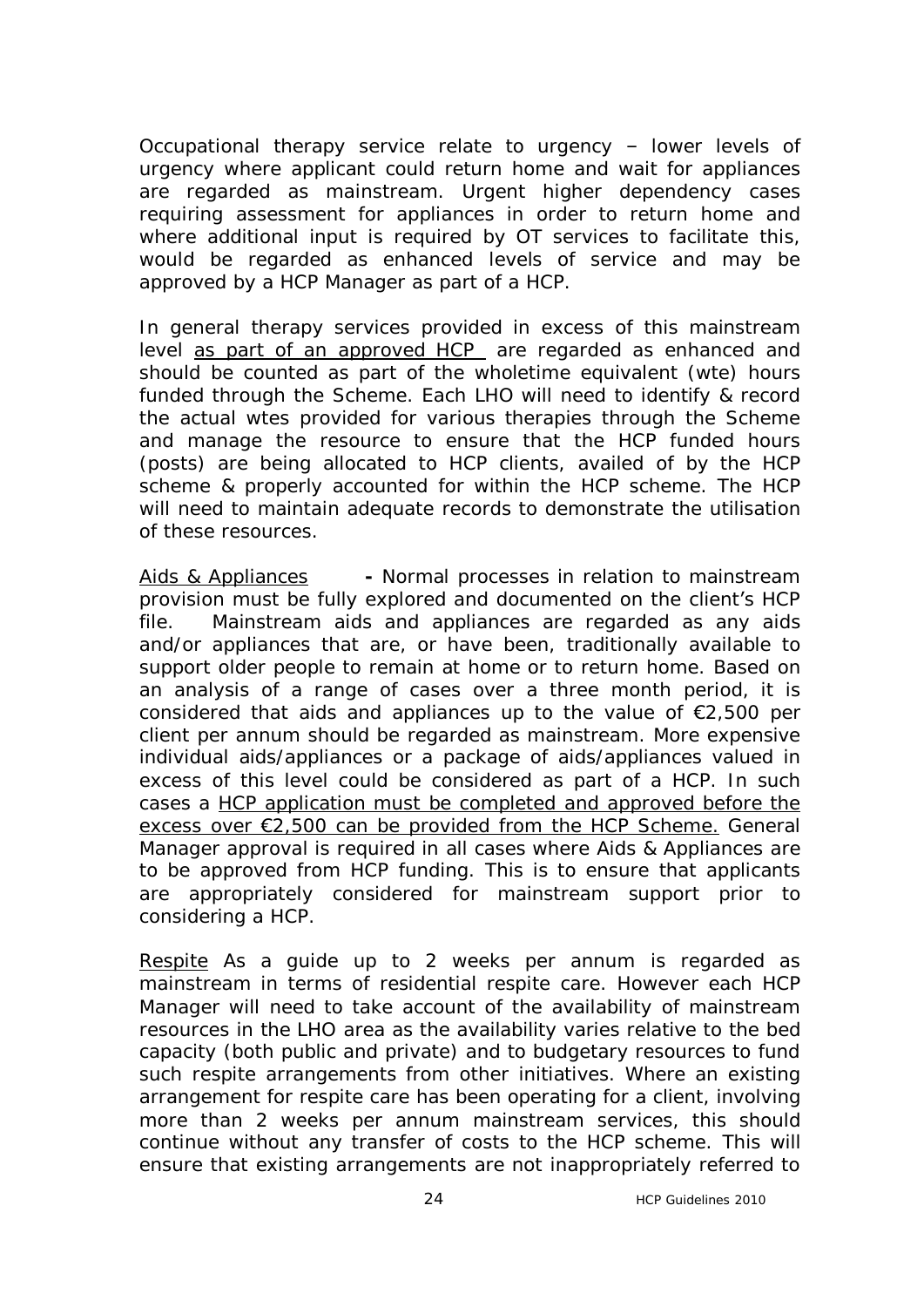Occupational therapy service relate to urgency – lower levels of urgency where applicant could return home and wait for appliances are regarded as mainstream. Urgent higher dependency cases requiring assessment for appliances in order to return home and where additional input is required by OT services to facilitate this, would be regarded as enhanced levels of service and may be approved by a HCP Manager as part of a HCP.

In general therapy services provided in excess of this mainstream level <u>as part of an approved HCP</u> are regarded as enhanced and should be counted as part of the wholetime equivalent (wte) hours funded through the Scheme. Each LHO will need to identify & record the actual wtes provided for various therapies through the Scheme and manage the resource to ensure that the HCP funded hours (posts) are being allocated to HCP clients, availed of by the HCP scheme & properly accounted for within the HCP scheme. The HCP will need to maintain adequate records to demonstrate the utilisation of these resources.

<u>Aids & Appliances</u> **-** Normal processes in relation to mainstream provision must be fully explored and documented on the client's HCP file. Mainstream aids and appliances are regarded as any aids and/or appliances that are, or have been, traditionally available to support older people to remain at home or to return home. Based on an analysis of a range of cases over a three month period, it is considered that aids and appliances up to the value of €2,500 per client per annum should be regarded as mainstream. More expensive individual aids/appliances or a package of aids/appliances valued in excess of this level could be considered as part of a HCP. In such cases a <u>HCP application must be completed and approved before the excess over €2,500 can be provided from the HCP Scheme.</u> General Manager approval is required in all cases where Aids & Appliances are to be approved from HCP funding. This is to ensure that applicants are appropriately considered for mainstream support prior to considering a HCP.

<u>Respite</u> As a guide up to 2 weeks per annum is regarded as mainstream in terms of residential respite care. However each HCP Manager will need to take account of the availability of mainstream resources in the LHO area as the availability varies relative to the bed capacity (both public and private) and to budgetary resources to fund such respite arrangements from other initiatives. Where an existing arrangement for respite care has been operating for a client, involving more than 2 weeks per annum mainstream services, this should continue without any transfer of costs to the HCP scheme. This will ensure that existing arrangements are not inappropriately referred to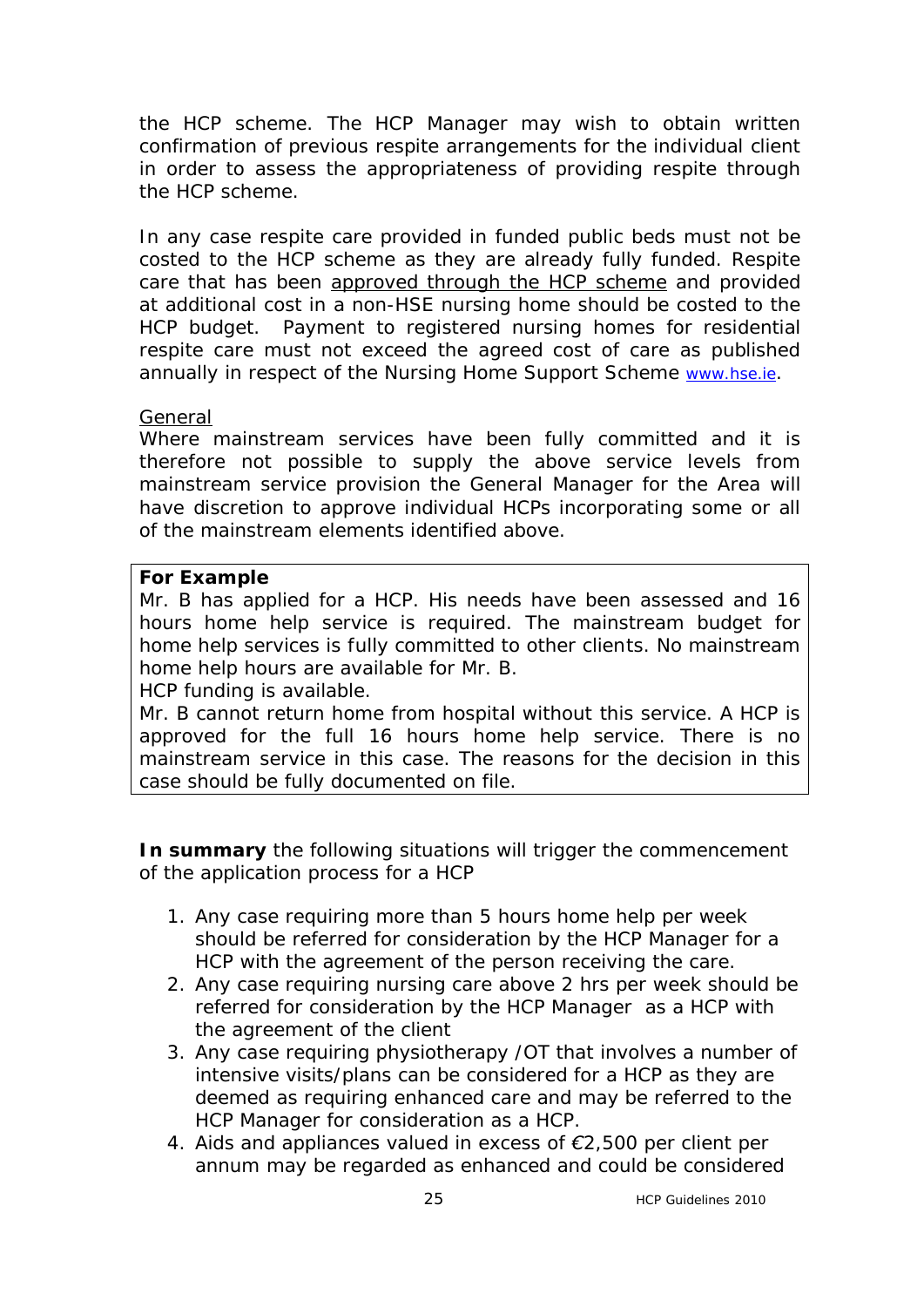the HCP scheme. The HCP Manager may wish to obtain written confirmation of previous respite arrangements for the individual client in order to assess the appropriateness of providing respite through the HCP scheme.

In any case respite care provided in funded public beds must not be costed to the HCP scheme as they are already fully funded. Respite care that has been approved through the HCP scheme and provided at additional cost in a non-HSE nursing home should be costed to the HCP budget. Payment to registered nursing homes for residential respite care must not exceed the agreed cost of care as published annually in respect of the Nursing Home Support Scheme www.hse.ie.

General

Where mainstream services have been fully committed and it is therefore not possible to supply the above service levels from mainstream service provision the General Manager for the Area will have discretion to approve individual HCPs incorporating some or all of the mainstream elements identified above.

> **For Example**
>
> Mr. B has applied for a HCP. His needs have been assessed and 16 hours home help service is required. The mainstream budget for home help services is fully committed to other clients. No mainstream home help hours are available for Mr. B.
>
> HCP funding is available.
>
> Mr. B cannot return home from hospital without this service. A HCP is approved for the full 16 hours home help service. There is no mainstream service in this case. The reasons for the decision in this case should be fully documented on file.

**In summary** the following situations will trigger the commencement of the application process for a HCP

1. Any case requiring more than 5 hours home help per week should be referred for consideration by the HCP Manager for a HCP with the agreement of the person receiving the care.
2. Any case requiring nursing care above 2 hrs per week should be referred for consideration by the HCP Manager as a HCP with the agreement of the client
3. Any case requiring physiotherapy /OT that involves a number of intensive visits/plans can be considered for a HCP as they are deemed as requiring enhanced care and may be referred to the HCP Manager for consideration as a HCP.
4. Aids and appliances valued in excess of €2,500 per client per annum may be regarded as enhanced and could be considered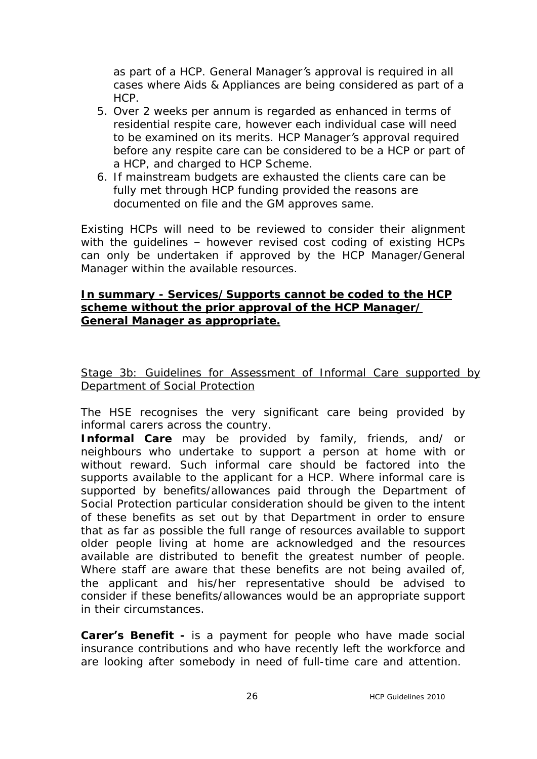as part of a HCP. General Manager's approval is required in all cases where Aids & Appliances are being considered as part of a HCP.

5. Over 2 weeks per annum is regarded as enhanced in terms of residential respite care, however each individual case will need to be examined on its merits. HCP Manager's approval required before any respite care can be considered to be a HCP or part of a HCP, and charged to HCP Scheme.
6. If mainstream budgets are exhausted the clients care can be fully met through HCP funding provided the reasons are documented on file and the GM approves same.

Existing HCPs will need to be reviewed to consider their alignment with the guidelines – however revised cost coding of existing HCPs can only be undertaken if approved by the HCP Manager/General Manager within the available resources.

**In summary - Services/Supports cannot be coded to the HCP scheme without the prior approval of the HCP Manager/ General Manager as appropriate.**

Stage 3b: Guidelines for Assessment of Informal Care supported by Department of Social Protection

The HSE recognises the very significant care being provided by informal carers across the country.

**Informal Care** may be provided by family, friends, and/ or neighbours who undertake to support a person at home with or without reward. Such informal care should be factored into the supports available to the applicant for a HCP. Where informal care is supported by benefits/allowances paid through the Department of Social Protection particular consideration should be given to the intent of these benefits as set out by that Department in order to ensure that as far as possible the full range of resources available to support older people living at home are acknowledged and the resources available are distributed to benefit the greatest number of people. Where staff are aware that these benefits are not being availed of, the applicant and his/her representative should be advised to consider if these benefits/allowances would be an appropriate support in their circumstances.

**Carer's Benefit -** is a payment for people who have made social insurance contributions and who have recently left the workforce and are looking after somebody in need of full-time care and attention.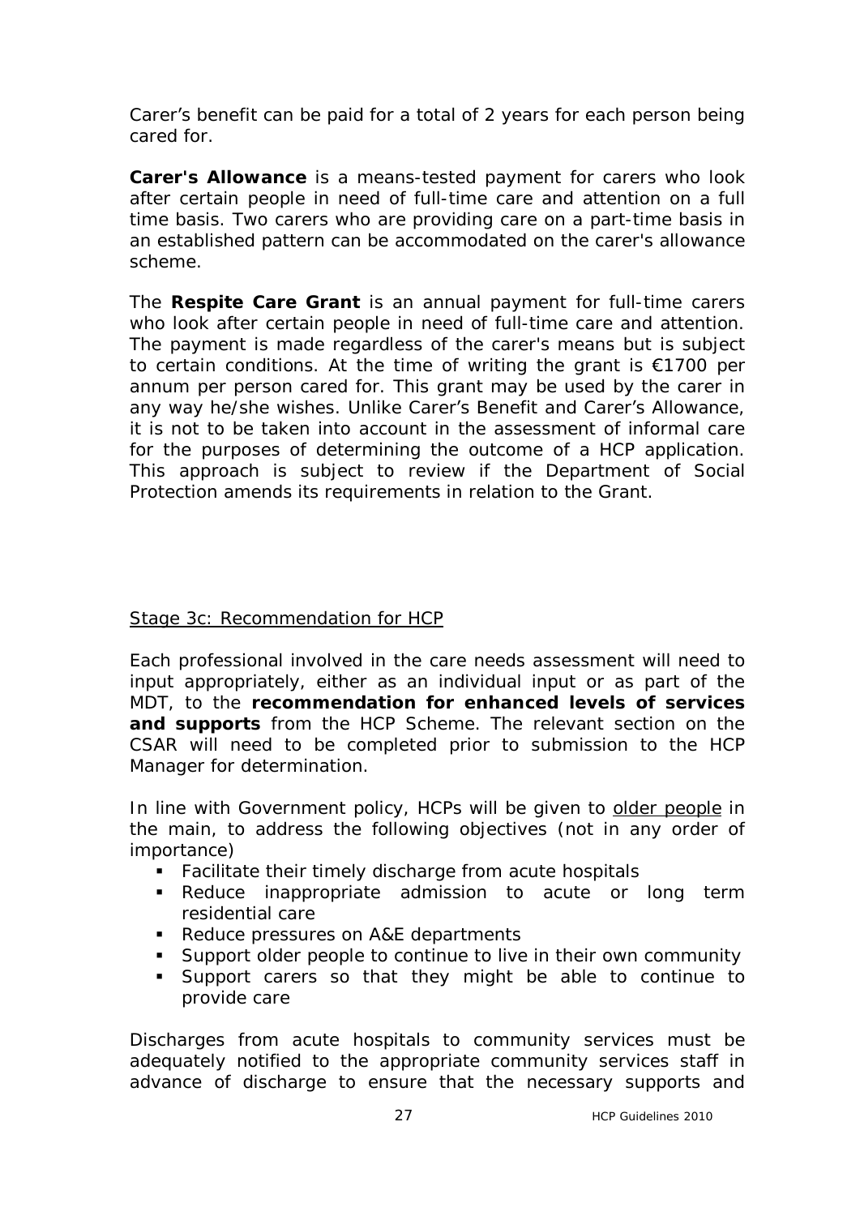Carer's benefit can be paid for a total of 2 years for each person being cared for.

**Carer's Allowance** is a means-tested payment for carers who look after certain people in need of full-time care and attention on a full time basis. Two carers who are providing care on a part-time basis in an established pattern can be accommodated on the carer's allowance scheme.

The **Respite Care Grant** is an annual payment for full-time carers who look after certain people in need of full-time care and attention. The payment is made regardless of the carer's means but is subject to certain conditions. At the time of writing the grant is €1700 per annum per person cared for. This grant may be used by the carer in any way he/she wishes. Unlike Carer's Benefit and Carer's Allowance, it is not to be taken into account in the assessment of informal care for the purposes of determining the outcome of a HCP application. This approach is subject to review if the Department of Social Protection amends its requirements in relation to the Grant.

Stage 3c: Recommendation for HCP

Each professional involved in the care needs assessment will need to input appropriately, either as an individual input or as part of the MDT, to the **recommendation for enhanced levels of services and supports** from the HCP Scheme. The relevant section on the CSAR will need to be completed prior to submission to the HCP Manager for determination.

In line with Government policy, HCPs will be given to older people in the main, to address the following objectives (not in any order of importance)

- Facilitate their timely discharge from acute hospitals
- Reduce inappropriate admission to acute or long term residential care
- Reduce pressures on A&E departments
- Support older people to continue to live in their own community
- Support carers so that they might be able to continue to provide care

Discharges from acute hospitals to community services must be adequately notified to the appropriate community services staff in advance of discharge to ensure that the necessary supports and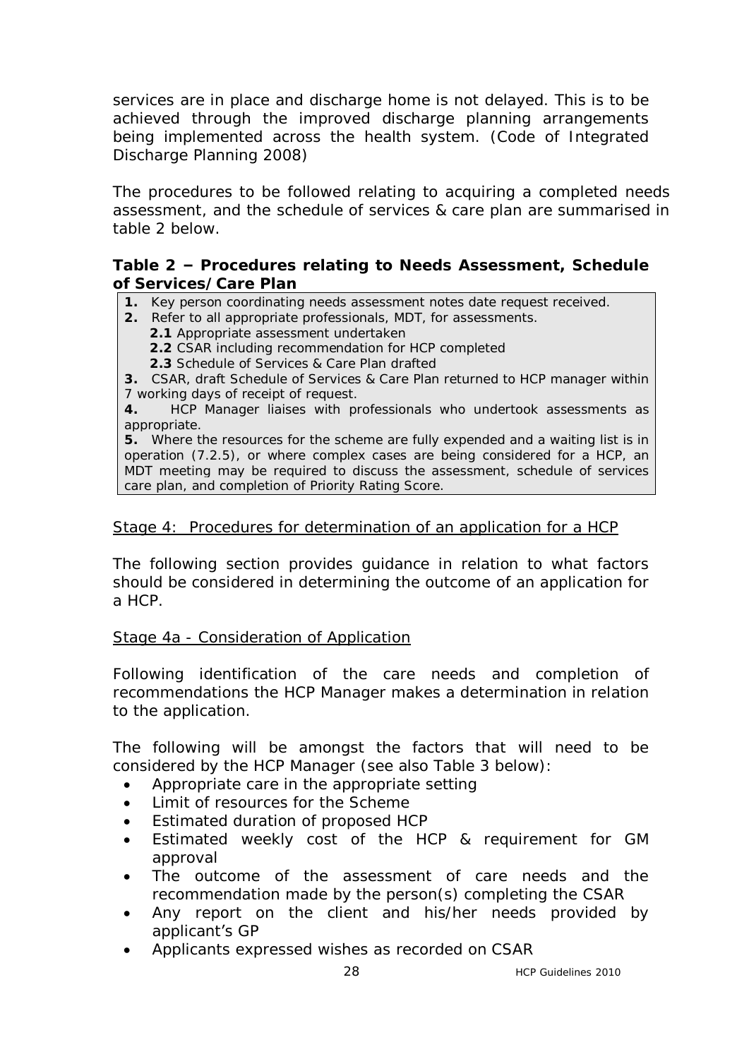services are in place and discharge home is not delayed. This is to be achieved through the improved discharge planning arrangements being implemented across the health system. (Code of Integrated Discharge Planning 2008)

The procedures to be followed relating to acquiring a completed needs assessment, and the schedule of services & care plan are summarised in table 2 below.

**Table 2 – Procedures relating to Needs Assessment, Schedule of Services/Care Plan**

| |
|---|
| **1.** Key person coordinating needs assessment notes date request received.<br>**2.** Refer to all appropriate professionals, MDT, for assessments.<br>&nbsp;&nbsp;&nbsp;&nbsp;**2.1** Appropriate assessment undertaken<br>&nbsp;&nbsp;&nbsp;&nbsp;**2.2** CSAR including recommendation for HCP completed<br>&nbsp;&nbsp;&nbsp;&nbsp;**2.3** Schedule of Services & Care Plan drafted<br>**3.** CSAR, draft Schedule of Services & Care Plan returned to HCP manager within 7 working days of receipt of request.<br>**4.** HCP Manager liaises with professionals who undertook assessments as appropriate.<br>**5.** Where the resources for the scheme are fully expended and a waiting list is in operation (7.2.5), or where complex cases are being considered for a HCP, an MDT meeting may be required to discuss the assessment, schedule of services care plan, and completion of Priority Rating Score. |

<u>Stage 4: Procedures for determination of an application for a HCP</u>

The following section provides guidance in relation to what factors should be considered in determining the outcome of an application for a HCP.

<u>Stage 4a - Consideration of Application</u>

Following identification of the care needs and completion of recommendations the HCP Manager makes a determination in relation to the application.

The following will be amongst the factors that will need to be considered by the HCP Manager (see also Table 3 below):

- Appropriate care in the appropriate setting
- Limit of resources for the Scheme
- Estimated duration of proposed HCP
- Estimated weekly cost of the HCP & requirement for GM approval
- The outcome of the assessment of care needs and the recommendation made by the person(s) completing the CSAR
- Any report on the client and his/her needs provided by applicant's GP
- Applicants expressed wishes as recorded on CSAR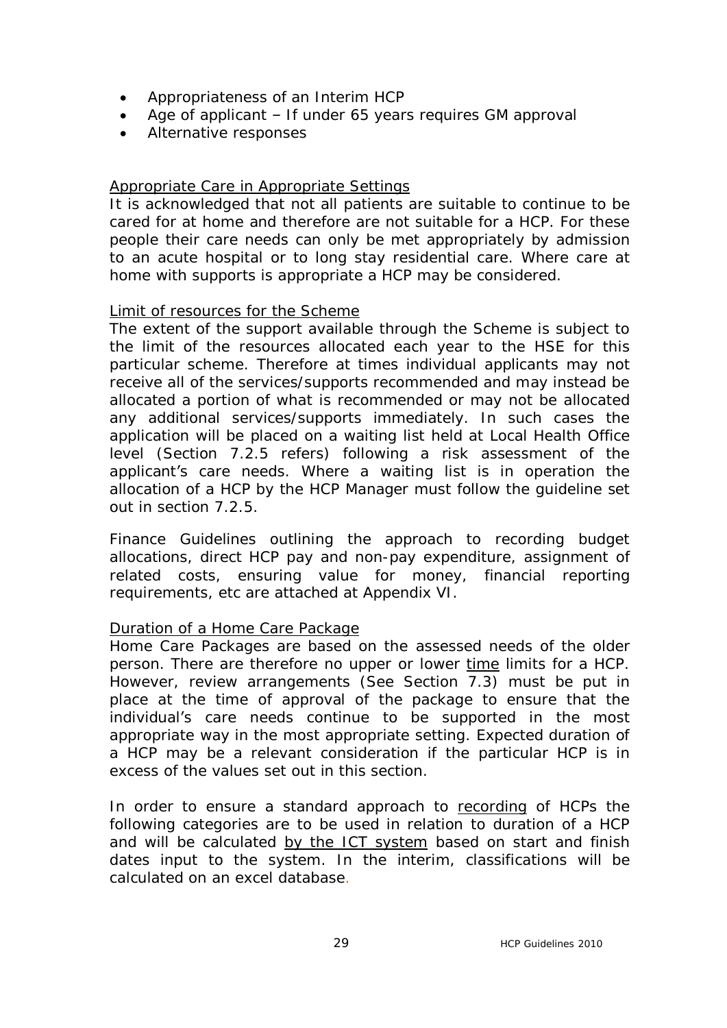- Appropriateness of an Interim HCP
- Age of applicant – If under 65 years requires GM approval
- Alternative responses

Appropriate Care in Appropriate Settings

It is acknowledged that not all patients are suitable to continue to be cared for at home and therefore are not suitable for a HCP. For these people their care needs can only be met appropriately by admission to an acute hospital or to long stay residential care. Where care at home with supports is appropriate a HCP may be considered.

Limit of resources for the Scheme

The extent of the support available through the Scheme is subject to the limit of the resources allocated each year to the HSE for this particular scheme. Therefore at times individual applicants may not receive all of the services/supports recommended and may instead be allocated a portion of what is recommended or may not be allocated any additional services/supports immediately. In such cases the application will be placed on a waiting list held at Local Health Office level (Section 7.2.5 refers) following a risk assessment of the applicant's care needs. Where a waiting list is in operation the allocation of a HCP by the HCP Manager must follow the guideline set out in section 7.2.5.

Finance Guidelines outlining the approach to recording budget allocations, direct HCP pay and non-pay expenditure, assignment of related costs, ensuring value for money, financial reporting requirements, etc are attached at Appendix VI.

Duration of a Home Care Package

Home Care Packages are based on the assessed needs of the older person. There are therefore no upper or lower time limits for a HCP. However, review arrangements (See Section 7.3) must be put in place at the time of approval of the package to ensure that the individual's care needs continue to be supported in the most appropriate way in the most appropriate setting. Expected duration of a HCP may be a relevant consideration if the particular HCP is in excess of the values set out in this section.

In order to ensure a standard approach to recording of HCPs the following categories are to be used in relation to duration of a HCP and will be calculated by the ICT system based on start and finish dates input to the system. In the interim, classifications will be calculated on an excel database.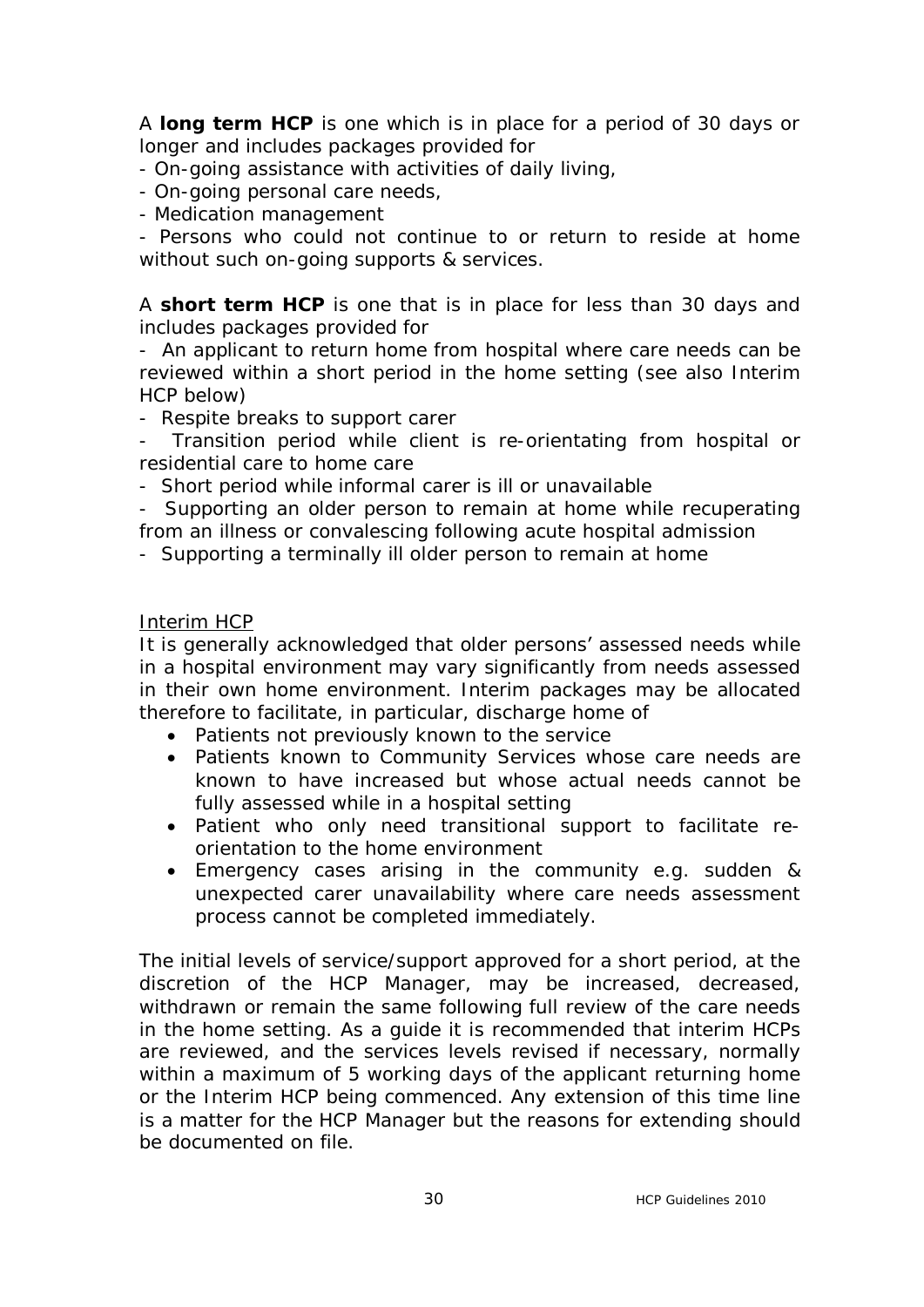A **long term HCP** is one which is in place for a period of 30 days or longer and includes packages provided for

- On-going assistance with activities of daily living,
- On-going personal care needs,
- Medication management
- Persons who could not continue to or return to reside at home without such on-going supports & services.

A **short term HCP** is one that is in place for less than 30 days and includes packages provided for

- An applicant to return home from hospital where care needs can be reviewed within a short period in the home setting (see also Interim HCP below)
- Respite breaks to support carer
- Transition period while client is re-orientating from hospital or residential care to home care
- Short period while informal carer is ill or unavailable
- Supporting an older person to remain at home while recuperating from an illness or convalescing following acute hospital admission
- Supporting a terminally ill older person to remain at home

<u>Interim HCP</u>

It is generally acknowledged that older persons' assessed needs while in a hospital environment may vary significantly from needs assessed in their own home environment. Interim packages may be allocated therefore to facilitate, in particular, discharge home of

- Patients not previously known to the service
- Patients known to Community Services whose care needs are known to have increased but whose actual needs cannot be fully assessed while in a hospital setting
- Patient who only need transitional support to facilitate re-orientation to the home environment
- Emergency cases arising in the community e.g. sudden & unexpected carer unavailability where care needs assessment process cannot be completed immediately.

The initial levels of service/support approved for a short period, at the discretion of the HCP Manager, may be increased, decreased, withdrawn or remain the same following full review of the care needs in the home setting. As a guide it is recommended that interim HCPs are reviewed, and the services levels revised if necessary, normally within a maximum of 5 working days of the applicant returning home or the Interim HCP being commenced. Any extension of this time line is a matter for the HCP Manager but the reasons for extending should be documented on file.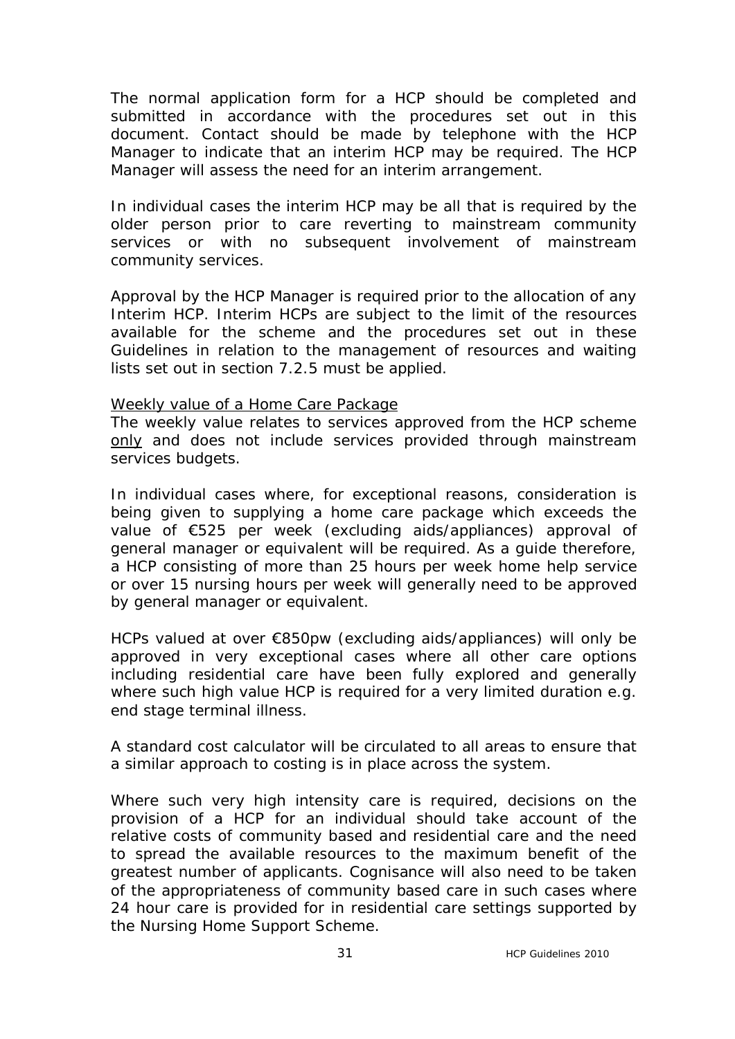The normal application form for a HCP should be completed and submitted in accordance with the procedures set out in this document. Contact should be made by telephone with the HCP Manager to indicate that an interim HCP may be required. The HCP Manager will assess the need for an interim arrangement.

In individual cases the interim HCP may be all that is required by the older person prior to care reverting to mainstream community services or with no subsequent involvement of mainstream community services.

Approval by the HCP Manager is required prior to the allocation of any Interim HCP. Interim HCPs are subject to the limit of the resources available for the scheme and the procedures set out in these Guidelines in relation to the management of resources and waiting lists set out in section 7.2.5 must be applied.

<u>Weekly value of a Home Care Package</u>

The weekly value relates to services approved from the HCP scheme <u>only</u> and does not include services provided through mainstream services budgets.

In individual cases where, for exceptional reasons, consideration is being given to supplying a home care package which exceeds the value of €525 per week (excluding aids/appliances) approval of general manager or equivalent will be required. As a guide therefore, a HCP consisting of more than 25 hours per week home help service or over 15 nursing hours per week will generally need to be approved by general manager or equivalent.

HCPs valued at over €850pw (excluding aids/appliances) will only be approved in very exceptional cases where all other care options including residential care have been fully explored and generally where such high value HCP is required for a very limited duration e.g. end stage terminal illness.

A standard cost calculator will be circulated to all areas to ensure that a similar approach to costing is in place across the system.

Where such very high intensity care is required, decisions on the provision of a HCP for an individual should take account of the relative costs of community based and residential care and the need to spread the available resources to the maximum benefit of the greatest number of applicants. Cognisance will also need to be taken of the appropriateness of community based care in such cases where 24 hour care is provided for in residential care settings supported by the Nursing Home Support Scheme.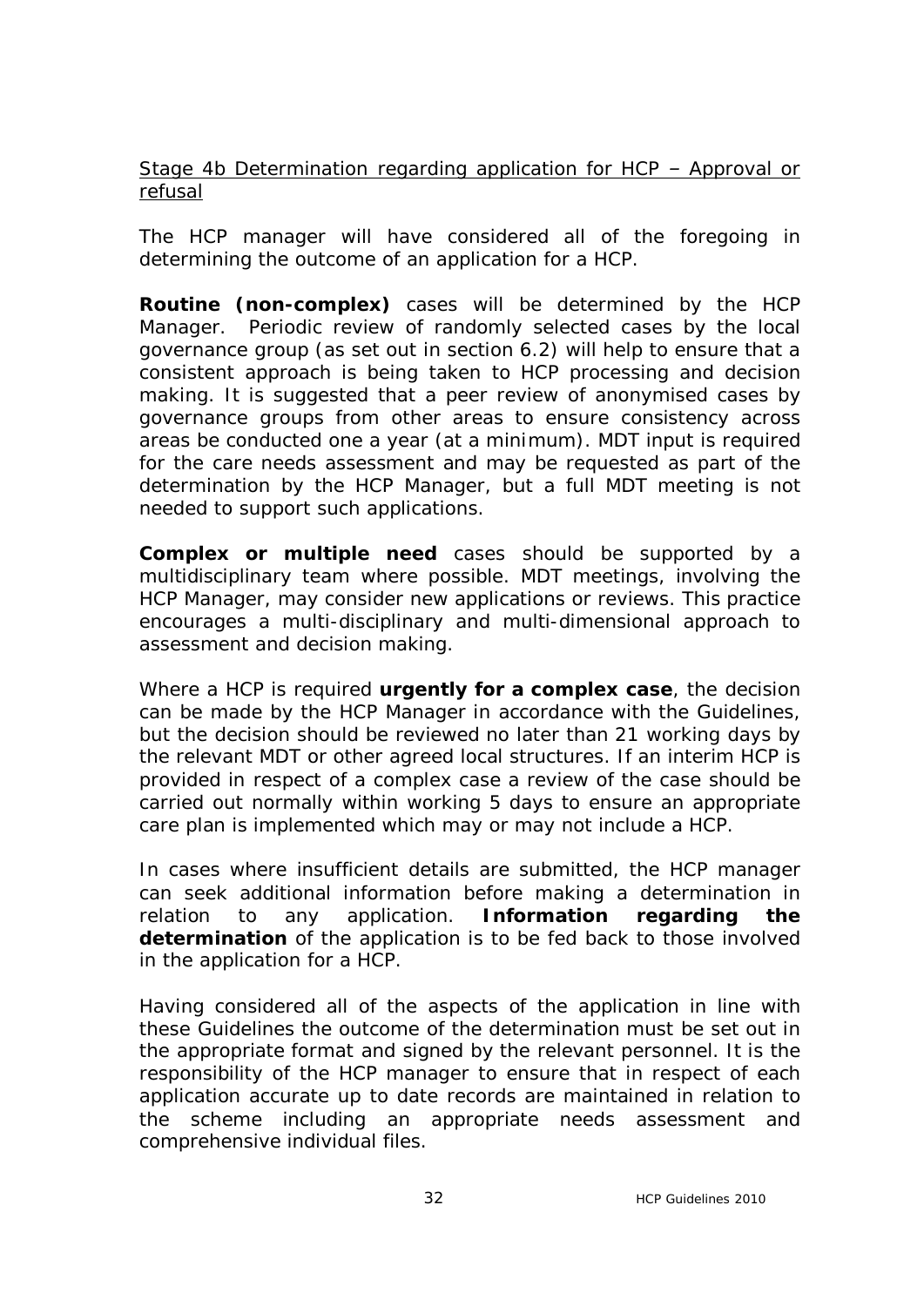<u>Stage 4b Determination regarding application for HCP – Approval or refusal</u>

The HCP manager will have considered all of the foregoing in determining the outcome of an application for a HCP.

**Routine (non-complex)** cases will be determined by the HCP Manager. Periodic review of randomly selected cases by the local governance group (as set out in section 6.2) will help to ensure that a consistent approach is being taken to HCP processing and decision making. It is suggested that a peer review of anonymised cases by governance groups from other areas to ensure consistency across areas be conducted one a year (at a minimum). MDT input is required for the care needs assessment and may be requested as part of the determination by the HCP Manager, but a full MDT meeting is not needed to support such applications.

**Complex or multiple need** cases should be supported by a multidisciplinary team where possible. MDT meetings, involving the HCP Manager, may consider new applications or reviews. This practice encourages a multi-disciplinary and multi-dimensional approach to assessment and decision making.

Where a HCP is required **urgently for a complex case**, the decision can be made by the HCP Manager in accordance with the Guidelines, but the decision should be reviewed no later than 21 working days by the relevant MDT or other agreed local structures. If an interim HCP is provided in respect of a complex case a review of the case should be carried out normally within working 5 days to ensure an appropriate care plan is implemented which may or may not include a HCP.

In cases where insufficient details are submitted, the HCP manager can seek additional information before making a determination in relation to any application. **Information regarding the determination** of the application is to be fed back to those involved in the application for a HCP.

Having considered all of the aspects of the application in line with these Guidelines the outcome of the determination must be set out in the appropriate format and signed by the relevant personnel. It is the responsibility of the HCP manager to ensure that in respect of each application accurate up to date records are maintained in relation to the scheme including an appropriate needs assessment and comprehensive individual files.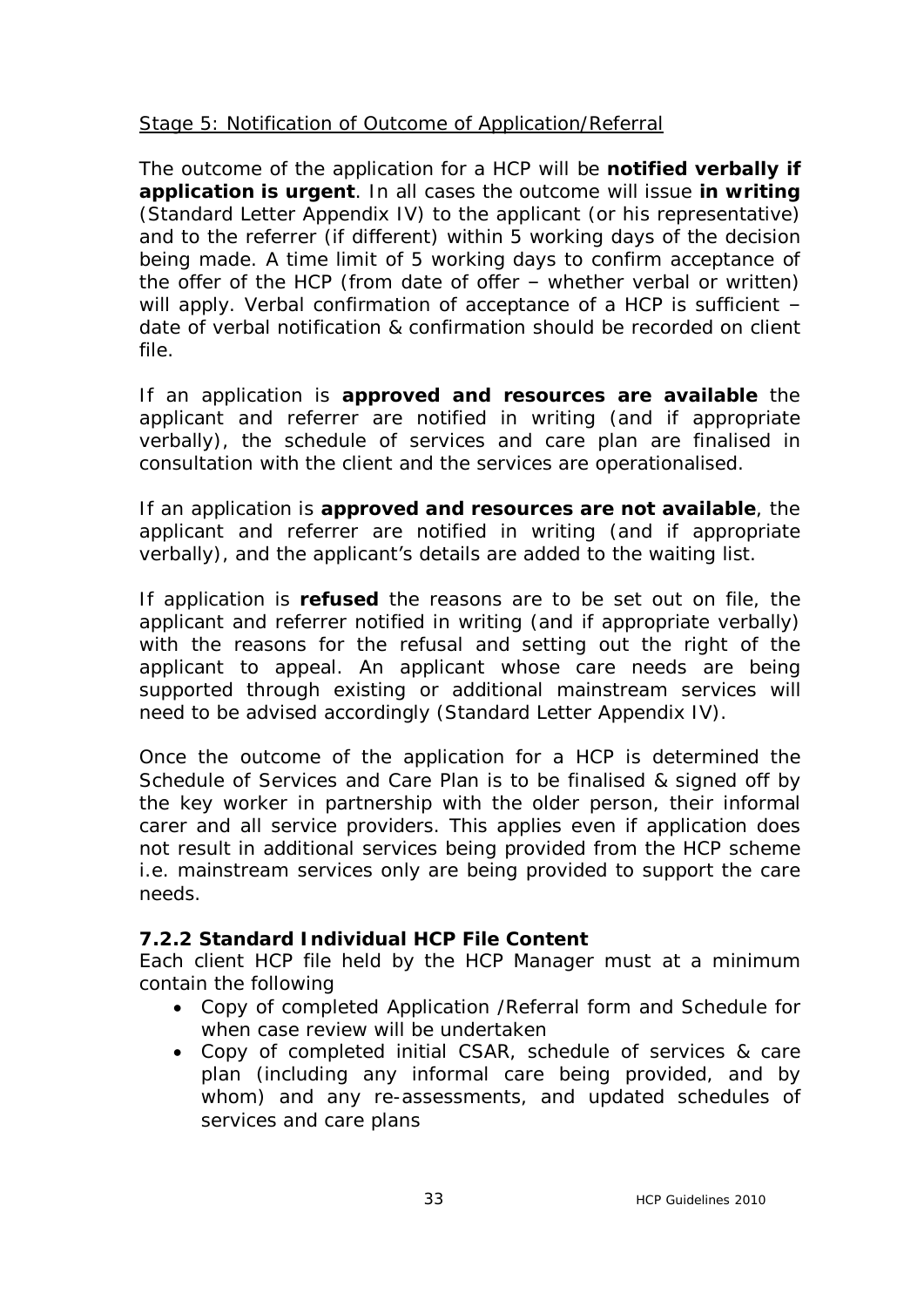Stage 5: Notification of Outcome of Application/Referral

The outcome of the application for a HCP will be **notified verbally if application is urgent**. In all cases the outcome will issue **in writing** (Standard Letter Appendix IV) to the applicant (or his representative) and to the referrer (if different) within 5 working days of the decision being made. A time limit of 5 working days to confirm acceptance of the offer of the HCP (from date of offer – whether verbal or written) will apply. Verbal confirmation of acceptance of a HCP is sufficient – date of verbal notification & confirmation should be recorded on client file.

If an application is **approved and resources are available** the applicant and referrer are notified in writing (and if appropriate verbally), the schedule of services and care plan are finalised in consultation with the client and the services are operationalised.

If an application is **approved and resources are not available**, the applicant and referrer are notified in writing (and if appropriate verbally), and the applicant's details are added to the waiting list.

If application is **refused** the reasons are to be set out on file, the applicant and referrer notified in writing (and if appropriate verbally) with the reasons for the refusal and setting out the right of the applicant to appeal. An applicant whose care needs are being supported through existing or additional mainstream services will need to be advised accordingly (Standard Letter Appendix IV).

Once the outcome of the application for a HCP is determined the Schedule of Services and Care Plan is to be finalised & signed off by the key worker in partnership with the older person, their informal carer and all service providers. This applies even if application does not result in additional services being provided from the HCP scheme i.e. mainstream services only are being provided to support the care needs.

### 7.2.2 Standard Individual HCP File Content

Each client HCP file held by the HCP Manager must at a minimum contain the following

- Copy of completed Application /Referral form and Schedule for when case review will be undertaken
- Copy of completed initial CSAR, schedule of services & care plan (including any informal care being provided, and by whom) and any re-assessments, and updated schedules of services and care plans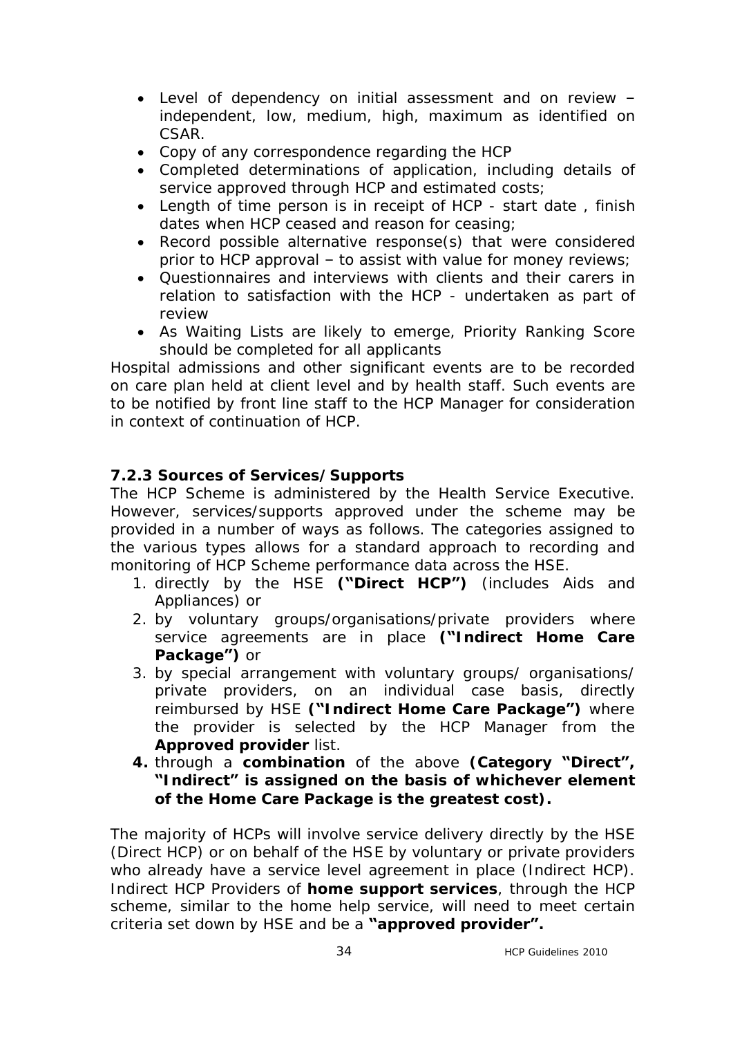- Level of dependency on initial assessment and on review – independent, low, medium, high, maximum as identified on CSAR.
- Copy of any correspondence regarding the HCP
- Completed determinations of application, including details of service approved through HCP and estimated costs;
- Length of time person is in receipt of HCP - start date , finish dates when HCP ceased and reason for ceasing;
- Record possible alternative response(s) that were considered prior to HCP approval – to assist with value for money reviews;
- Questionnaires and interviews with clients and their carers in relation to satisfaction with the HCP - undertaken as part of review
- As Waiting Lists are likely to emerge, Priority Ranking Score should be completed for all applicants

Hospital admissions and other significant events are to be recorded on care plan held at client level and by health staff. Such events are to be notified by front line staff to the HCP Manager for consideration in context of continuation of HCP.

### 7.2.3 Sources of Services/Supports

The HCP Scheme is administered by the Health Service Executive. However, services/supports approved under the scheme may be provided in a number of ways as follows. The categories assigned to the various types allows for a standard approach to recording and monitoring of HCP Scheme performance data across the HSE.

1. directly by the HSE **("Direct HCP")** (includes Aids and Appliances) or
2. by voluntary groups/organisations/private providers where service agreements are in place **("Indirect Home Care Package")** or
3. by special arrangement with voluntary groups/ organisations/ private providers, on an individual case basis, directly reimbursed by HSE **("Indirect Home Care Package")** where the provider is selected by the HCP Manager from the **Approved provider** list.
4. through a **combination** of the above **(Category "Direct", "Indirect" is assigned on the basis of whichever element of the Home Care Package is the greatest cost).**

The majority of HCPs will involve service delivery directly by the HSE (Direct HCP) or on behalf of the HSE by voluntary or private providers who already have a service level agreement in place (Indirect HCP). Indirect HCP Providers of **home support services**, through the HCP scheme, similar to the home help service, will need to meet certain criteria set down by HSE and be a **"approved provider".**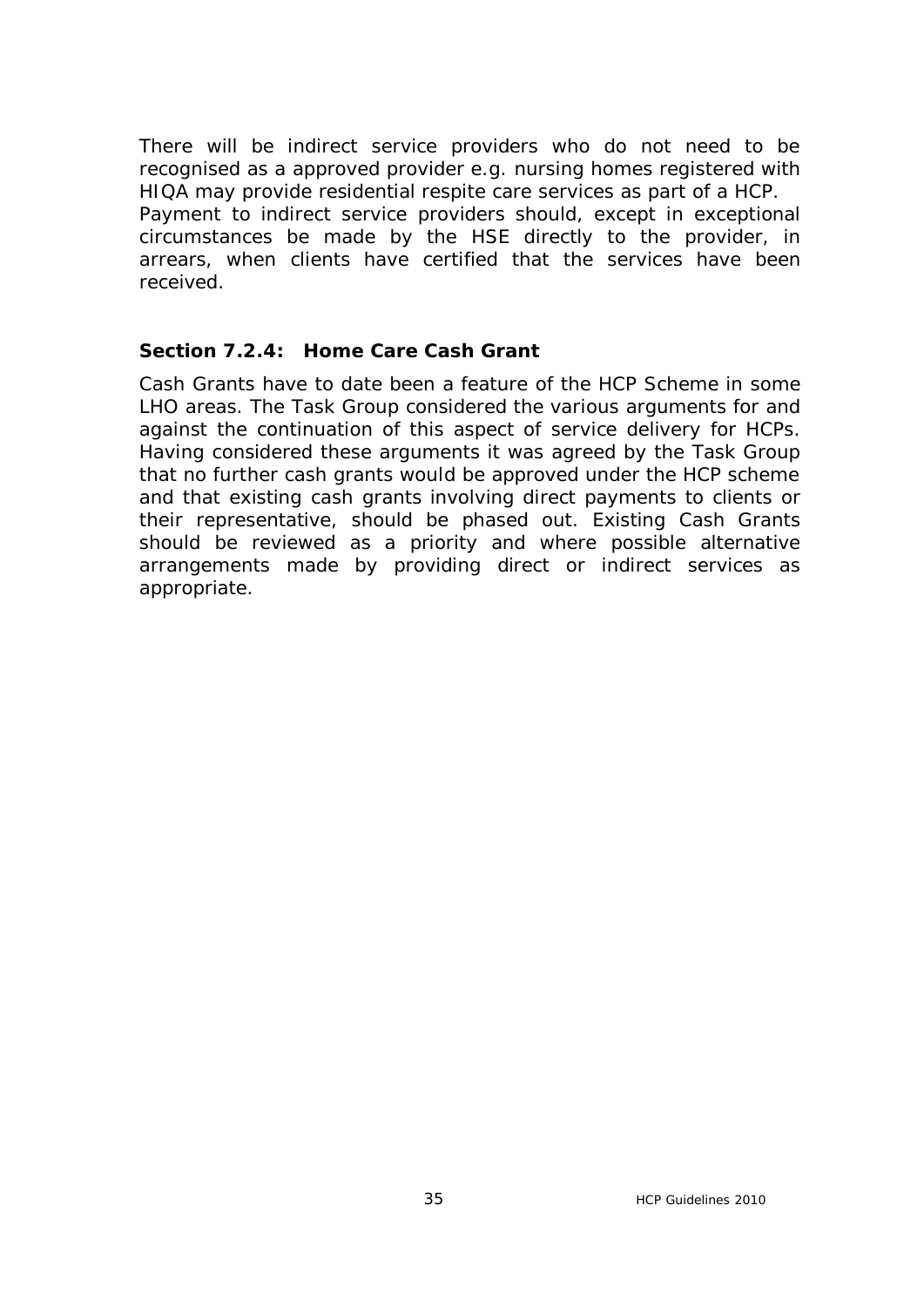There will be indirect service providers who do not need to be recognised as a approved provider e.g. nursing homes registered with HIQA may provide residential respite care services as part of a HCP.
Payment to indirect service providers should, except in exceptional circumstances be made by the HSE directly to the provider, in arrears, when clients have certified that the services have been received.

### Section 7.2.4: Home Care Cash Grant

Cash Grants have to date been a feature of the HCP Scheme in some LHO areas. The Task Group considered the various arguments for and against the continuation of this aspect of service delivery for HCPs. Having considered these arguments it was agreed by the Task Group that no further cash grants would be approved under the HCP scheme and that existing cash grants involving direct payments to clients or their representative, should be phased out. Existing Cash Grants should be reviewed as a priority and where possible alternative arrangements made by providing direct or indirect services as appropriate.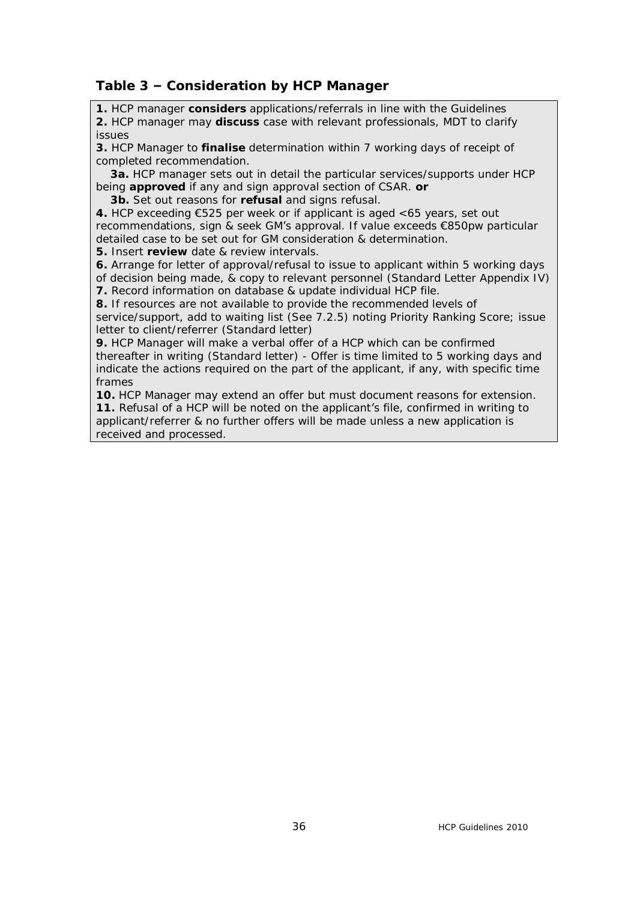### Table 3 – Consideration by HCP Manager

**1.** HCP manager **considers** applications/referrals in line with the Guidelines
**2.** HCP manager may **discuss** case with relevant professionals, MDT to clarify issues
**3.** HCP Manager to **finalise** determination within 7 working days of receipt of completed recommendation.
  **3a.** HCP manager sets out in detail the particular services/supports under HCP being **approved** if any and sign approval section of CSAR. **or**
  **3b.** Set out reasons for **refusal** and signs refusal.
**4.** HCP exceeding €525 per week or if applicant is aged <65 years, set out recommendations, sign & seek GM's approval. If value exceeds €850pw particular detailed case to be set out for GM consideration & determination.
**5.** Insert **review** date & review intervals.
**6.** Arrange for letter of approval/refusal to issue to applicant within 5 working days of decision being made, & copy to relevant personnel (Standard Letter Appendix IV)
**7.** Record information on database & update individual HCP file.
**8.** If resources are not available to provide the recommended levels of service/support, add to waiting list (See 7.2.5) noting Priority Ranking Score; issue letter to client/referrer (Standard letter)
**9.** HCP Manager will make a verbal offer of a HCP which can be confirmed thereafter in writing (Standard letter) - Offer is time limited to 5 working days and indicate the actions required on the part of the applicant, if any, with specific time frames
**10.** HCP Manager may extend an offer but must document reasons for extension.
**11.** Refusal of a HCP will be noted on the applicant's file, confirmed in writing to applicant/referrer & no further offers will be made unless a new application is received and processed.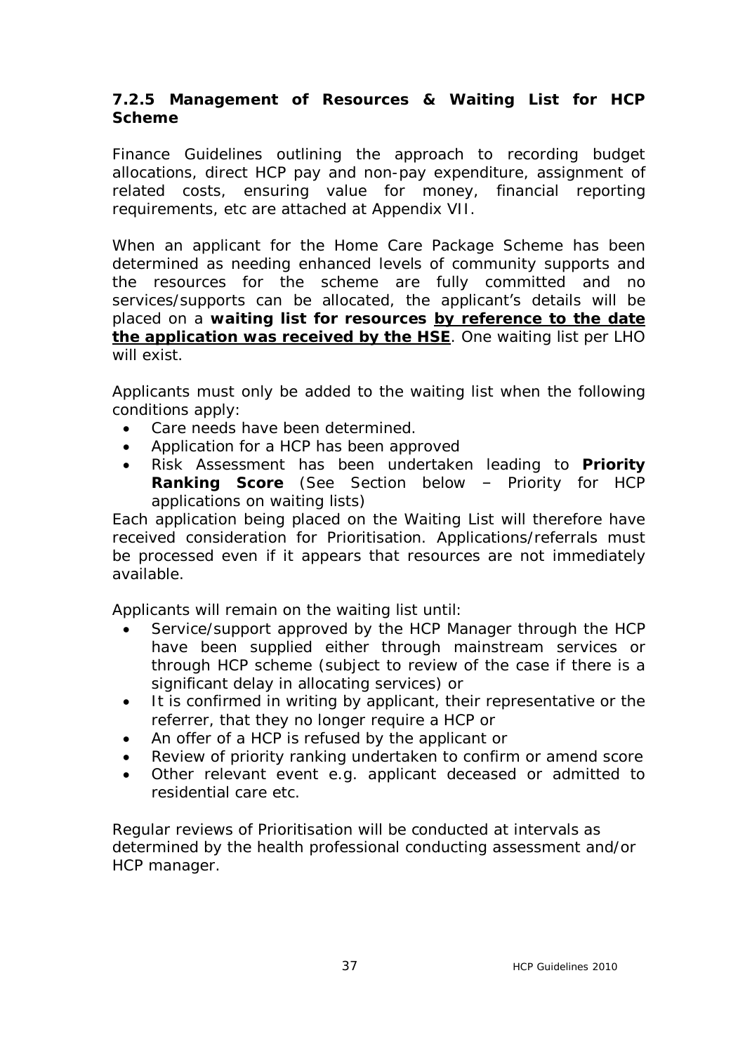### 7.2.5 Management of Resources & Waiting List for HCP Scheme

Finance Guidelines outlining the approach to recording budget allocations, direct HCP pay and non-pay expenditure, assignment of related costs, ensuring value for money, financial reporting requirements, etc are attached at Appendix VII.

When an applicant for the Home Care Package Scheme has been determined as needing enhanced levels of community supports and the resources for the scheme are fully committed and no services/supports can be allocated, the applicant's details will be placed on a **waiting list for resources** **<u>by reference to the date the application was received by the HSE</u>**. One waiting list per LHO will exist.

Applicants must only be added to the waiting list when the following conditions apply:

- Care needs have been determined.
- Application for a HCP has been approved
- Risk Assessment has been undertaken leading to **Priority Ranking Score** (See Section below – Priority for HCP applications on waiting lists)

Each application being placed on the Waiting List will therefore have received consideration for Prioritisation. Applications/referrals must be processed even if it appears that resources are not immediately available.

Applicants will remain on the waiting list until:

- Service/support approved by the HCP Manager through the HCP have been supplied either through mainstream services or through HCP scheme (subject to review of the case if there is a significant delay in allocating services) or
- It is confirmed in writing by applicant, their representative or the referrer, that they no longer require a HCP or
- An offer of a HCP is refused by the applicant or
- Review of priority ranking undertaken to confirm or amend score
- Other relevant event e.g. applicant deceased or admitted to residential care etc.

Regular reviews of Prioritisation will be conducted at intervals as determined by the health professional conducting assessment and/or HCP manager.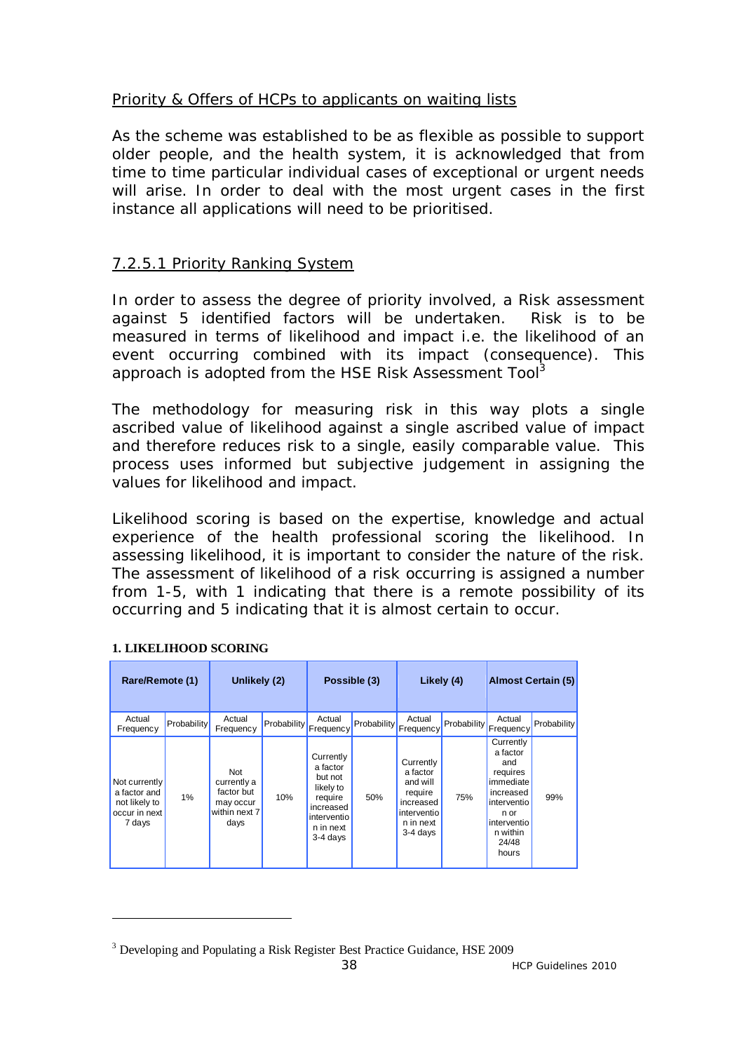Priority & Offers of HCPs to applicants on waiting lists

As the scheme was established to be as flexible as possible to support older people, and the health system, it is acknowledged that from time to time particular individual cases of exceptional or urgent needs will arise. In order to deal with the most urgent cases in the first instance all applications will need to be prioritised.

### 7.2.5.1 Priority Ranking System

In order to assess the degree of priority involved, a Risk assessment against 5 identified factors will be undertaken. Risk is to be measured in terms of likelihood and impact i.e. the likelihood of an event occurring combined with its impact (consequence). This approach is adopted from the HSE Risk Assessment Tool[3]

The methodology for measuring risk in this way plots a single ascribed value of likelihood against a single ascribed value of impact and therefore reduces risk to a single, easily comparable value. This process uses informed but subjective judgement in assigning the values for likelihood and impact.

Likelihood scoring is based on the expertise, knowledge and actual experience of the health professional scoring the likelihood. In assessing likelihood, it is important to consider the nature of the risk. The assessment of likelihood of a risk occurring is assigned a number from 1-5, with 1 indicating that there is a remote possibility of its occurring and 5 indicating that it is almost certain to occur.

**1. LIKELIHOOD SCORING**

| Rare/Remote (1) | | Unlikely (2) | | Possible (3) | | Likely (4) | | Almost Certain (5) | |
|---|---|---|---|---|---|---|---|---|---|
| Actual Frequency | Probability | Actual Frequency | Probability | Actual Frequency | Probability | Actual Frequency | Probability | Actual Frequency | Probability |
| Not currently a factor and not likely to occur in next 7 days | 1% | Not currently a factor but may occur within next 7 days | 10% | Currently a factor but not likely to require increased intervention in next 3-4 days | 50% | Currently a factor and will require increased intervention in next 3-4 days | 75% | Currently a factor and requires immediate increased intervention or intervention within 24/48 hours | 99% |

[3] Developing and Populating a Risk Register Best Practice Guidance, HSE 2009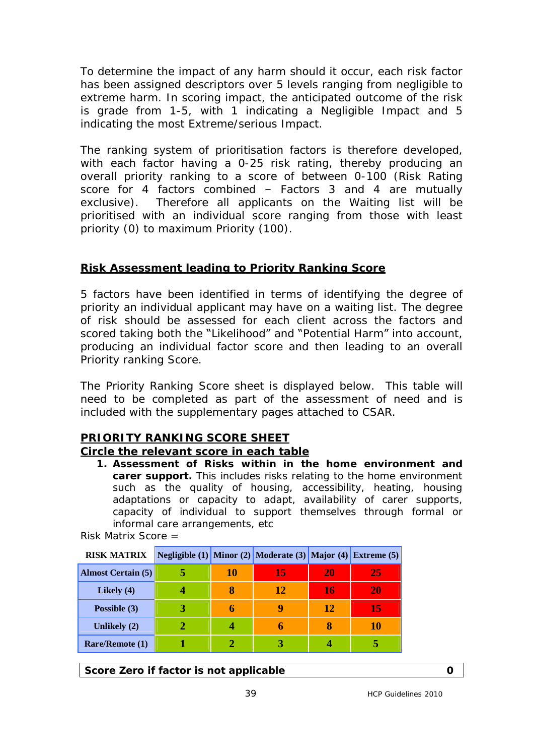To determine the impact of any harm should it occur, each risk factor has been assigned descriptors over 5 levels ranging from negligible to extreme harm. In scoring impact, the anticipated outcome of the risk is grade from 1-5, with 1 indicating a Negligible Impact and 5 indicating the most Extreme/serious Impact.

The ranking system of prioritisation factors is therefore developed, with each factor having a 0-25 risk rating, thereby producing an overall priority ranking to a score of between 0-100 (Risk Rating score for 4 factors combined – Factors 3 and 4 are mutually exclusive). Therefore all applicants on the Waiting list will be prioritised with an individual score ranging from those with least priority (0) to maximum Priority (100).

## Risk Assessment leading to Priority Ranking Score

5 factors have been identified in terms of identifying the degree of priority an individual applicant may have on a waiting list. The degree of risk should be assessed for each client across the factors and scored taking both the "Likelihood" and "Potential Harm" into account, producing an individual factor score and then leading to an overall Priority ranking Score.

The Priority Ranking Score sheet is displayed below. This table will need to be completed as part of the assessment of need and is included with the supplementary pages attached to CSAR.

## PRIORITY RANKING SCORE SHEET

### Circle the relevant score in each table

1. **Assessment of Risks within in the home environment and carer support.** This includes risks relating to the home environment such as the quality of housing, accessibility, heating, housing adaptations or capacity to adapt, availability of carer supports, capacity of individual to support themselves through formal or informal care arrangements, etc

Risk Matrix Score =

| RISK MATRIX | Negligible (1) | Minor (2) | Moderate (3) | Major (4) | Extreme (5) |
|---|---|---|---|---|---|
| Almost Certain (5) | 5 | 10 | 15 | 20 | 25 |
| Likely (4) | 4 | 8 | 12 | 16 | 20 |
| Possible (3) | 3 | 6 | 9 | 12 | 15 |
| Unlikely (2) | 2 | 4 | 6 | 8 | 10 |
| Rare/Remote (1) | 1 | 2 | 3 | 4 | 5 |

| Score Zero if factor is not applicable | 0 |
|---|---|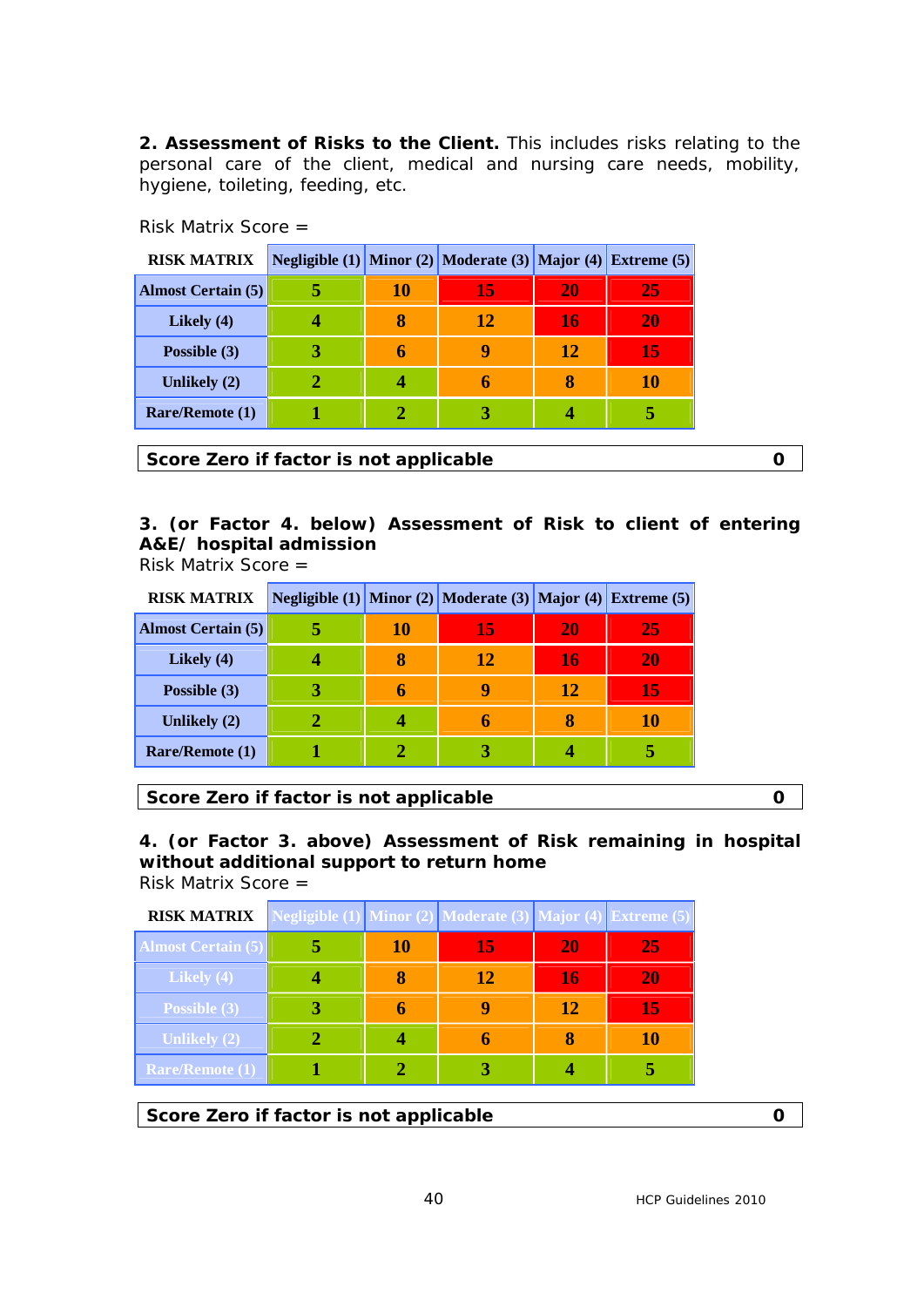**2. Assessment of Risks to the Client.** This includes risks relating to the personal care of the client, medical and nursing care needs, mobility, hygiene, toileting, feeding, etc.

Risk Matrix Score =

| RISK MATRIX | Negligible (1) | Minor (2) | Moderate (3) | Major (4) | Extreme (5) |
|---|---|---|---|---|---|
| Almost Certain (5) | 5 | 10 | 15 | 20 | 25 |
| Likely (4) | 4 | 8 | 12 | 16 | 20 |
| Possible (3) | 3 | 6 | 9 | 12 | 15 |
| Unlikely (2) | 2 | 4 | 6 | 8 | 10 |
| Rare/Remote (1) | 1 | 2 | 3 | 4 | 5 |

| **Score Zero if factor is not applicable** | **0** |
|---|---|

**3. (or Factor 4. below) Assessment of Risk to client of entering A&E/ hospital admission**

Risk Matrix Score =

| RISK MATRIX | Negligible (1) | Minor (2) | Moderate (3) | Major (4) | Extreme (5) |
|---|---|---|---|---|---|
| Almost Certain (5) | 5 | 10 | 15 | 20 | 25 |
| Likely (4) | 4 | 8 | 12 | 16 | 20 |
| Possible (3) | 3 | 6 | 9 | 12 | 15 |
| Unlikely (2) | 2 | 4 | 6 | 8 | 10 |
| Rare/Remote (1) | 1 | 2 | 3 | 4 | 5 |

| **Score Zero if factor is not applicable** | **0** |
|---|---|

**4. (or Factor 3. above) Assessment of Risk remaining in hospital without additional support to return home**

Risk Matrix Score =

| RISK MATRIX | Negligible (1) | Minor (2) | Moderate (3) | Major (4) | Extreme (5) |
|---|---|---|---|---|---|
| Almost Certain (5) | 5 | 10 | 15 | 20 | 25 |
| Likely (4) | 4 | 8 | 12 | 16 | 20 |
| Possible (3) | 3 | 6 | 9 | 12 | 15 |
| Unlikely (2) | 2 | 4 | 6 | 8 | 10 |
| Rare/Remote (1) | 1 | 2 | 3 | 4 | 5 |

| **Score Zero if factor is not applicable** | **0** |
|---|---|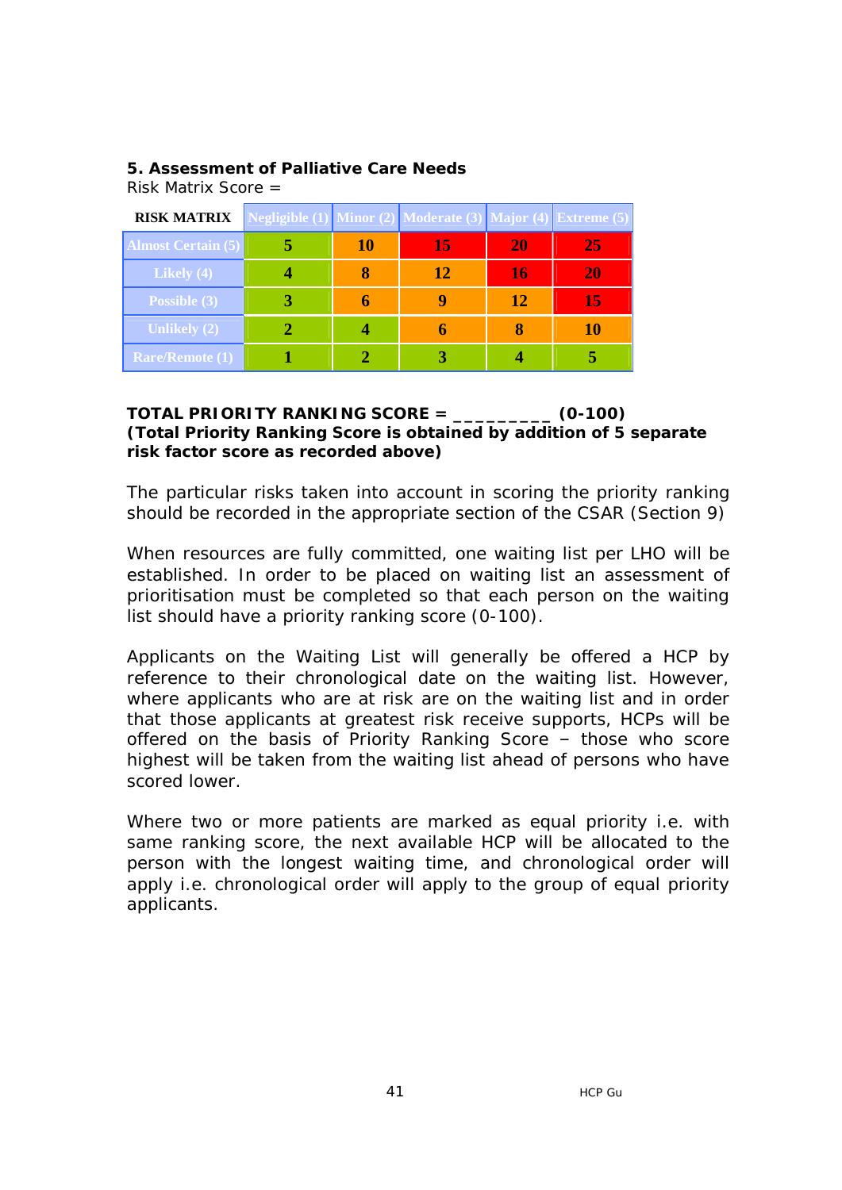**5. Assessment of Palliative Care Needs**

Risk Matrix Score =

| RISK MATRIX | Negligible (1) | Minor (2) | Moderate (3) | Major (4) | Extreme (5) |
|---|---|---|---|---|---|
| Almost Certain (5) | 5 | 10 | 15 | 20 | 25 |
| Likely (4) | 4 | 8 | 12 | 16 | 20 |
| Possible (3) | 3 | 6 | 9 | 12 | 15 |
| Unlikely (2) | 2 | 4 | 6 | 8 | 10 |
| Rare/Remote (1) | 1 | 2 | 3 | 4 | 5 |

**TOTAL PRIORITY RANKING SCORE = _________ (0-100)**
**(Total Priority Ranking Score is obtained by addition of 5 separate risk factor score as recorded above)**

The particular risks taken into account in scoring the priority ranking should be recorded in the appropriate section of the CSAR (Section 9)

When resources are fully committed, one waiting list per LHO will be established. In order to be placed on waiting list an assessment of prioritisation must be completed so that each person on the waiting list should have a priority ranking score (0-100).

Applicants on the Waiting List will generally be offered a HCP by reference to their chronological date on the waiting list. However, where applicants who are at risk are on the waiting list and in order that those applicants at greatest risk receive supports, HCPs will be offered on the basis of Priority Ranking Score – those who score highest will be taken from the waiting list ahead of persons who have scored lower.

Where two or more patients are marked as equal priority i.e. with same ranking score, the next available HCP will be allocated to the person with the longest waiting time, and chronological order will apply i.e. chronological order will apply to the group of equal priority applicants.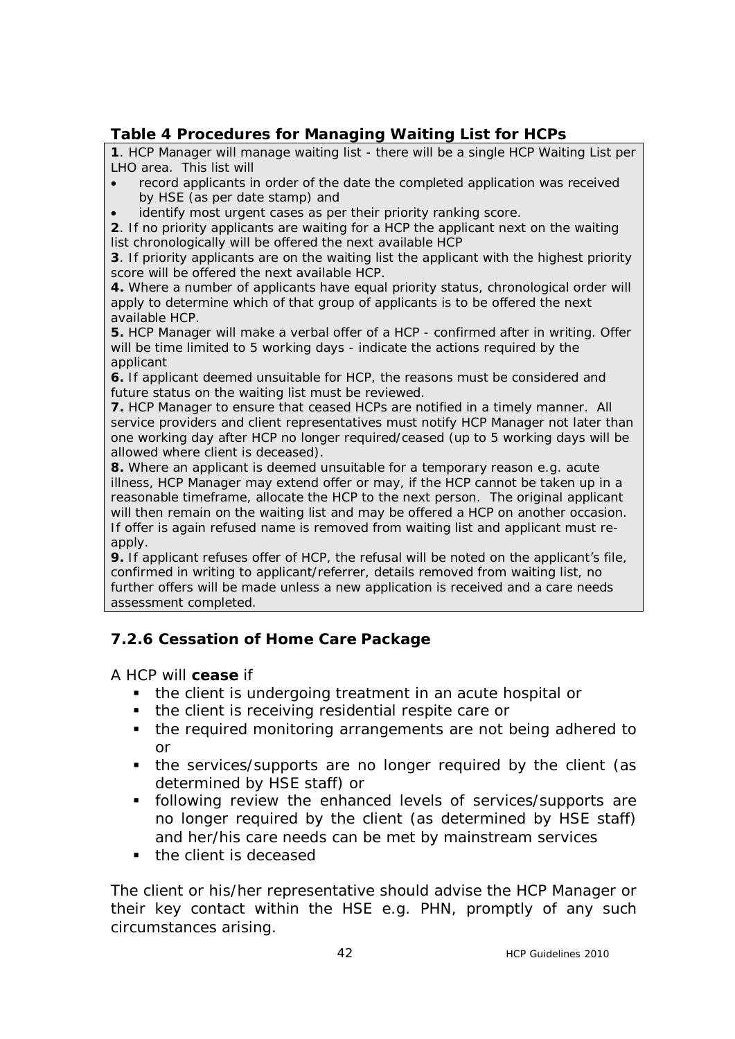### Table 4 Procedures for Managing Waiting List for HCPs

**1**. HCP Manager will manage waiting list - there will be a single HCP Waiting List per LHO area. This list will

- record applicants in order of the date the completed application was received by HSE (as per date stamp) and
- identify most urgent cases as per their priority ranking score.

**2**. If no priority applicants are waiting for a HCP the applicant next on the waiting list chronologically will be offered the next available HCP

**3**. If priority applicants are on the waiting list the applicant with the highest priority score will be offered the next available HCP.

**4.** Where a number of applicants have equal priority status, chronological order will apply to determine which of that group of applicants is to be offered the next available HCP.

**5.** HCP Manager will make a verbal offer of a HCP - confirmed after in writing. Offer will be time limited to 5 working days - indicate the actions required by the applicant

**6.** If applicant deemed unsuitable for HCP, the reasons must be considered and future status on the waiting list must be reviewed.

**7.** HCP Manager to ensure that ceased HCPs are notified in a timely manner. All service providers and client representatives must notify HCP Manager not later than one working day after HCP no longer required/ceased (up to 5 working days will be allowed where client is deceased).

**8.** Where an applicant is deemed unsuitable for a temporary reason e.g. acute illness, HCP Manager may extend offer or may, if the HCP cannot be taken up in a reasonable timeframe, allocate the HCP to the next person. The original applicant will then remain on the waiting list and may be offered a HCP on another occasion. If offer is again refused name is removed from waiting list and applicant must re-apply.

**9.** If applicant refuses offer of HCP, the refusal will be noted on the applicant's file, confirmed in writing to applicant/referrer, details removed from waiting list, no further offers will be made unless a new application is received and a care needs assessment completed.

### 7.2.6 Cessation of Home Care Package

A HCP will **cease** if

- the client is undergoing treatment in an acute hospital or
- the client is receiving residential respite care or
- the required monitoring arrangements are not being adhered to or
- the services/supports are no longer required by the client (as determined by HSE staff) or
- following review the enhanced levels of services/supports are no longer required by the client (as determined by HSE staff) and her/his care needs can be met by mainstream services
- the client is deceased

The client or his/her representative should advise the HCP Manager or their key contact within the HSE e.g. PHN, promptly of any such circumstances arising.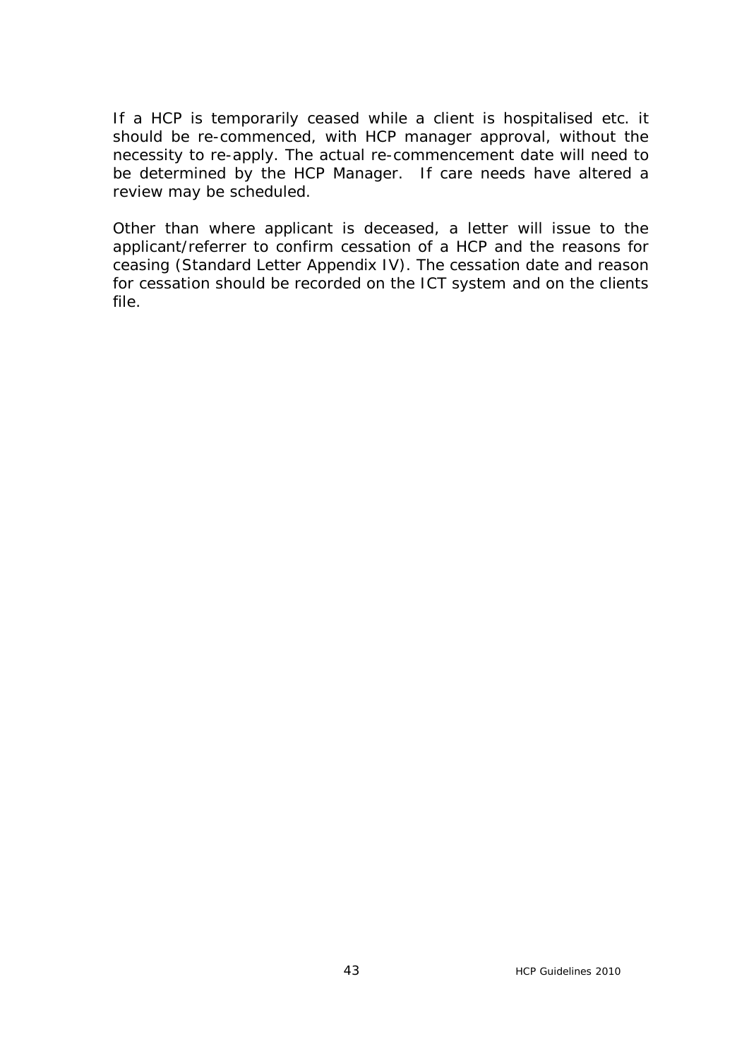If a HCP is temporarily ceased while a client is hospitalised etc. it should be re-commenced, with HCP manager approval, without the necessity to re-apply. The actual re-commencement date will need to be determined by the HCP Manager. If care needs have altered a review may be scheduled.

Other than where applicant is deceased, a letter will issue to the applicant/referrer to confirm cessation of a HCP and the reasons for ceasing (Standard Letter Appendix IV). The cessation date and reason for cessation should be recorded on the ICT system and on the clients file.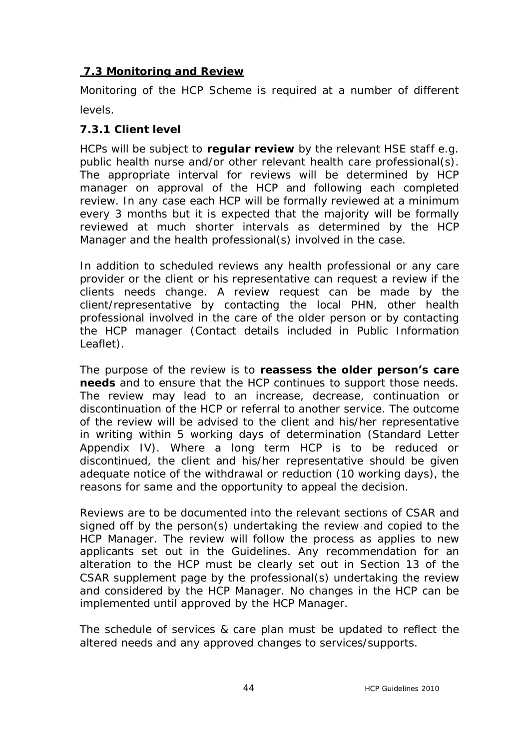## 7.3 Monitoring and Review

Monitoring of the HCP Scheme is required at a number of different levels.

### 7.3.1 Client level

HCPs will be subject to **regular review** by the relevant HSE staff e.g. public health nurse and/or other relevant health care professional(s). The appropriate interval for reviews will be determined by HCP manager on approval of the HCP and following each completed review. In any case each HCP will be formally reviewed at a minimum every 3 months but it is expected that the majority will be formally reviewed at much shorter intervals as determined by the HCP Manager and the health professional(s) involved in the case.

In addition to scheduled reviews any health professional or any care provider or the client or his representative can request a review if the clients needs change. A review request can be made by the client/representative by contacting the local PHN, other health professional involved in the care of the older person or by contacting the HCP manager (Contact details included in Public Information Leaflet).

The purpose of the review is to **reassess the older person's care needs** and to ensure that the HCP continues to support those needs. The review may lead to an increase, decrease, continuation or discontinuation of the HCP or referral to another service. The outcome of the review will be advised to the client and his/her representative in writing within 5 working days of determination (Standard Letter Appendix IV). Where a long term HCP is to be reduced or discontinued, the client and his/her representative should be given adequate notice of the withdrawal or reduction (10 working days), the reasons for same and the opportunity to appeal the decision.

Reviews are to be documented into the relevant sections of CSAR and signed off by the person(s) undertaking the review and copied to the HCP Manager. The review will follow the process as applies to new applicants set out in the Guidelines. Any recommendation for an alteration to the HCP must be clearly set out in Section 13 of the CSAR supplement page by the professional(s) undertaking the review and considered by the HCP Manager. No changes in the HCP can be implemented until approved by the HCP Manager.

The schedule of services & care plan must be updated to reflect the altered needs and any approved changes to services/supports.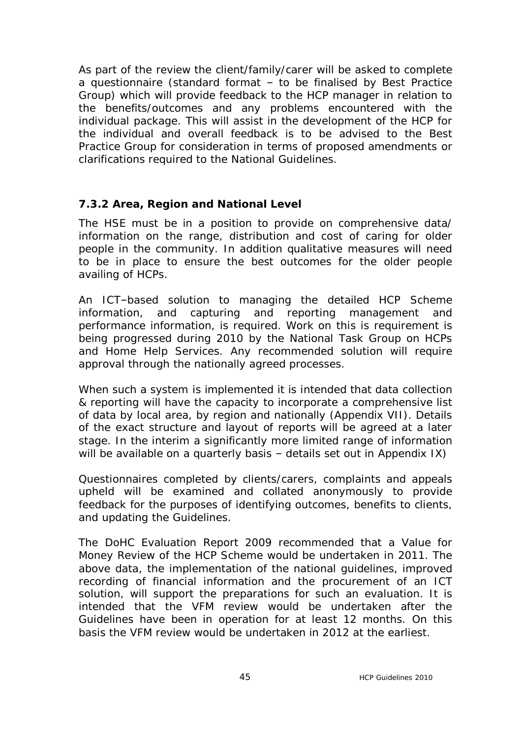As part of the review the client/family/carer will be asked to complete a questionnaire (standard format – to be finalised by Best Practice Group) which will provide feedback to the HCP manager in relation to the benefits/outcomes and any problems encountered with the individual package. This will assist in the development of the HCP for the individual and overall feedback is to be advised to the Best Practice Group for consideration in terms of proposed amendments or clarifications required to the National Guidelines.

### 7.3.2 Area, Region and National Level

The HSE must be in a position to provide on comprehensive data/ information on the range, distribution and cost of caring for older people in the community. In addition qualitative measures will need to be in place to ensure the best outcomes for the older people availing of HCPs.

An ICT–based solution to managing the detailed HCP Scheme information, and capturing and reporting management and performance information, is required. Work on this is requirement is being progressed during 2010 by the National Task Group on HCPs and Home Help Services. Any recommended solution will require approval through the nationally agreed processes.

When such a system is implemented it is intended that data collection & reporting will have the capacity to incorporate a comprehensive list of data by local area, by region and nationally (Appendix VII). Details of the exact structure and layout of reports will be agreed at a later stage. In the interim a significantly more limited range of information will be available on a quarterly basis – details set out in Appendix IX)

Questionnaires completed by clients/carers, complaints and appeals upheld will be examined and collated anonymously to provide feedback for the purposes of identifying outcomes, benefits to clients, and updating the Guidelines.

The DoHC Evaluation Report 2009 recommended that a Value for Money Review of the HCP Scheme would be undertaken in 2011. The above data, the implementation of the national guidelines, improved recording of financial information and the procurement of an ICT solution, will support the preparations for such an evaluation. It is intended that the VFM review would be undertaken after the Guidelines have been in operation for at least 12 months. On this basis the VFM review would be undertaken in 2012 at the earliest.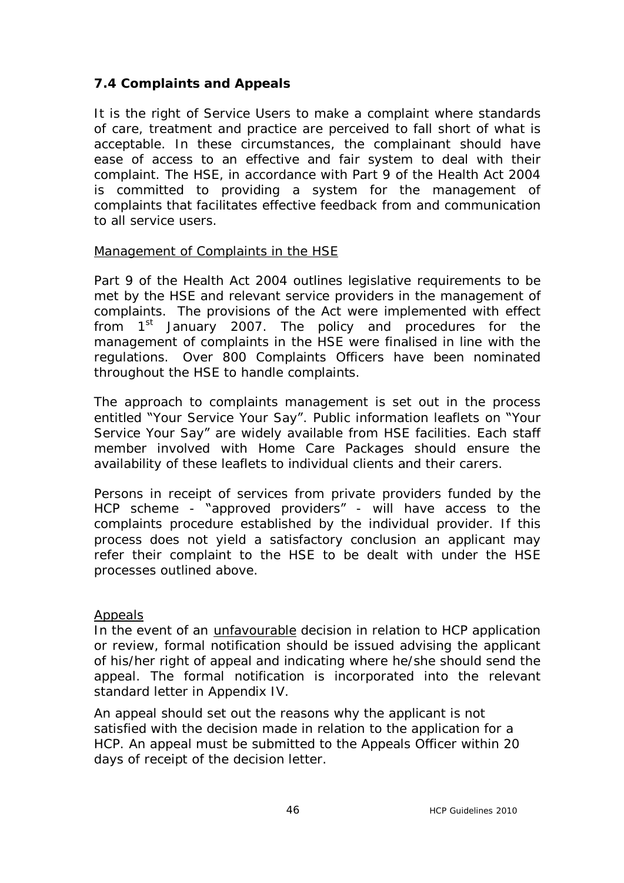## 7.4 Complaints and Appeals

It is the right of Service Users to make a complaint where standards of care, treatment and practice are perceived to fall short of what is acceptable. In these circumstances, the complainant should have ease of access to an effective and fair system to deal with their complaint. The HSE, in accordance with Part 9 of the Health Act 2004 is committed to providing a system for the management of complaints that facilitates effective feedback from and communication to all service users.

Management of Complaints in the HSE

Part 9 of the Health Act 2004 outlines legislative requirements to be met by the HSE and relevant service providers in the management of complaints. The provisions of the Act were implemented with effect from 1st January 2007. The policy and procedures for the management of complaints in the HSE were finalised in line with the regulations. Over 800 Complaints Officers have been nominated throughout the HSE to handle complaints.

The approach to complaints management is set out in the process entitled "Your Service Your Say". Public information leaflets on "Your Service Your Say" are widely available from HSE facilities. Each staff member involved with Home Care Packages should ensure the availability of these leaflets to individual clients and their carers.

Persons in receipt of services from private providers funded by the HCP scheme - "approved providers" - will have access to the complaints procedure established by the individual provider. If this process does not yield a satisfactory conclusion an applicant may refer their complaint to the HSE to be dealt with under the HSE processes outlined above.

Appeals

In the event of an unfavourable decision in relation to HCP application or review, formal notification should be issued advising the applicant of his/her right of appeal and indicating where he/she should send the appeal. The formal notification is incorporated into the relevant standard letter in Appendix IV.

An appeal should set out the reasons why the applicant is not satisfied with the decision made in relation to the application for a HCP. An appeal must be submitted to the Appeals Officer within 20 days of receipt of the decision letter.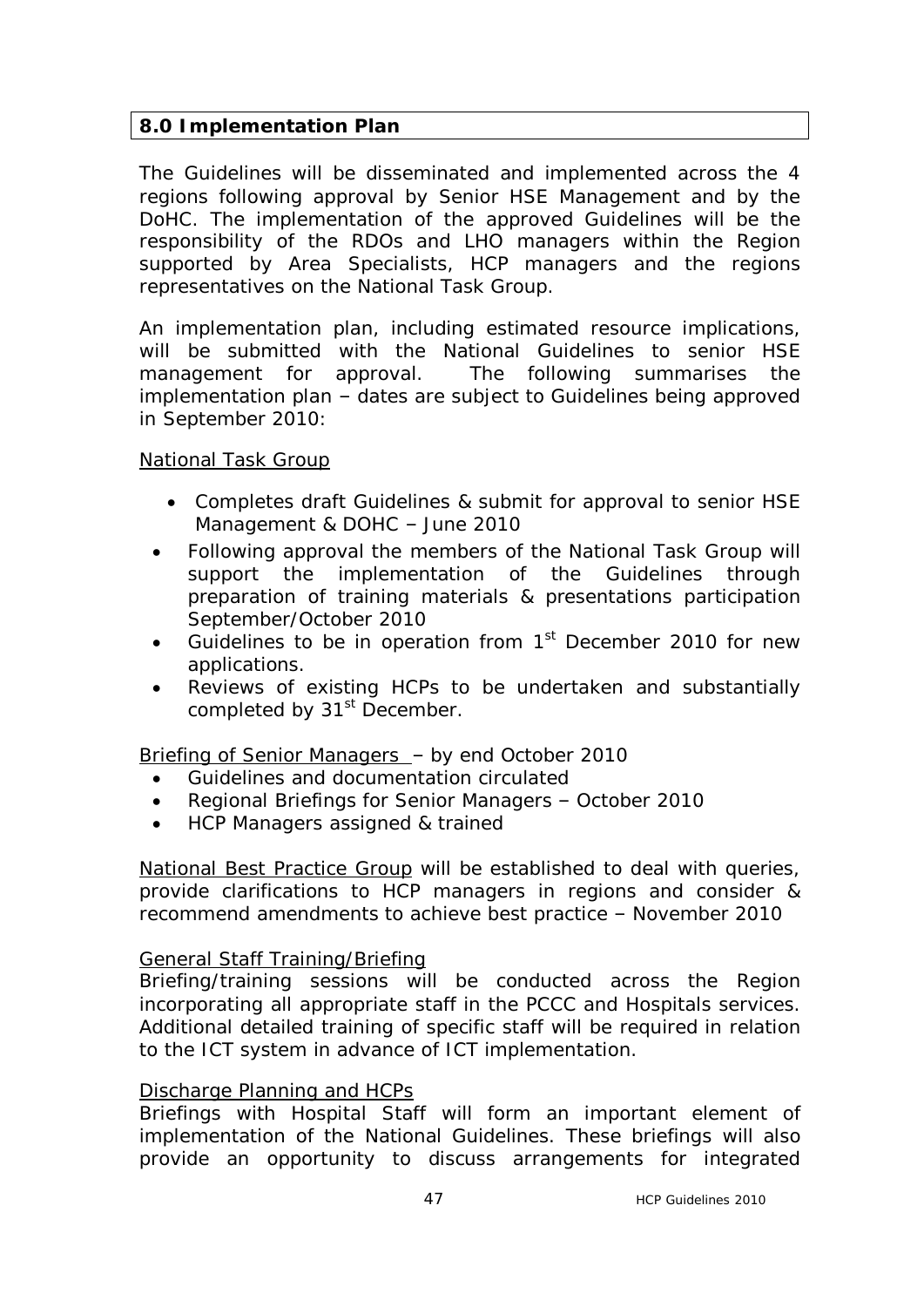## 8.0 Implementation Plan

The Guidelines will be disseminated and implemented across the 4 regions following approval by Senior HSE Management and by the DoHC. The implementation of the approved Guidelines will be the responsibility of the RDOs and LHO managers within the Region supported by Area Specialists, HCP managers and the regions representatives on the National Task Group.

An implementation plan, including estimated resource implications, will be submitted with the National Guidelines to senior HSE management for approval. The following summarises the implementation plan – dates are subject to Guidelines being approved in September 2010:

National Task Group

- Completes draft Guidelines & submit for approval to senior HSE Management & DOHC – June 2010
- Following approval the members of the National Task Group will support the implementation of the Guidelines through preparation of training materials & presentations participation September/October 2010
- Guidelines to be in operation from 1st December 2010 for new applications.
- Reviews of existing HCPs to be undertaken and substantially completed by 31st December.

Briefing of Senior Managers – by end October 2010

- Guidelines and documentation circulated
- Regional Briefings for Senior Managers – October 2010
- HCP Managers assigned & trained

National Best Practice Group will be established to deal with queries, provide clarifications to HCP managers in regions and consider & recommend amendments to achieve best practice – November 2010

General Staff Training/Briefing

Briefing/training sessions will be conducted across the Region incorporating all appropriate staff in the PCCC and Hospitals services. Additional detailed training of specific staff will be required in relation to the ICT system in advance of ICT implementation.

Discharge Planning and HCPs

Briefings with Hospital Staff will form an important element of implementation of the National Guidelines. These briefings will also provide an opportunity to discuss arrangements for integrated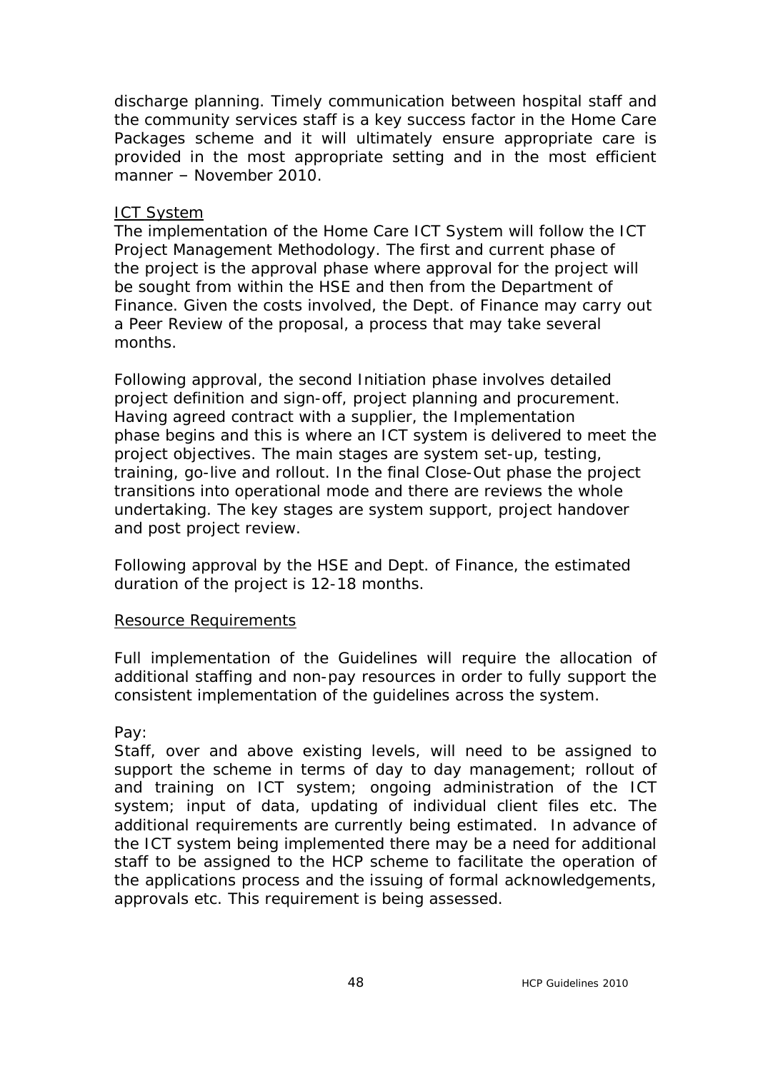discharge planning. Timely communication between hospital staff and the community services staff is a key success factor in the Home Care Packages scheme and it will ultimately ensure appropriate care is provided in the most appropriate setting and in the most efficient manner – November 2010.

<u>ICT System</u>

The implementation of the Home Care ICT System will follow the ICT Project Management Methodology. The first and current phase of the project is the approval phase where approval for the project will be sought from within the HSE and then from the Department of Finance. Given the costs involved, the Dept. of Finance may carry out a Peer Review of the proposal, a process that may take several months.

Following approval, the second Initiation phase involves detailed project definition and sign-off, project planning and procurement. Having agreed contract with a supplier, the Implementation phase begins and this is where an ICT system is delivered to meet the project objectives. The main stages are system set-up, testing, training, go-live and rollout. In the final Close-Out phase the project transitions into operational mode and there are reviews the whole undertaking. The key stages are system support, project handover and post project review.

Following approval by the HSE and Dept. of Finance, the estimated duration of the project is 12-18 months.

<u>Resource Requirements</u>

Full implementation of the Guidelines will require the allocation of additional staffing and non-pay resources in order to fully support the consistent implementation of the guidelines across the system.

Pay:

Staff, over and above existing levels, will need to be assigned to support the scheme in terms of day to day management; rollout of and training on ICT system; ongoing administration of the ICT system; input of data, updating of individual client files etc. The additional requirements are currently being estimated. In advance of the ICT system being implemented there may be a need for additional staff to be assigned to the HCP scheme to facilitate the operation of the applications process and the issuing of formal acknowledgements, approvals etc. This requirement is being assessed.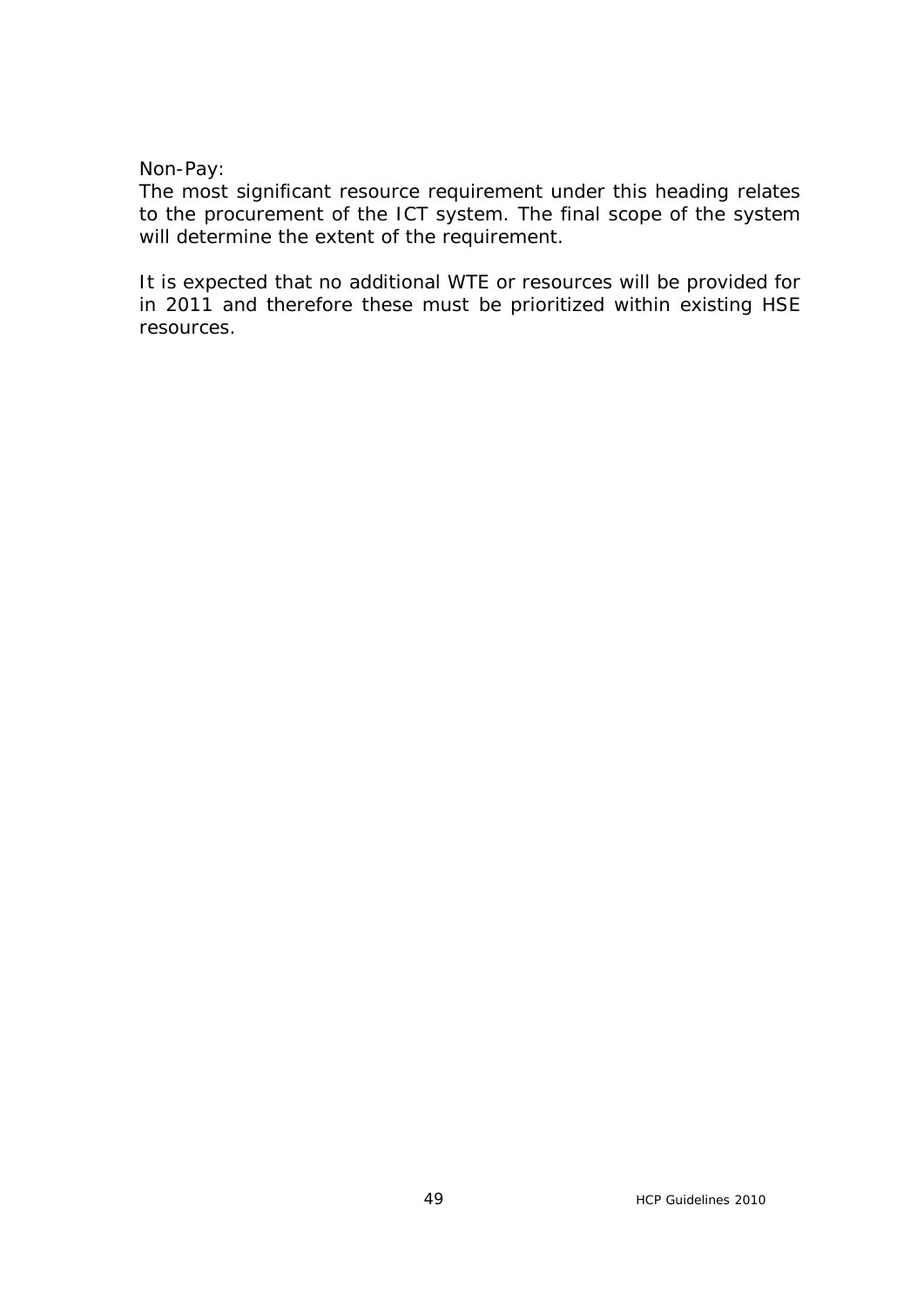Non-Pay:
The most significant resource requirement under this heading relates to the procurement of the ICT system. The final scope of the system will determine the extent of the requirement.

It is expected that no additional WTE or resources will be provided for in 2011 and therefore these must be prioritized within existing HSE resources.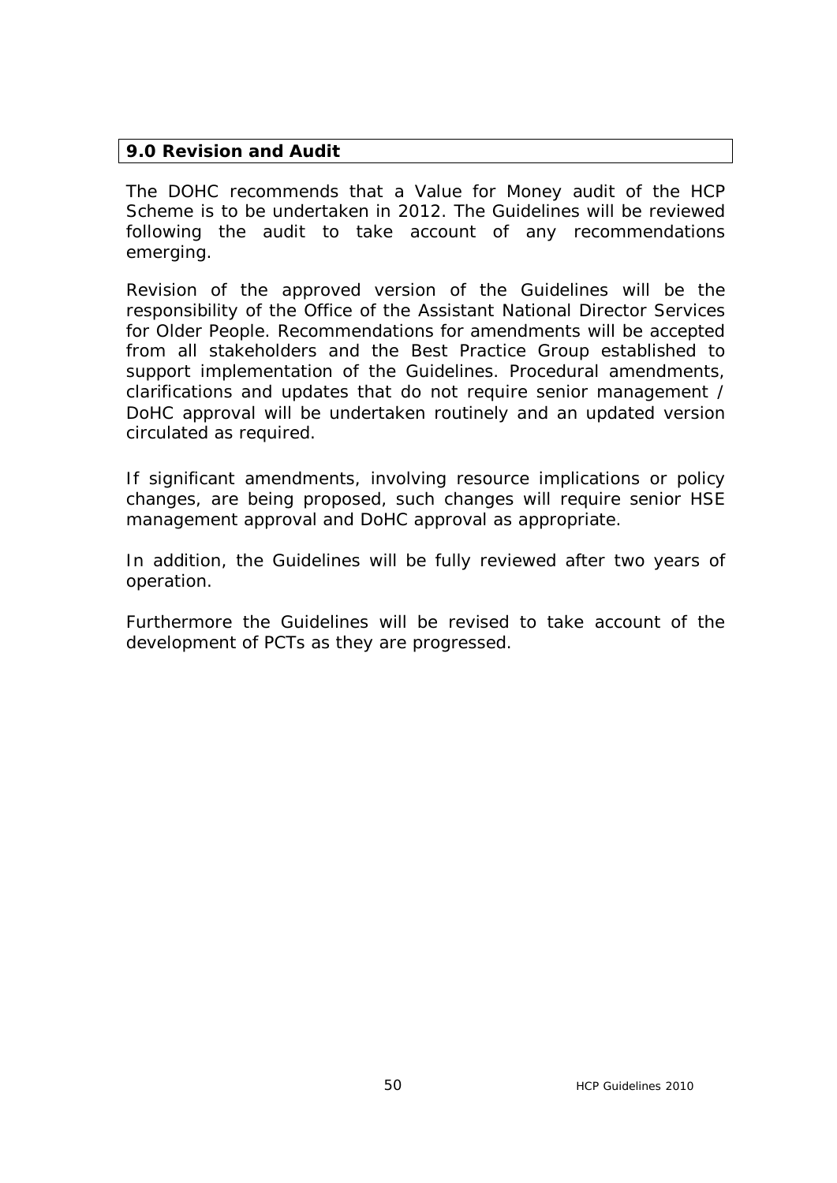## 9.0 Revision and Audit

The DOHC recommends that a Value for Money audit of the HCP Scheme is to be undertaken in 2012. The Guidelines will be reviewed following the audit to take account of any recommendations emerging.

Revision of the approved version of the Guidelines will be the responsibility of the Office of the Assistant National Director Services for Older People. Recommendations for amendments will be accepted from all stakeholders and the Best Practice Group established to support implementation of the Guidelines. Procedural amendments, clarifications and updates that do not require senior management / DoHC approval will be undertaken routinely and an updated version circulated as required.

If significant amendments, involving resource implications or policy changes, are being proposed, such changes will require senior HSE management approval and DoHC approval as appropriate.

In addition, the Guidelines will be fully reviewed after two years of operation.

Furthermore the Guidelines will be revised to take account of the development of PCTs as they are progressed.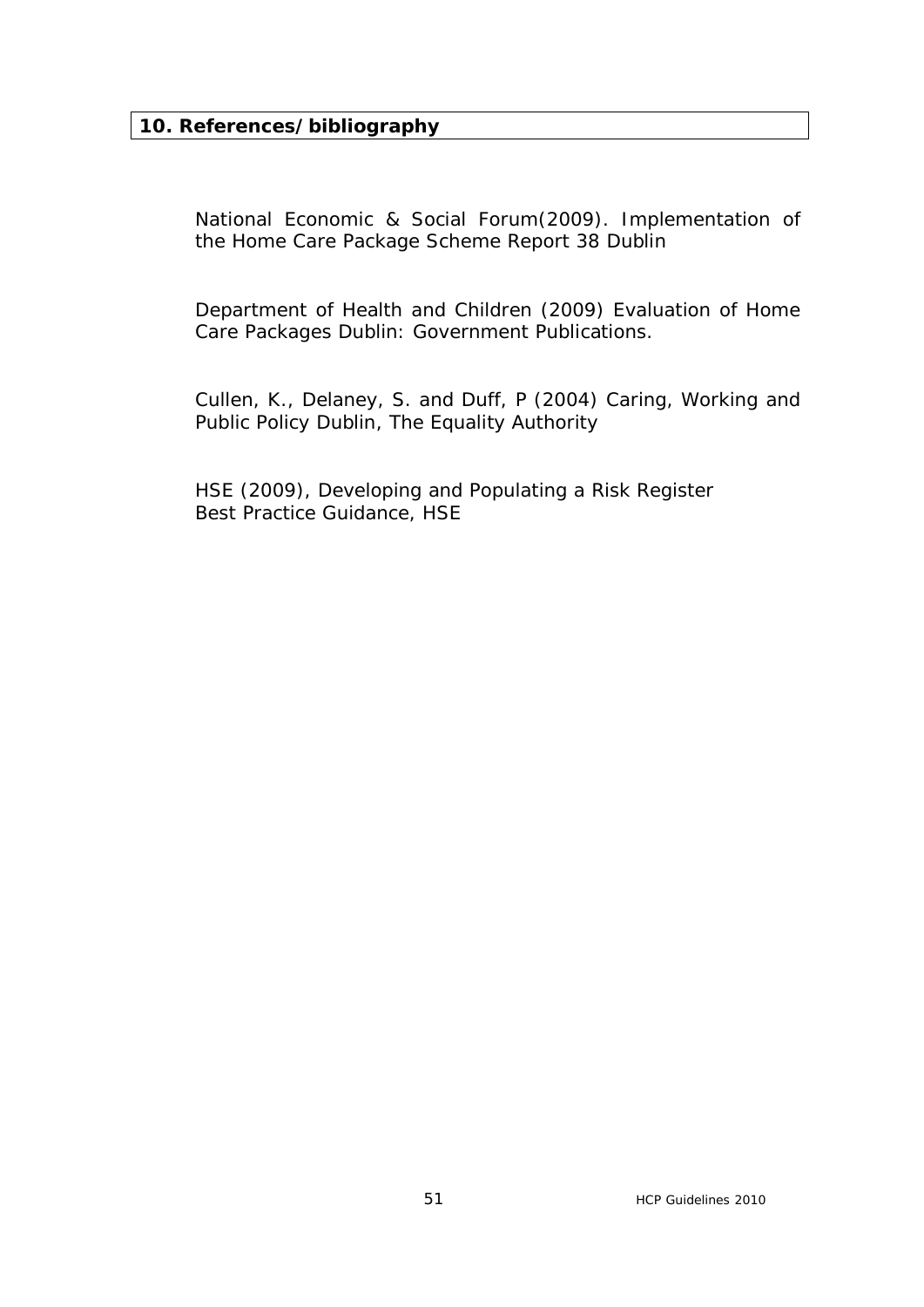## 10. References/bibliography

National Economic & Social Forum(2009). Implementation of the Home Care Package Scheme Report 38 Dublin

Department of Health and Children (2009) Evaluation of Home Care Packages Dublin: Government Publications.

Cullen, K., Delaney, S. and Duff, P (2004) Caring, Working and Public Policy Dublin, The Equality Authority

HSE (2009), Developing and Populating a Risk Register
Best Practice Guidance, HSE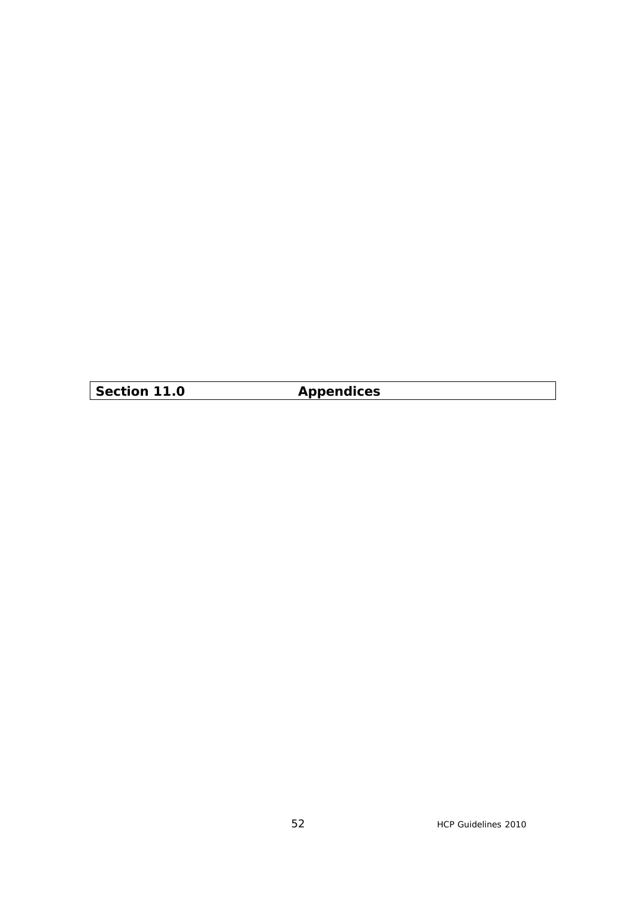# Section 11.0 Appendices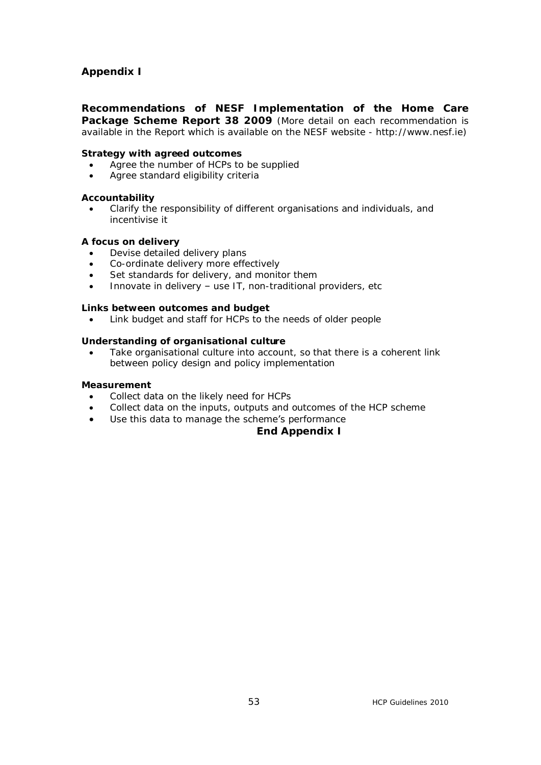## Appendix I

**Recommendations of NESF Implementation of the Home Care Package Scheme Report 38 2009** (More detail on each recommendation is available in the Report which is available on the NESF website - http://www.nesf.ie)

**Strategy with agreed outcomes**

- Agree the number of HCPs to be supplied
- Agree standard eligibility criteria

**Accountability**

- Clarify the responsibility of different organisations and individuals, and incentivise it

**A focus on delivery**

- Devise detailed delivery plans
- Co-ordinate delivery more effectively
- Set standards for delivery, and monitor them
- Innovate in delivery – use IT, non-traditional providers, etc

**Links between outcomes and budget**

- Link budget and staff for HCPs to the needs of older people

**Understanding of organisational culture**

- Take organisational culture into account, so that there is a coherent link between policy design and policy implementation

**Measurement**

- Collect data on the likely need for HCPs
- Collect data on the inputs, outputs and outcomes of the HCP scheme
- Use this data to manage the scheme's performance

**End Appendix I**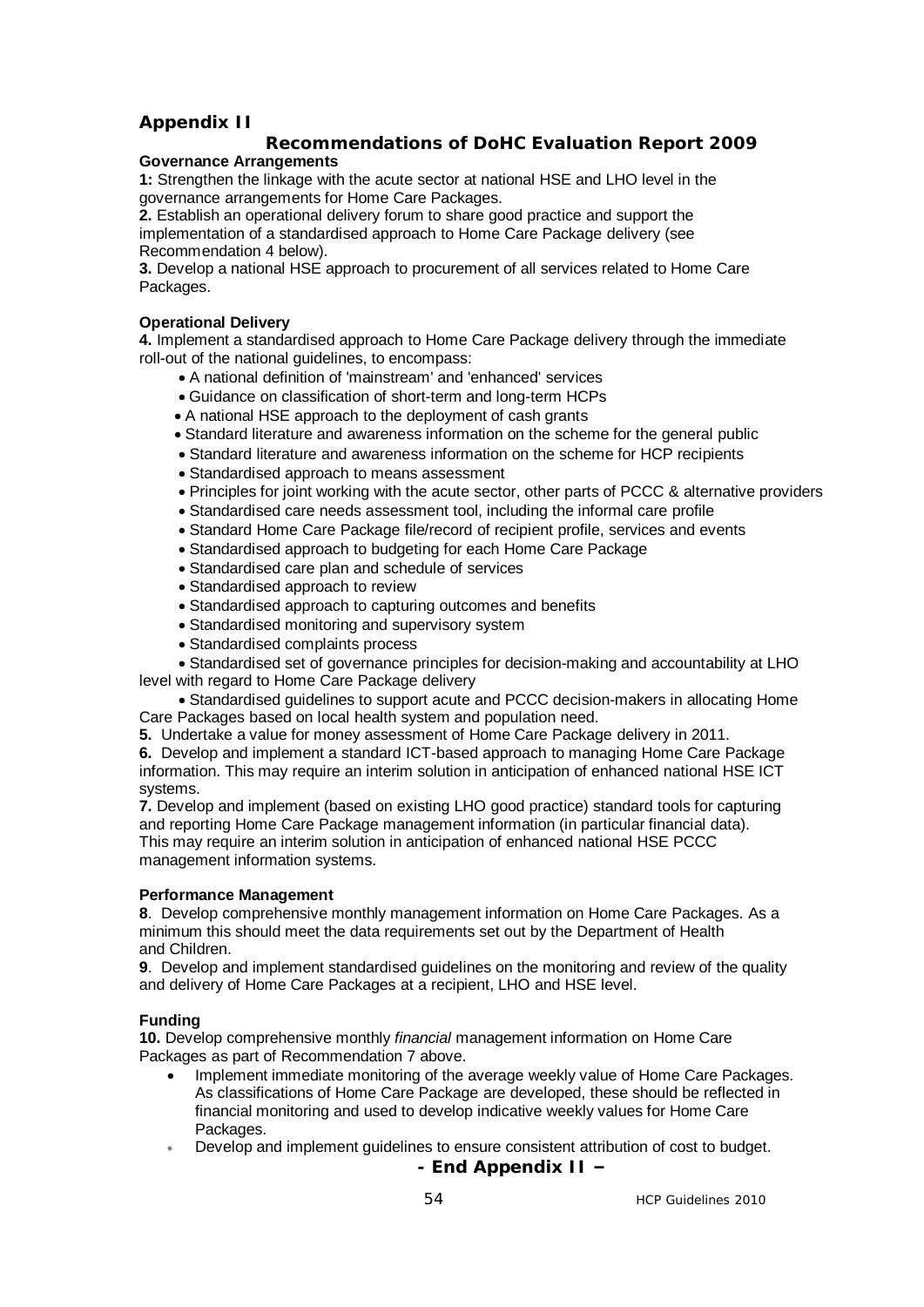## Appendix II

### Recommendations of DoHC Evaluation Report 2009

**Governance Arrangements**

**1:** Strengthen the linkage with the acute sector at national HSE and LHO level in the governance arrangements for Home Care Packages.

**2.** Establish an operational delivery forum to share good practice and support the implementation of a standardised approach to Home Care Package delivery (see Recommendation 4 below).

**3.** Develop a national HSE approach to procurement of all services related to Home Care Packages.

**Operational Delivery**

**4.** Implement a standardised approach to Home Care Package delivery through the immediate roll-out of the national guidelines, to encompass:

- A national definition of 'mainstream' and 'enhanced' services
- Guidance on classification of short-term and long-term HCPs
- A national HSE approach to the deployment of cash grants
- Standard literature and awareness information on the scheme for the general public
- Standard literature and awareness information on the scheme for HCP recipients
- Standardised approach to means assessment
- Principles for joint working with the acute sector, other parts of PCCC & alternative providers
- Standardised care needs assessment tool, including the informal care profile
- Standard Home Care Package file/record of recipient profile, services and events
- Standardised approach to budgeting for each Home Care Package
- Standardised care plan and schedule of services
- Standardised approach to review
- Standardised approach to capturing outcomes and benefits
- Standardised monitoring and supervisory system
- Standardised complaints process
- Standardised set of governance principles for decision-making and accountability at LHO level with regard to Home Care Package delivery
- Standardised guidelines to support acute and PCCC decision-makers in allocating Home Care Packages based on local health system and population need.

**5.** Undertake a value for money assessment of Home Care Package delivery in 2011.

**6.** Develop and implement a standard ICT-based approach to managing Home Care Package information. This may require an interim solution in anticipation of enhanced national HSE ICT systems.

**7.** Develop and implement (based on existing LHO good practice) standard tools for capturing and reporting Home Care Package management information (in particular financial data). This may require an interim solution in anticipation of enhanced national HSE PCCC management information systems.

**Performance Management**

**8**. Develop comprehensive monthly management information on Home Care Packages. As a minimum this should meet the data requirements set out by the Department of Health and Children.

**9**. Develop and implement standardised guidelines on the monitoring and review of the quality and delivery of Home Care Packages at a recipient, LHO and HSE level.

**Funding**

**10.** Develop comprehensive monthly *financial* management information on Home Care Packages as part of Recommendation 7 above.

- Implement immediate monitoring of the average weekly value of Home Care Packages. As classifications of Home Care Package are developed, these should be reflected in financial monitoring and used to develop indicative weekly values for Home Care Packages.
- Develop and implement guidelines to ensure consistent attribution of cost to budget.

**- End Appendix II –**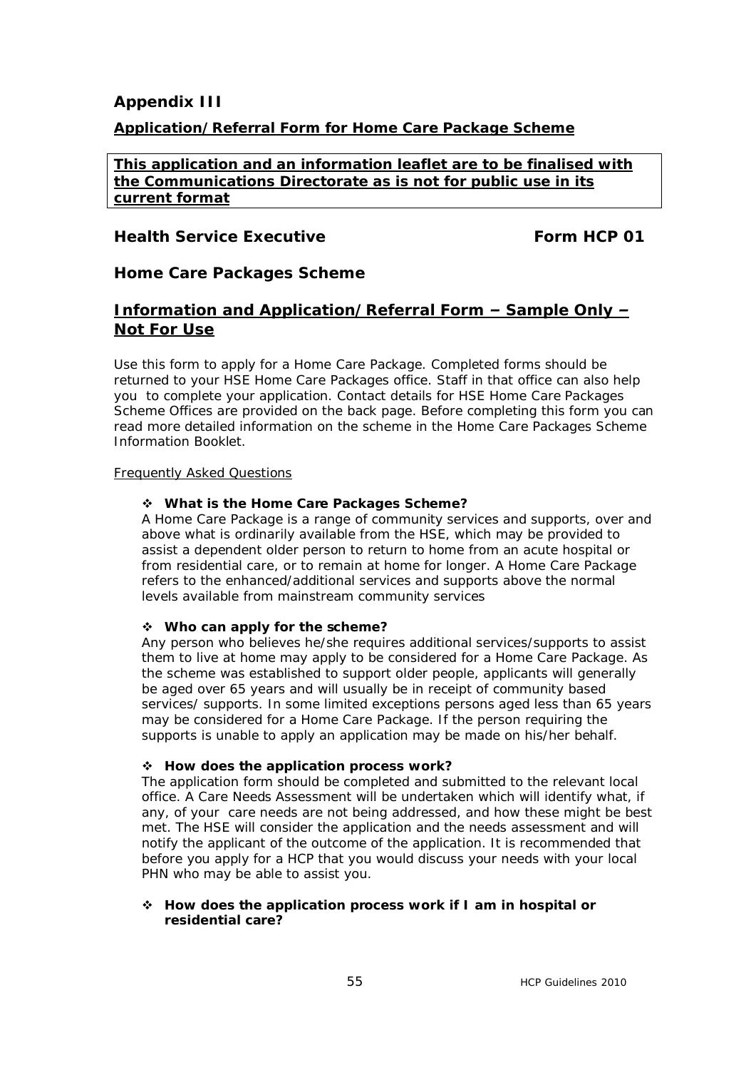## Appendix III

**Application/Referral Form for Home Care Package Scheme**

> **This application and an information leaflet are to be finalised with the Communications Directorate as is not for public use in its current format**

**Health Service Executive** **Form HCP 01**

### Home Care Packages Scheme

## Information and Application/Referral Form – Sample Only – Not For Use

Use this form to apply for a Home Care Package. Completed forms should be returned to your HSE Home Care Packages office. Staff in that office can also help you to complete your application. Contact details for HSE Home Care Packages Scheme Offices are provided on the back page. Before completing this form you can read more detailed information on the scheme in the Home Care Packages Scheme Information Booklet.

Frequently Asked Questions

- **What is the Home Care Packages Scheme?**
  A Home Care Package is a range of community services and supports, over and above what is ordinarily available from the HSE, which may be provided to assist a dependent older person to return to home from an acute hospital or from residential care, or to remain at home for longer. A Home Care Package refers to the enhanced/additional services and supports above the normal levels available from mainstream community services

- **Who can apply for the scheme?**
  Any person who believes he/she requires additional services/supports to assist them to live at home may apply to be considered for a Home Care Package. As the scheme was established to support older people, applicants will generally be aged over 65 years and will usually be in receipt of community based services/ supports. In some limited exceptions persons aged less than 65 years may be considered for a Home Care Package. If the person requiring the supports is unable to apply an application may be made on his/her behalf.

- **How does the application process work?**
  The application form should be completed and submitted to the relevant local office. A Care Needs Assessment will be undertaken which will identify what, if any, of your care needs are not being addressed, and how these might be best met. The HSE will consider the application and the needs assessment and will notify the applicant of the outcome of the application. It is recommended that before you apply for a HCP that you would discuss your needs with your local PHN who may be able to assist you.

- **How does the application process work if I am in hospital or residential care?**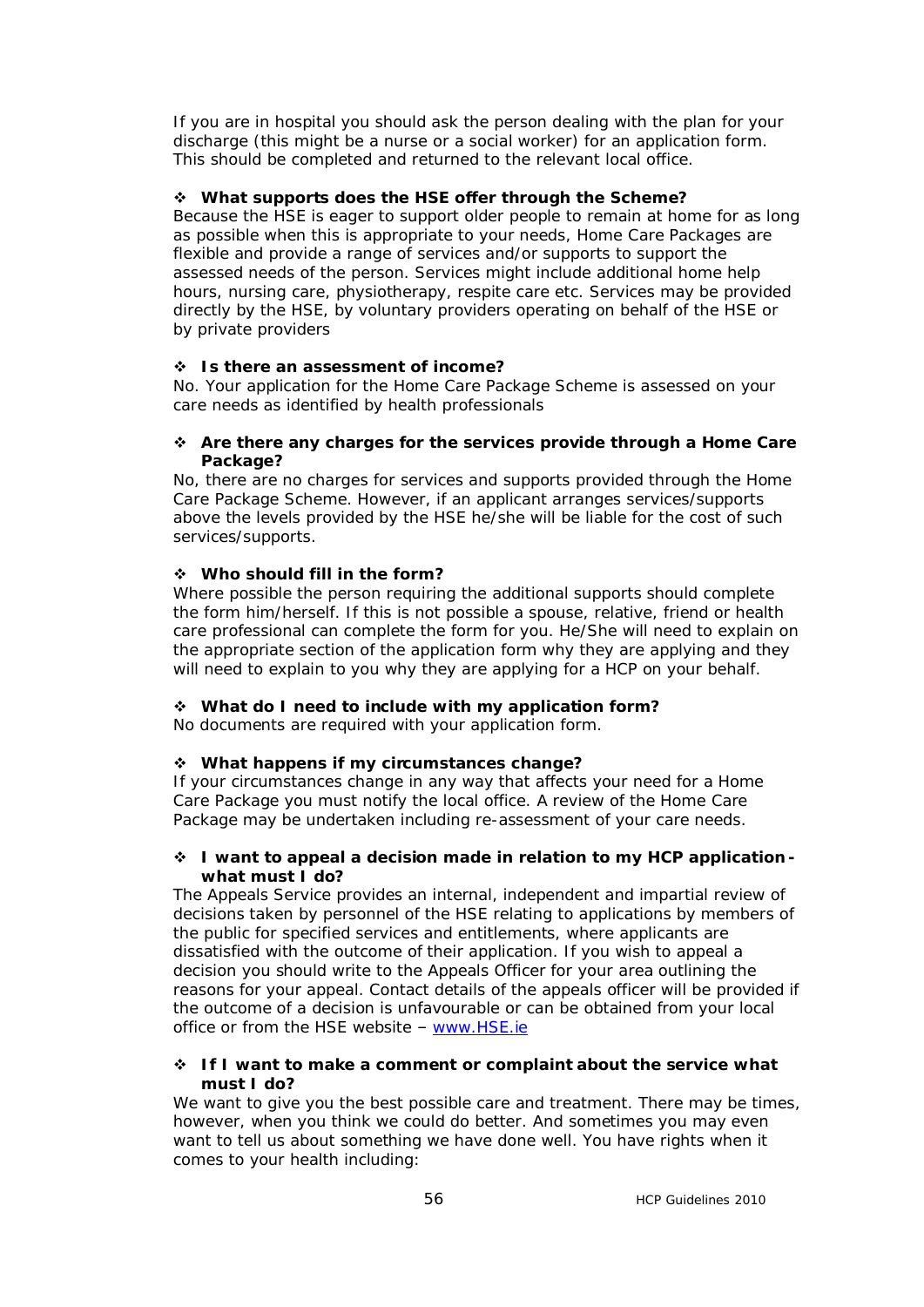If you are in hospital you should ask the person dealing with the plan for your discharge (this might be a nurse or a social worker) for an application form. This should be completed and returned to the relevant local office.

- **What supports does the HSE offer through the Scheme?**

Because the HSE is eager to support older people to remain at home for as long as possible when this is appropriate to your needs, Home Care Packages are flexible and provide a range of services and/or supports to support the assessed needs of the person. Services might include additional home help hours, nursing care, physiotherapy, respite care etc. Services may be provided directly by the HSE, by voluntary providers operating on behalf of the HSE or by private providers

- **Is there an assessment of income?**

No. Your application for the Home Care Package Scheme is assessed on your care needs as identified by health professionals

- **Are there any charges for the services provide through a Home Care Package?**

No, there are no charges for services and supports provided through the Home Care Package Scheme. However, if an applicant arranges services/supports above the levels provided by the HSE he/she will be liable for the cost of such services/supports.

- **Who should fill in the form?**

Where possible the person requiring the additional supports should complete the form him/herself. If this is not possible a spouse, relative, friend or health care professional can complete the form for you. He/She will need to explain on the appropriate section of the application form why they are applying and they will need to explain to you why they are applying for a HCP on your behalf.

- **What do I need to include with my application form?**

No documents are required with your application form.

- **What happens if my circumstances change?**

If your circumstances change in any way that affects your need for a Home Care Package you must notify the local office. A review of the Home Care Package may be undertaken including re-assessment of your care needs.

- **I want to appeal a decision made in relation to my HCP application - what must I do?**

The Appeals Service provides an internal, independent and impartial review of decisions taken by personnel of the HSE relating to applications by members of the public for specified services and entitlements, where applicants are dissatisfied with the outcome of their application. If you wish to appeal a decision you should write to the Appeals Officer for your area outlining the reasons for your appeal. Contact details of the appeals officer will be provided if the outcome of a decision is unfavourable or can be obtained from your local office or from the HSE website – [www.HSE.ie](http://www.HSE.ie)

- **If I want to make a comment or complaint about the service what must I do?**

We want to give you the best possible care and treatment. There may be times, however, when you think we could do better. And sometimes you may even want to tell us about something we have done well. You have rights when it comes to your health including: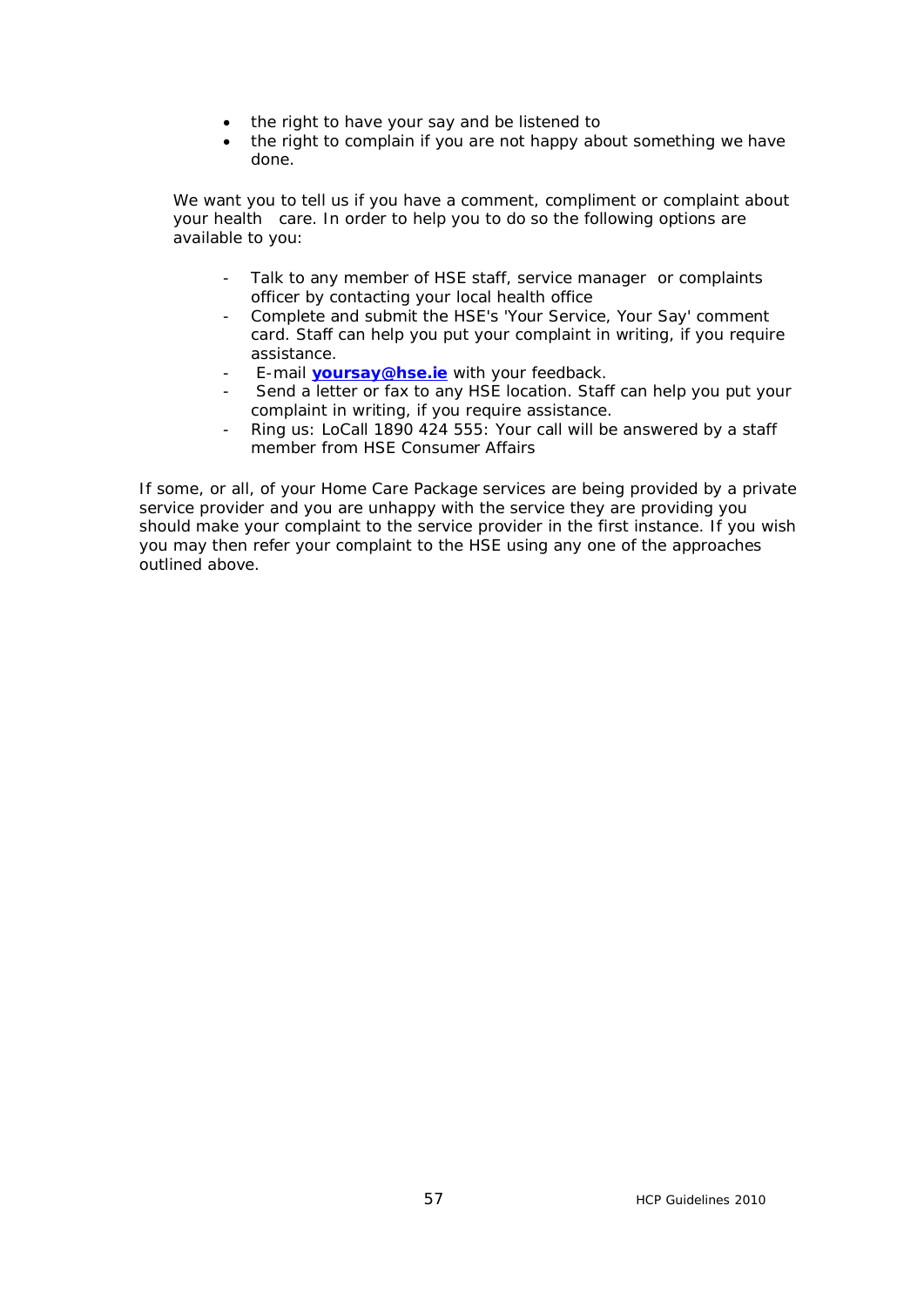- the right to have your say and be listened to
- the right to complain if you are not happy about something we have done.

We want you to tell us if you have a comment, compliment or complaint about your health care. In order to help you to do so the following options are available to you:

- Talk to any member of HSE staff, service manager or complaints officer by contacting your local health office
- Complete and submit the HSE's 'Your Service, Your Say' comment card. Staff can help you put your complaint in writing, if you require assistance.
- E-mail **yoursay@hse.ie** with your feedback.
- Send a letter or fax to any HSE location. Staff can help you put your complaint in writing, if you require assistance.
- Ring us: LoCall 1890 424 555: Your call will be answered by a staff member from HSE Consumer Affairs

If some, or all, of your Home Care Package services are being provided by a private service provider and you are unhappy with the service they are providing you should make your complaint to the service provider in the first instance. If you wish you may then refer your complaint to the HSE using any one of the approaches outlined above.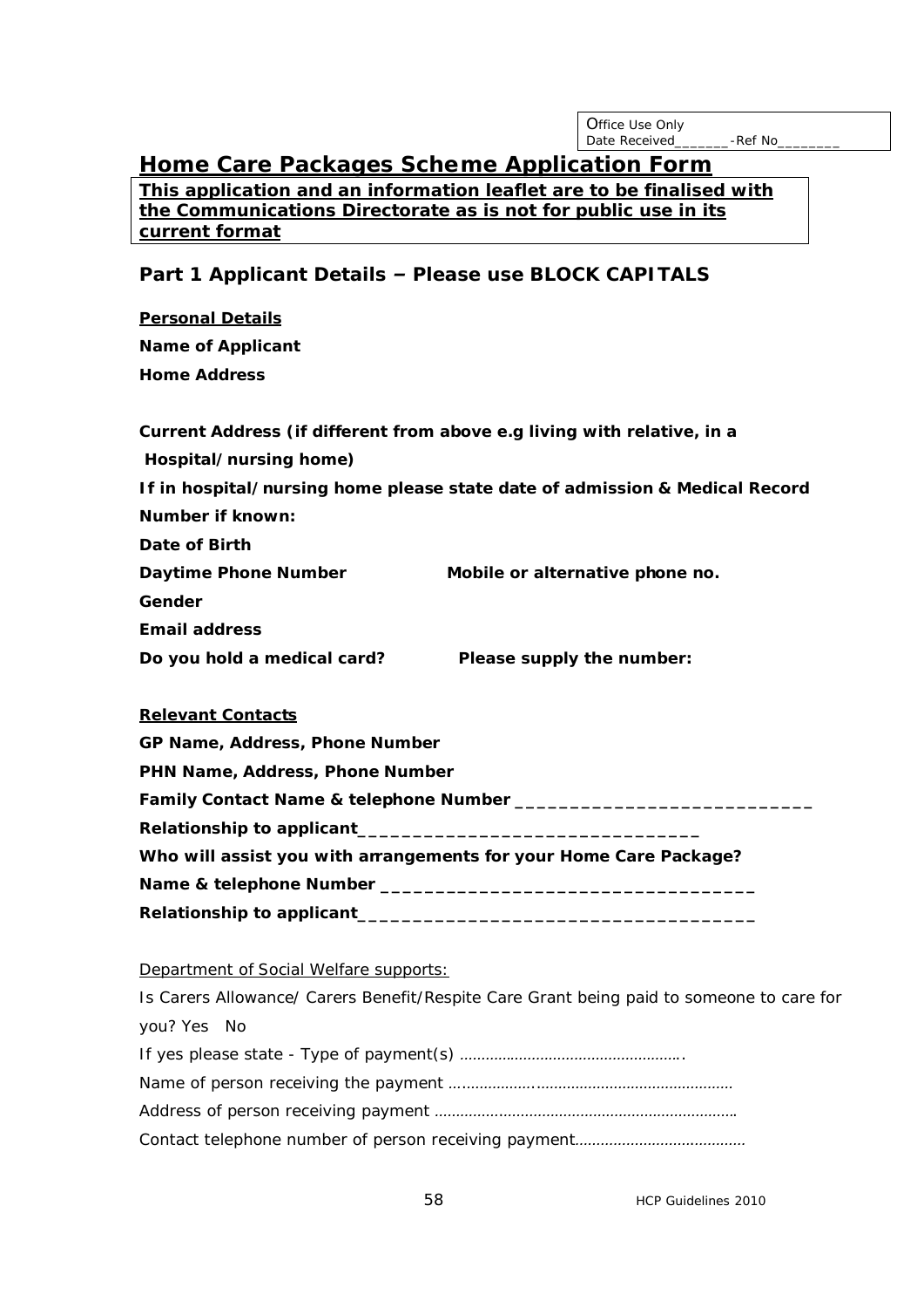Office Use Only
Date Received_______-Ref No________

## Home Care Packages Scheme Application Form

**This application and an information leaflet are to be finalised with the Communications Directorate as is not for public use in its current format**

### Part 1 Applicant Details – Please use BLOCK CAPITALS

**Personal Details**

**Name of Applicant**

**Home Address**

**Current Address (if different from above e.g living with relative, in a Hospital/nursing home)**

**If in hospital/nursing home please state date of admission & Medical Record Number if known:**

**Date of Birth**

**Daytime Phone Number** **Mobile or alternative phone no.**

**Gender**

**Email address**

**Do you hold a medical card?** **Please supply the number:**

**Relevant Contacts**

**GP Name, Address, Phone Number**

**PHN Name, Address, Phone Number**

**Family Contact Name & telephone Number** ____________________________

**Relationship to applicant**________________________________

**Who will assist you with arrangements for your Home Care Package?**

**Name & telephone Number** __________________________________

**Relationship to applicant**____________________________________

Department of Social Welfare supports:

Is Carers Allowance/ Carers Benefit/Respite Care Grant being paid to someone to care for you? Yes No

If yes please state - Type of payment(s) …………………………………………….

Name of person receiving the payment ……………….……………………………………

Address of person receiving payment ……………………………………………………………

Contact telephone number of person receiving payment…………………………………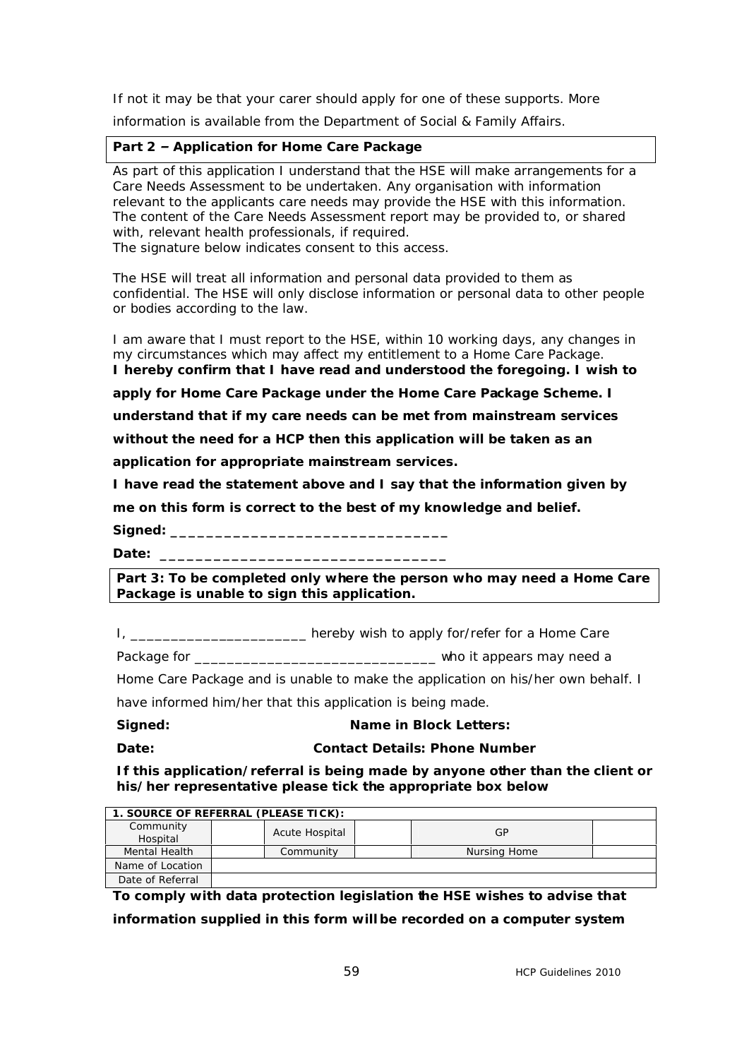If not it may be that your carer should apply for one of these supports. More information is available from the Department of Social & Family Affairs.

**Part 2 – Application for Home Care Package**

As part of this application I understand that the HSE will make arrangements for a Care Needs Assessment to be undertaken. Any organisation with information relevant to the applicants care needs may provide the HSE with this information. The content of the Care Needs Assessment report may be provided to, or shared with, relevant health professionals, if required.
The signature below indicates consent to this access.

The HSE will treat all information and personal data provided to them as confidential. The HSE will only disclose information or personal data to other people or bodies according to the law.

I am aware that I must report to the HSE, within 10 working days, any changes in my circumstances which may affect my entitlement to a Home Care Package.
**I hereby confirm that I have read and understood the foregoing. I wish to apply for Home Care Package under the Home Care Package Scheme. I understand that if my care needs can be met from mainstream services without the need for a HCP then this application will be taken as an application for appropriate mainstream services.**

**I have read the statement above and I say that the information given by me on this form is correct to the best of my knowledge and belief.**

**Signed:** _________________________________

**Date:** _________________________________

**Part 3: To be completed only where the person who may need a Home Care Package is unable to sign this application.**

I, ______________________ hereby wish to apply for/refer for a Home Care Package for ______________________________ who it appears may need a Home Care Package and is unable to make the application on his/her own behalf. I have informed him/her that this application is being made.

**Signed:** **Name in Block Letters:**

**Date:** **Contact Details: Phone Number**

**If this application/referral is being made by anyone other than the client or his/her representative please tick the appropriate box below**

| 1. SOURCE OF REFERRAL (PLEASE TICK): | | | | | |
|---|---|---|---|---|---|
| Community Hospital | | Acute Hospital | | GP | |
| Mental Health | | Community | | Nursing Home | |
| Name of Location | | | | | |
| Date of Referral | | | | | |

**To comply with data protection legislation the HSE wishes to advise that information supplied in this form will be recorded on a computer system**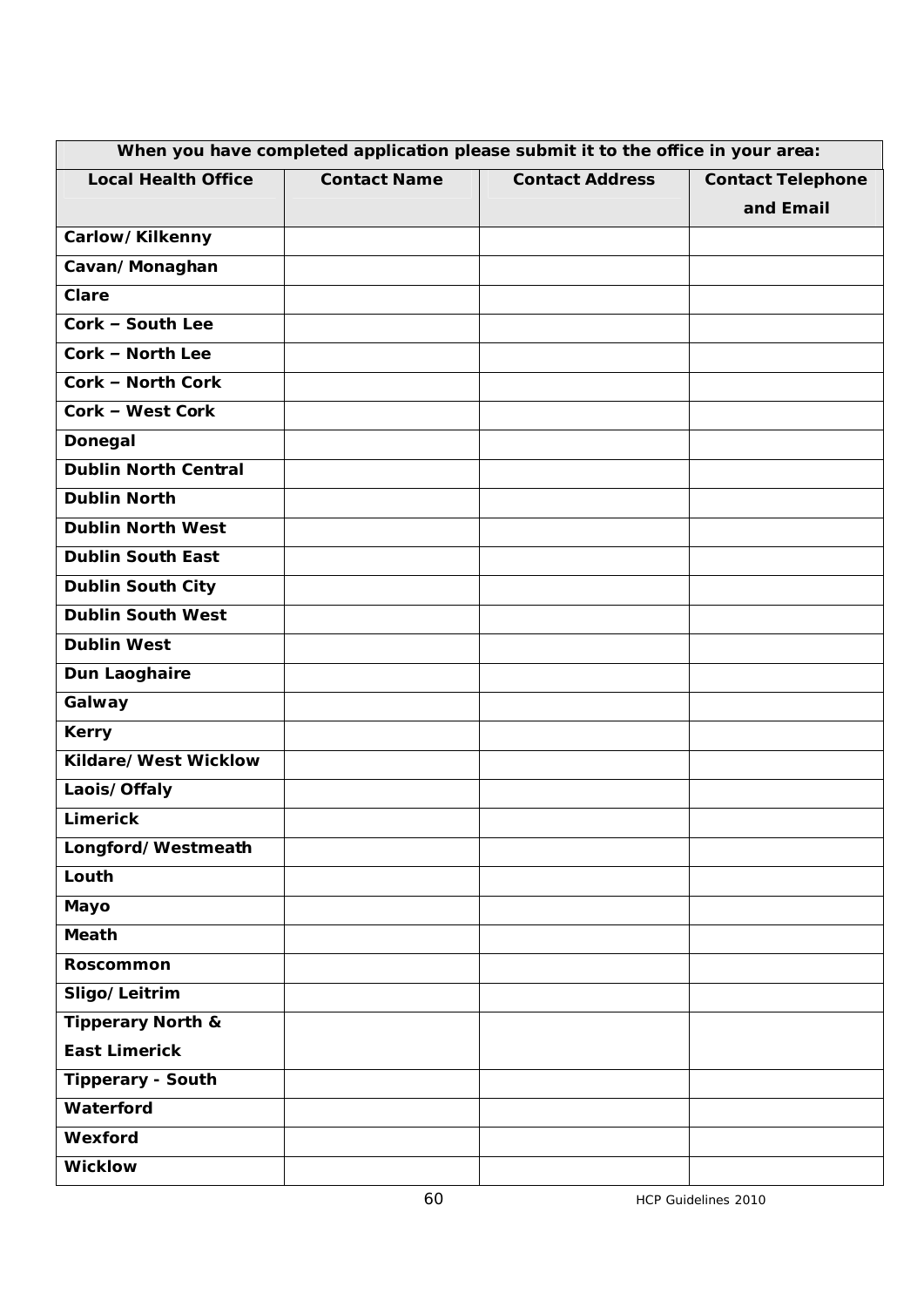| When you have completed application please submit it to the office in your area: | | | |
|---|---|---|---|
| **Local Health Office** | **Contact Name** | **Contact Address** | **Contact Telephone and Email** |
| **Carlow/ Kilkenny** | | | |
| **Cavan/ Monaghan** | | | |
| **Clare** | | | |
| **Cork – South Lee** | | | |
| **Cork – North Lee** | | | |
| **Cork – North Cork** | | | |
| **Cork – West Cork** | | | |
| **Donegal** | | | |
| **Dublin North Central** | | | |
| **Dublin North** | | | |
| **Dublin North West** | | | |
| **Dublin South East** | | | |
| **Dublin South City** | | | |
| **Dublin South West** | | | |
| **Dublin West** | | | |
| **Dun Laoghaire** | | | |
| **Galway** | | | |
| **Kerry** | | | |
| **Kildare/ West Wicklow** | | | |
| **Laois/ Offaly** | | | |
| **Limerick** | | | |
| **Longford/ Westmeath** | | | |
| **Louth** | | | |
| **Mayo** | | | |
| **Meath** | | | |
| **Roscommon** | | | |
| **Sligo/ Leitrim** | | | |
| **Tipperary North & East Limerick** | | | |
| **Tipperary - South** | | | |
| **Waterford** | | | |
| **Wexford** | | | |
| **Wicklow** | | | |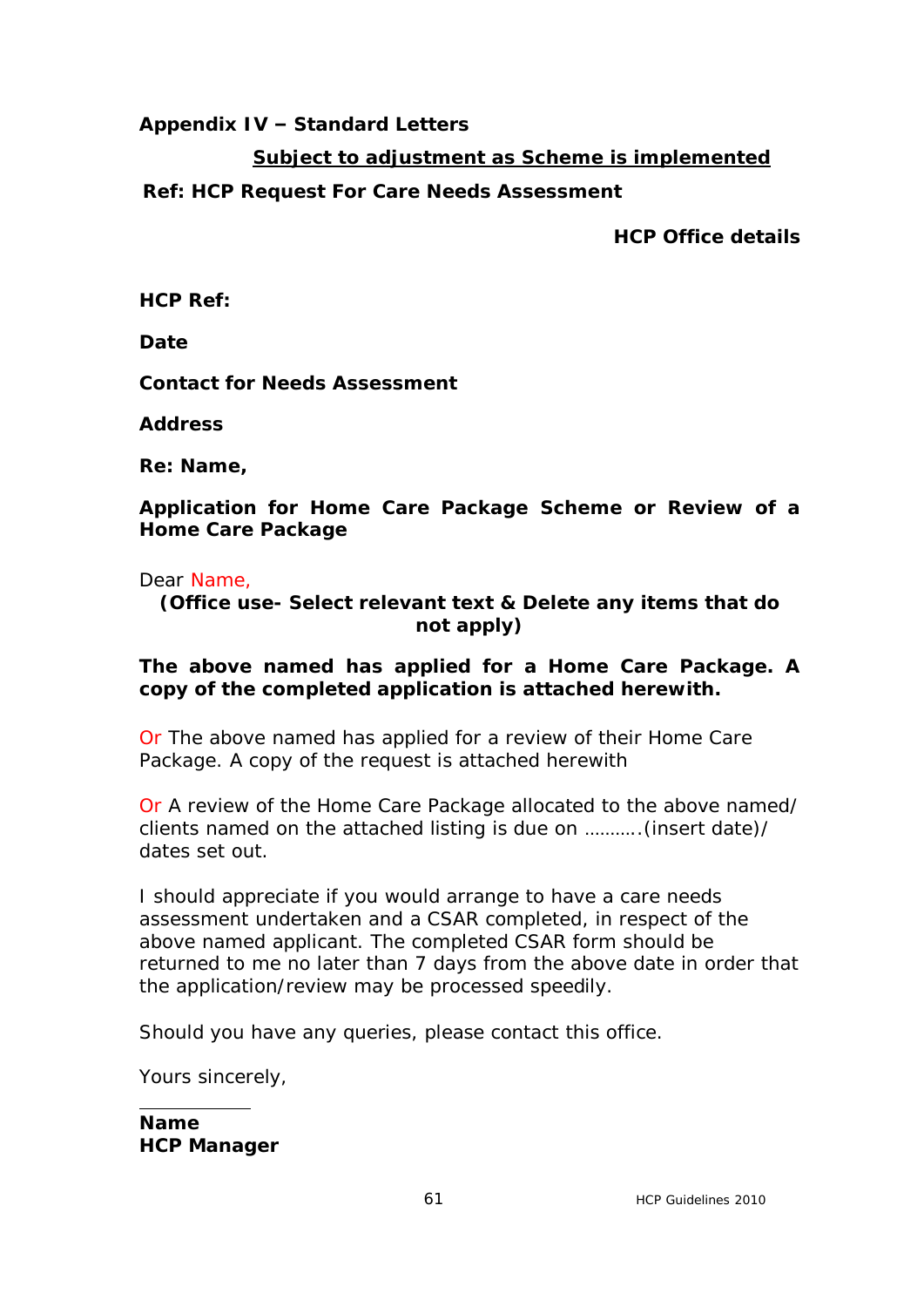**Appendix IV – Standard Letters**

**Subject to adjustment as Scheme is implemented**

**Ref: HCP Request For Care Needs Assessment**

**HCP Office details**

**HCP Ref:**

**Date**

**Contact for Needs Assessment**

**Address**

**Re: Name,**

**Application for Home Care Package Scheme or Review of a Home Care Package**

Dear Name,

**(Office use- Select relevant text & Delete any items that do not apply)**

**The above named has applied for a Home Care Package. A copy of the completed application is attached herewith.**

Or The above named has applied for a review of their Home Care Package. A copy of the request is attached herewith

Or A review of the Home Care Package allocated to the above named/ clients named on the attached listing is due on ……….(insert date)/ dates set out.

I should appreciate if you would arrange to have a care needs assessment undertaken and a CSAR completed, in respect of the above named applicant. The completed CSAR form should be returned to me no later than 7 days from the above date in order that the application/review may be processed speedily.

Should you have any queries, please contact this office.

Yours sincerely,

**Name**
**HCP Manager**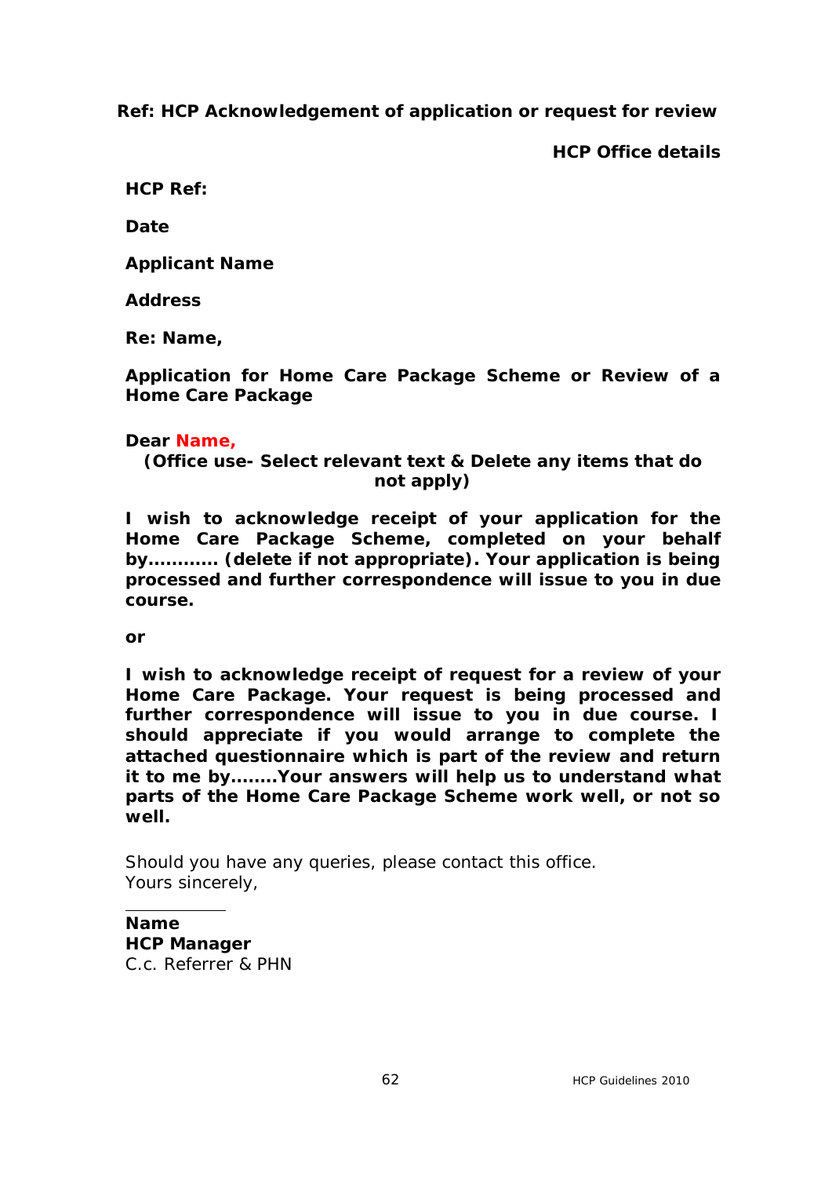**Ref: HCP Acknowledgement of application or request for review**

**HCP Office details**

**HCP Ref:**

**Date**

**Applicant Name**

**Address**

**Re: Name,**

**Application for Home Care Package Scheme or Review of a Home Care Package**

**Dear Name,**

**(Office use- Select relevant text & Delete any items that do not apply)**

**I wish to acknowledge receipt of your application for the Home Care Package Scheme, completed on your behalf by………… (delete if not appropriate). Your application is being processed and further correspondence will issue to you in due course.**

**or**

**I wish to acknowledge receipt of request for a review of your Home Care Package. Your request is being processed and further correspondence will issue to you in due course. I should appreciate if you would arrange to complete the attached questionnaire which is part of the review and return it to me by……..Your answers will help us to understand what parts of the Home Care Package Scheme work well, or not so well.**

Should you have any queries, please contact this office.
Yours sincerely,

\_\_\_\_\_\_\_\_\_\_\_\_

**Name**
**HCP Manager**
C.c. Referrer & PHN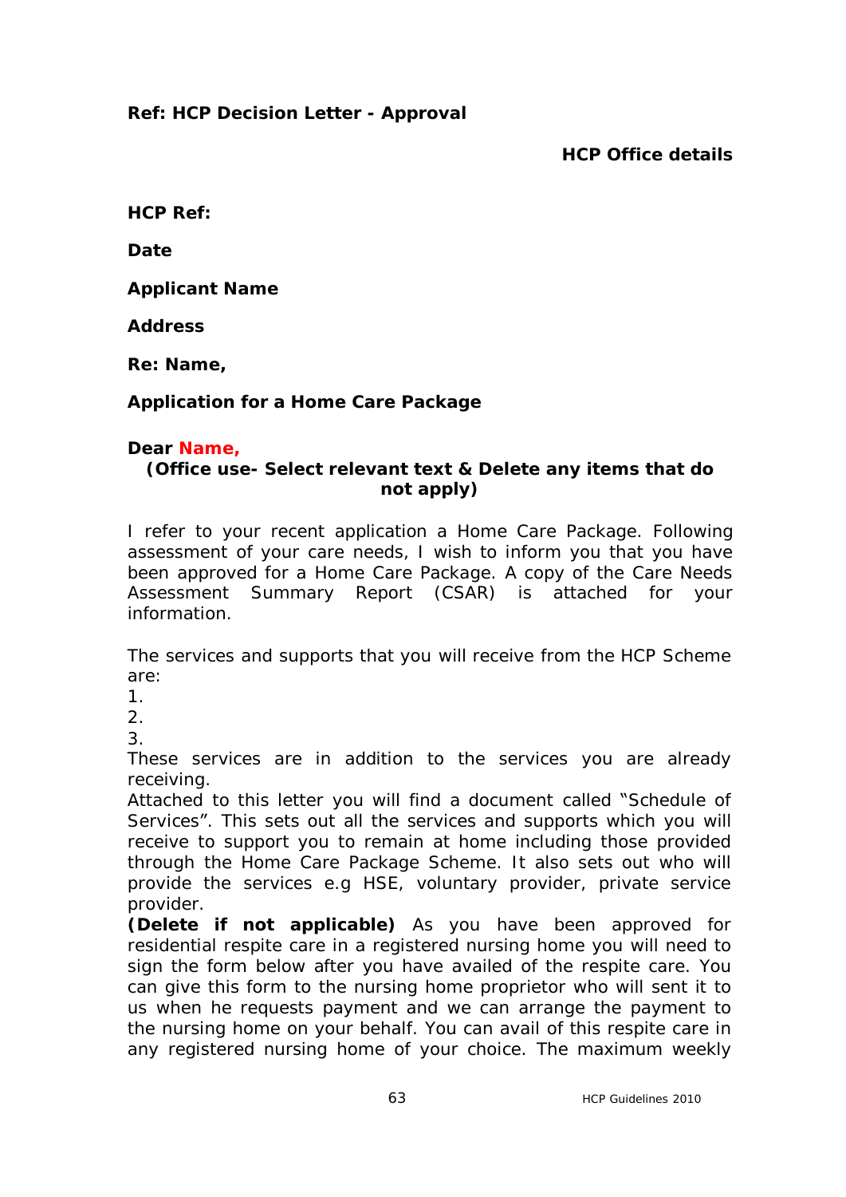**Ref: HCP Decision Letter - Approval**

**HCP Office details**

**HCP Ref:**

**Date**

**Applicant Name**

**Address**

**Re: Name,**

**Application for a Home Care Package**

**Dear Name,**

**(Office use- Select relevant text & Delete any items that do not apply)**

I refer to your recent application a Home Care Package. Following assessment of your care needs, I wish to inform you that you have been approved for a Home Care Package. A copy of the Care Needs Assessment Summary Report (CSAR) is attached for your information.

The services and supports that you will receive from the HCP Scheme are:

1.
2.
3.

These services are in addition to the services you are already receiving.

Attached to this letter you will find a document called "Schedule of Services". This sets out all the services and supports which you will receive to support you to remain at home including those provided through the Home Care Package Scheme. It also sets out who will provide the services e.g HSE, voluntary provider, private service provider.

**(Delete if not applicable)** As you have been approved for residential respite care in a registered nursing home you will need to sign the form below after you have availed of the respite care. You can give this form to the nursing home proprietor who will sent it to us when he requests payment and we can arrange the payment to the nursing home on your behalf. You can avail of this respite care in any registered nursing home of your choice. The maximum weekly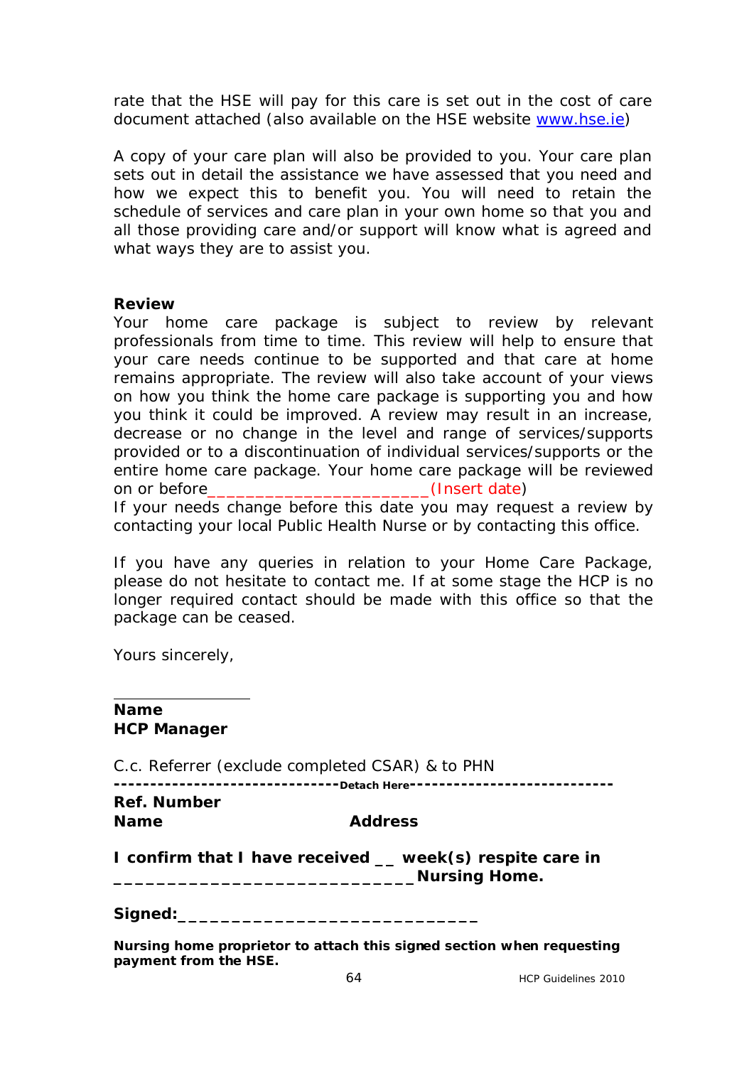rate that the HSE will pay for this care is set out in the cost of care document attached (also available on the HSE website www.hse.ie)

A copy of your care plan will also be provided to you. Your care plan sets out in detail the assistance we have assessed that you need and how we expect this to benefit you. You will need to retain the schedule of services and care plan in your own home so that you and all those providing care and/or support will know what is agreed and what ways they are to assist you.

**Review**
Your home care package is subject to review by relevant professionals from time to time. This review will help to ensure that your care needs continue to be supported and that care at home remains appropriate. The review will also take account of your views on how you think the home care package is supporting you and how you think it could be improved. A review may result in an increase, decrease or no change in the level and range of services/supports provided or to a discontinuation of individual services/supports or the entire home care package. Your home care package will be reviewed on or before_______________________(Insert date)
If your needs change before this date you may request a review by contacting your local Public Health Nurse or by contacting this office.

If you have any queries in relation to your Home Care Package, please do not hesitate to contact me. If at some stage the HCP is no longer required contact should be made with this office so that the package can be ceased.

Yours sincerely,

______________

**Name**
**HCP Manager**

C.c. Referrer (exclude completed CSAR) & to PHN

------------------------------Detach Here----------------------------

**Ref. Number**
**Name** **Address**

**I confirm that I have received __ week(s) respite care in ____________________________Nursing Home.**

**Signed:_____________________________**

**Nursing home proprietor to attach this signed section when requesting payment from the HSE.**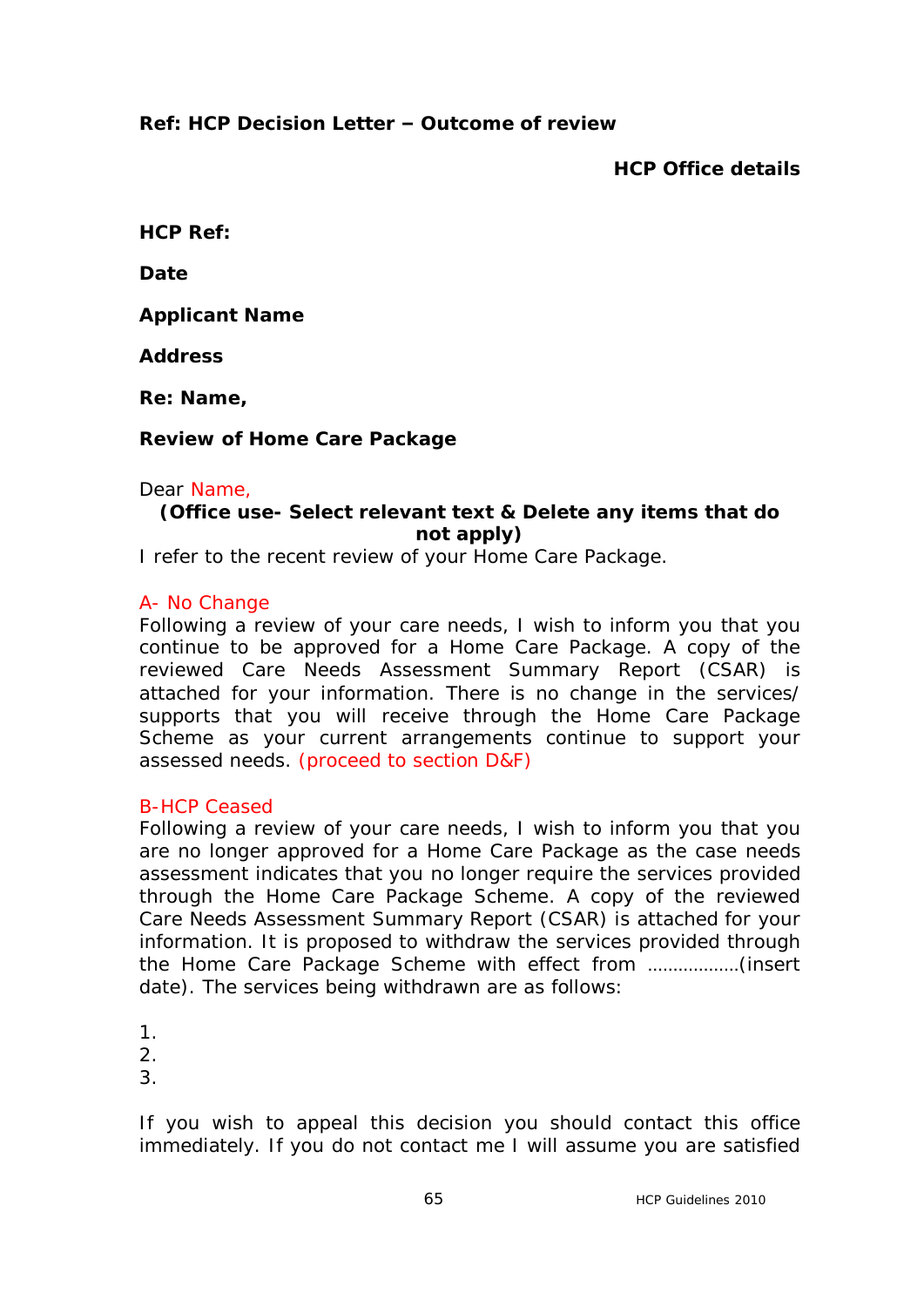**Ref: HCP Decision Letter – Outcome of review**

**HCP Office details**

**HCP Ref:**

**Date**

**Applicant Name**

**Address**

**Re: Name,**

**Review of Home Care Package**

Dear Name,

**(Office use- Select relevant text & Delete any items that do not apply)**

I refer to the recent review of your Home Care Package.

A- No Change

Following a review of your care needs, I wish to inform you that you continue to be approved for a Home Care Package. A copy of the reviewed Care Needs Assessment Summary Report (CSAR) is attached for your information. There is no change in the services/ supports that you will receive through the Home Care Package Scheme as your current arrangements continue to support your assessed needs. (proceed to section D&F)

B-HCP Ceased

Following a review of your care needs, I wish to inform you that you are no longer approved for a Home Care Package as the case needs assessment indicates that you no longer require the services provided through the Home Care Package Scheme. A copy of the reviewed Care Needs Assessment Summary Report (CSAR) is attached for your information. It is proposed to withdraw the services provided through the Home Care Package Scheme with effect from ………………(insert date). The services being withdrawn are as follows:

1.
2.
3.

If you wish to appeal this decision you should contact this office immediately. If you do not contact me I will assume you are satisfied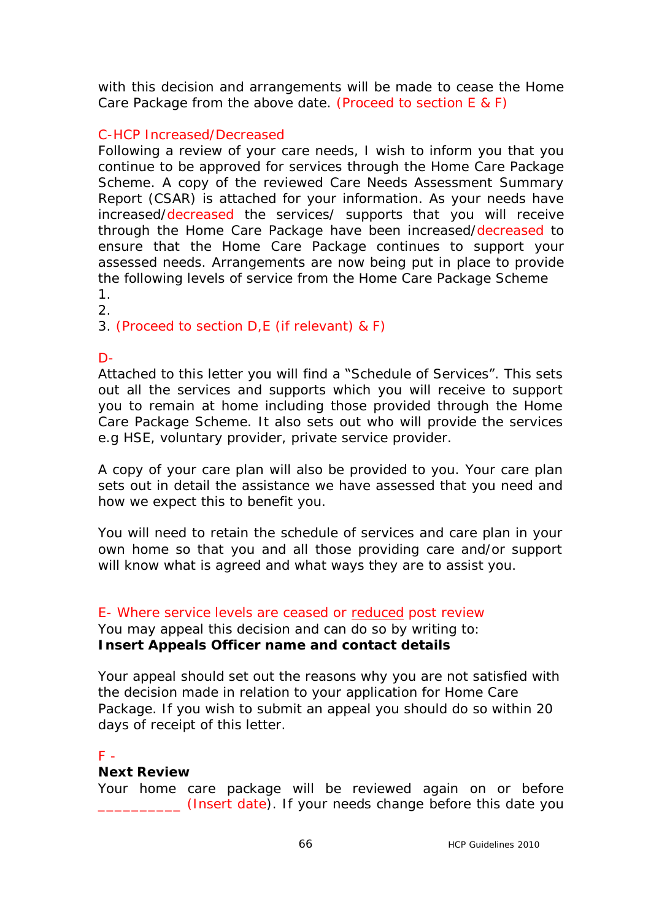with this decision and arrangements will be made to cease the Home Care Package from the above date. (Proceed to section E & F)

C-HCP Increased/Decreased

Following a review of your care needs, I wish to inform you that you continue to be approved for services through the Home Care Package Scheme. A copy of the reviewed Care Needs Assessment Summary Report (CSAR) is attached for your information. As your needs have increased/decreased the services/ supports that you will receive through the Home Care Package have been increased/decreased to ensure that the Home Care Package continues to support your assessed needs. Arrangements are now being put in place to provide the following levels of service from the Home Care Package Scheme

1.
2.
3. (Proceed to section D,E (if relevant) & F)

D-

Attached to this letter you will find a "Schedule of Services". This sets out all the services and supports which you will receive to support you to remain at home including those provided through the Home Care Package Scheme. It also sets out who will provide the services e.g HSE, voluntary provider, private service provider.

A copy of your care plan will also be provided to you. Your care plan sets out in detail the assistance we have assessed that you need and how we expect this to benefit you.

You will need to retain the schedule of services and care plan in your own home so that you and all those providing care and/or support will know what is agreed and what ways they are to assist you.

E- Where service levels are ceased or reduced post review

You may appeal this decision and can do so by writing to:
**Insert Appeals Officer name and contact details**

Your appeal should set out the reasons why you are not satisfied with the decision made in relation to your application for Home Care Package. If you wish to submit an appeal you should do so within 20 days of receipt of this letter.

F -

**Next Review**

Your home care package will be reviewed again on or before __________ (Insert date). If your needs change before this date you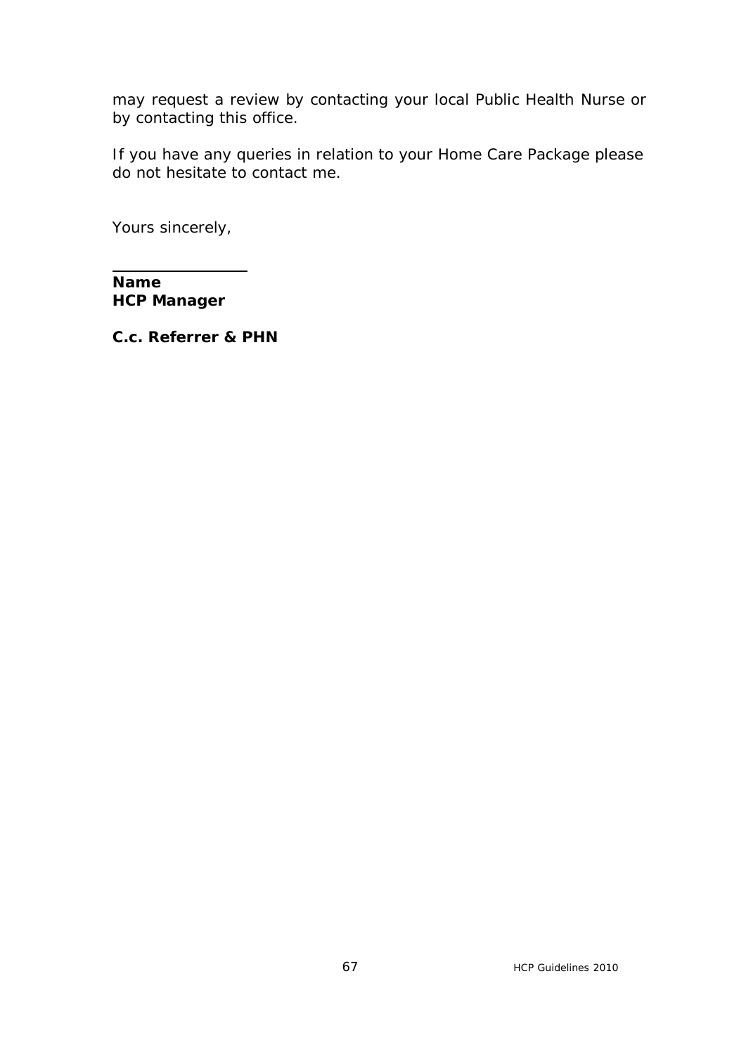may request a review by contacting your local Public Health Nurse or by contacting this office.

If you have any queries in relation to your Home Care Package please do not hesitate to contact me.

Yours sincerely,

\_\_\_\_\_\_\_\_\_\_\_\_\_\_\_\_

**Name**
**HCP Manager**

**C.c. Referrer & PHN**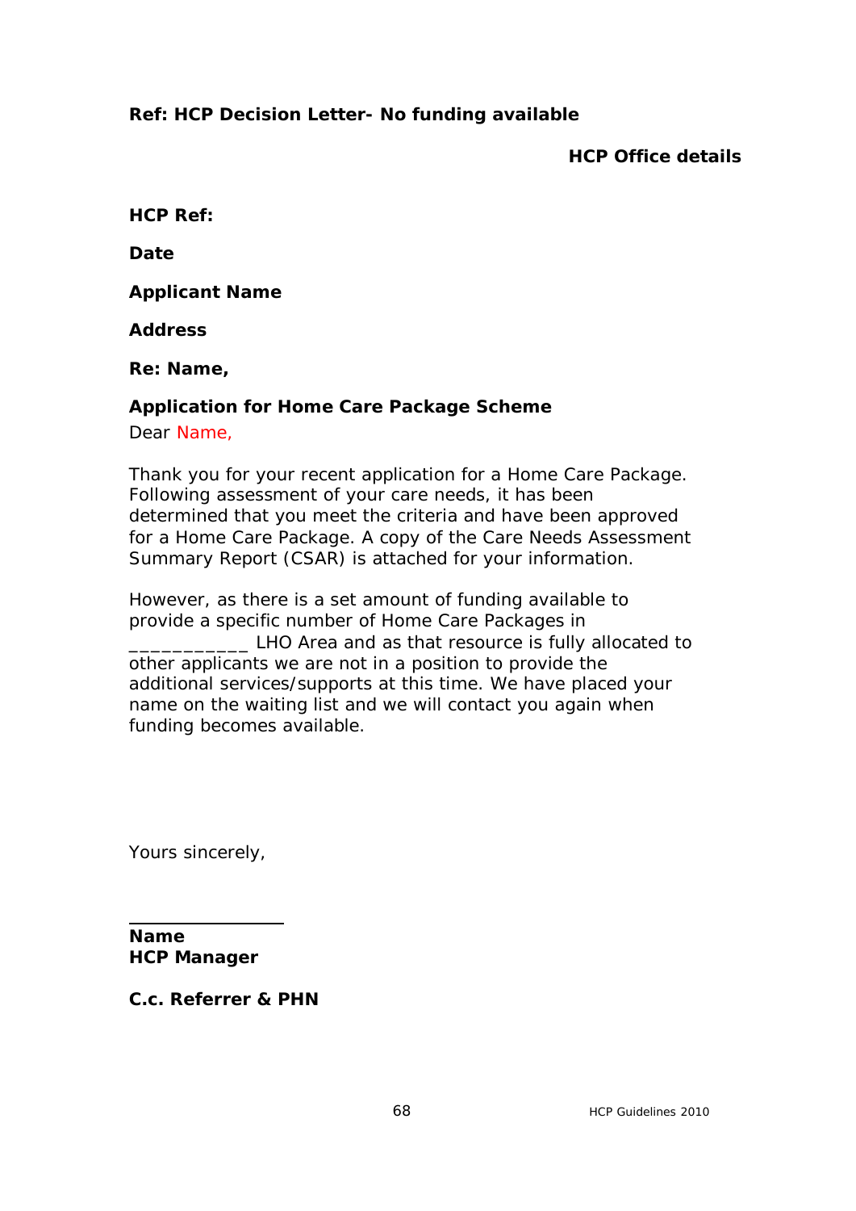**Ref: HCP Decision Letter- No funding available**

**HCP Office details**

**HCP Ref:**

**Date**

**Applicant Name**

**Address**

**Re: Name,**

**Application for Home Care Package Scheme**

Dear Name,

Thank you for your recent application for a Home Care Package. Following assessment of your care needs, it has been determined that you meet the criteria and have been approved for a Home Care Package. A copy of the Care Needs Assessment Summary Report (CSAR) is attached for your information.

However, as there is a set amount of funding available to provide a specific number of Home Care Packages in ___________ LHO Area and as that resource is fully allocated to other applicants we are not in a position to provide the additional services/supports at this time. We have placed your name on the waiting list and we will contact you again when funding becomes available.

Yours sincerely,

________________

**Name**
**HCP Manager**

**C.c. Referrer & PHN**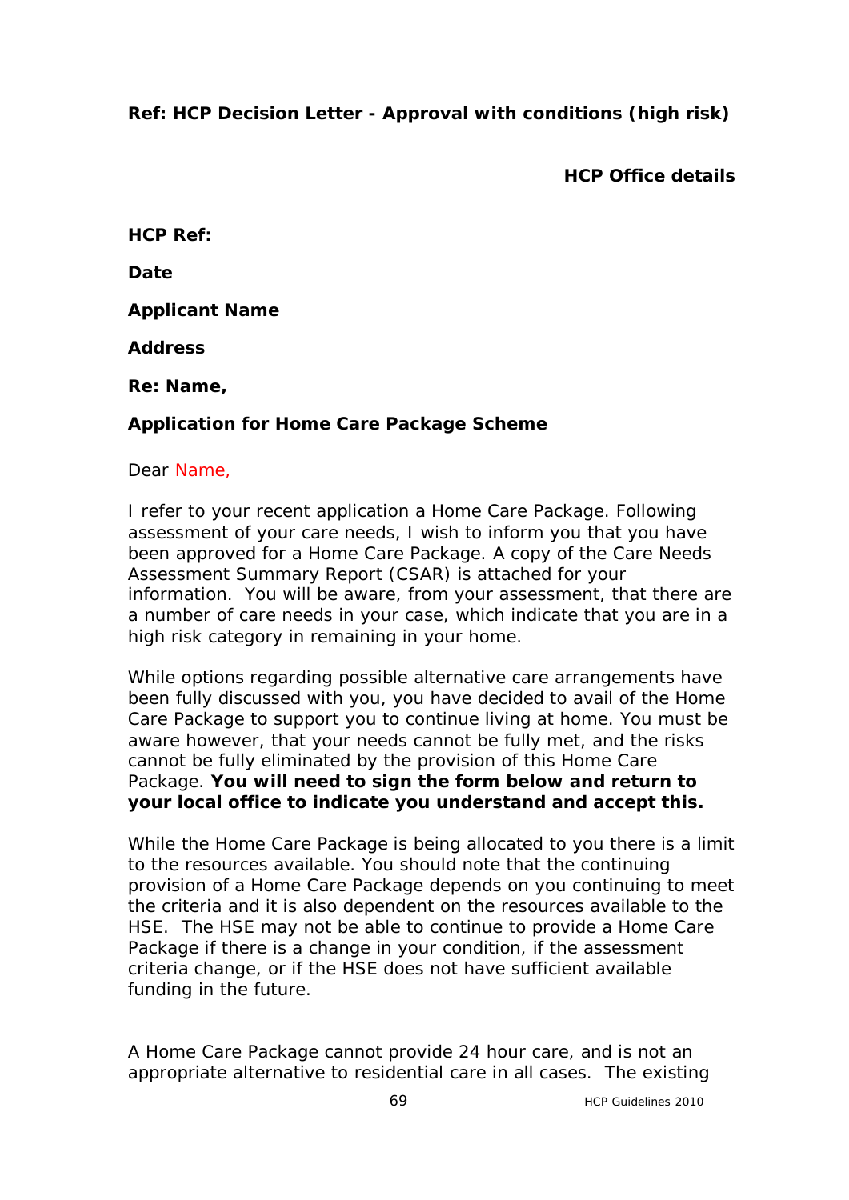**Ref: HCP Decision Letter - Approval with conditions (high risk)**

**HCP Office details**

**HCP Ref:**

**Date**

**Applicant Name**

**Address**

**Re: Name,**

**Application for Home Care Package Scheme**

Dear Name,

I refer to your recent application a Home Care Package. Following assessment of your care needs, I wish to inform you that you have been approved for a Home Care Package. A copy of the Care Needs Assessment Summary Report (CSAR) is attached for your information. You will be aware, from your assessment, that there are a number of care needs in your case, which indicate that you are in a high risk category in remaining in your home.

While options regarding possible alternative care arrangements have been fully discussed with you, you have decided to avail of the Home Care Package to support you to continue living at home. You must be aware however, that your needs cannot be fully met, and the risks cannot be fully eliminated by the provision of this Home Care Package. **You will need to sign the form below and return to your local office to indicate you understand and accept this.**

While the Home Care Package is being allocated to you there is a limit to the resources available. You should note that the continuing provision of a Home Care Package depends on you continuing to meet the criteria and it is also dependent on the resources available to the HSE. The HSE may not be able to continue to provide a Home Care Package if there is a change in your condition, if the assessment criteria change, or if the HSE does not have sufficient available funding in the future.

A Home Care Package cannot provide 24 hour care, and is not an appropriate alternative to residential care in all cases. The existing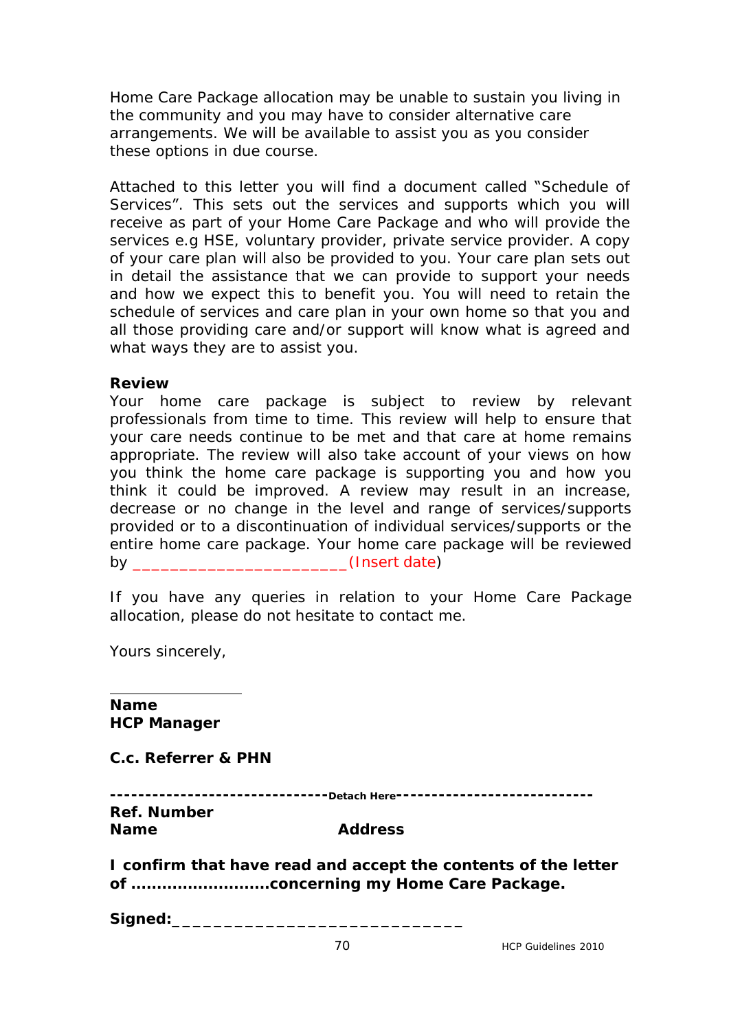Home Care Package allocation may be unable to sustain you living in the community and you may have to consider alternative care arrangements. We will be available to assist you as you consider these options in due course.

Attached to this letter you will find a document called "Schedule of Services". This sets out the services and supports which you will receive as part of your Home Care Package and who will provide the services e.g HSE, voluntary provider, private service provider. A copy of your care plan will also be provided to you. Your care plan sets out in detail the assistance that we can provide to support your needs and how we expect this to benefit you. You will need to retain the schedule of services and care plan in your own home so that you and all those providing care and/or support will know what is agreed and what ways they are to assist you.

**Review**
Your home care package is subject to review by relevant professionals from time to time. This review will help to ensure that your care needs continue to be met and that care at home remains appropriate. The review will also take account of your views on how you think the home care package is supporting you and how you think it could be improved. A review may result in an increase, decrease or no change in the level and range of services/supports provided or to a discontinuation of individual services/supports or the entire home care package. Your home care package will be reviewed by _______________________(Insert date)

If you have any queries in relation to your Home Care Package allocation, please do not hesitate to contact me.

Yours sincerely,

________________
**Name**
**HCP Manager**

**C.c. Referrer & PHN**

------------------------------Detach Here---------------------------

**Ref. Number**
**Name** **Address**

**I confirm that have read and accept the contents of the letter of ..........................concerning my Home Care Package.**

**Signed:**_____________________________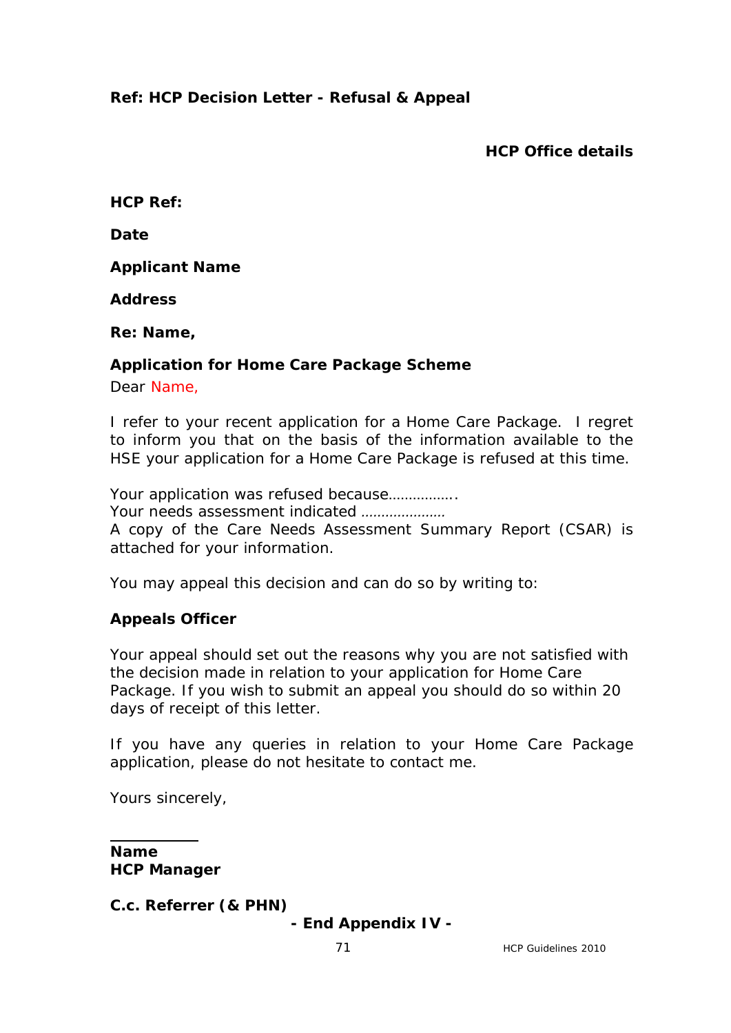**Ref: HCP Decision Letter - Refusal & Appeal**

**HCP Office details**

**HCP Ref:**

**Date**

**Applicant Name**

**Address**

**Re: Name,**

**Application for Home Care Package Scheme**

Dear Name,

I refer to your recent application for a Home Care Package. I regret to inform you that on the basis of the information available to the HSE your application for a Home Care Package is refused at this time.

Your application was refused because…………….
Your needs assessment indicated …………………
A copy of the Care Needs Assessment Summary Report (CSAR) is attached for your information.

You may appeal this decision and can do so by writing to:

**Appeals Officer**

Your appeal should set out the reasons why you are not satisfied with the decision made in relation to your application for Home Care Package. If you wish to submit an appeal you should do so within 20 days of receipt of this letter.

If you have any queries in relation to your Home Care Package application, please do not hesitate to contact me.

Yours sincerely,

\_\_\_\_\_\_\_\_\_\_\_

**Name**
**HCP Manager**

**C.c. Referrer (& PHN)**

**- End Appendix IV -**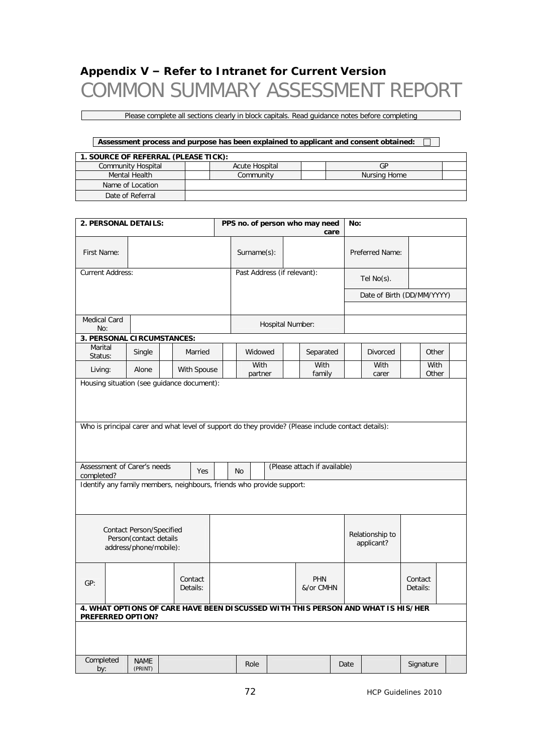## Appendix V – Refer to Intranet for Current Version

# COMMON SUMMARY ASSESSMENT REPORT

Please complete all sections clearly in block capitals. Read guidance notes before completing

**Assessment process and purpose has been explained to applicant and consent obtained:** ☐

| **1. SOURCE OF REFERRAL (PLEASE TICK):** | | | | | |
|---|---|---|---|---|---|
| Community Hospital | | Acute Hospital | | GP | |
| Mental Health | | Community | | Nursing Home | |
| Name of Location | | | | | |
| Date of Referral | | | | | |

| **2. PERSONAL DETAILS:** | | **PPS no. of person who may need care** | | **No:** | |
|---|---|---|---|---|---|
| First Name: | | Surname(s): | | Preferred Name: | |
| Current Address: | | Past Address (if relevant): | | Tel No(s). | |
| | | | | Date of Birth (DD/MM/YYYY) | |
| Medical Card No: | | Hospital Number: | | | |

| **3. PERSONAL CIRCUMSTANCES:** | | | | | | | | | | | | |
|---|---|---|---|---|---|---|---|---|---|---|---|---|
| Marital Status: | Single | | Married | | Widowed | | Separated | | Divorced | | Other | |
| Living: | Alone | | With Spouse | | With partner | | With family | | With carer | | With Other | |

Housing situation (see guidance document):

Who is principal carer and what level of support do they provide? (Please include contact details):

| Assessment of Carer's needs completed? | Yes | | No | | (Please attach if available) |
|---|---|---|---|---|---|

Identify any family members, neighbours, friends who provide support:

| Contact Person/Specified Person(contact details address/phone/mobile): | | Relationship to applicant? | |
|---|---|---|---|

| GP: | | Contact Details: | | PHN &/or CMHN | | Contact Details: | |
|---|---|---|---|---|---|---|---|

**4. WHAT OPTIONS OF CARE HAVE BEEN DISCUSSED WITH THIS PERSON AND WHAT IS HIS/HER PREFERRED OPTION?**

| Completed by: | NAME (PRINT) | | Role | | Date | | Signature | |
|---|---|---|---|---|---|---|---|---|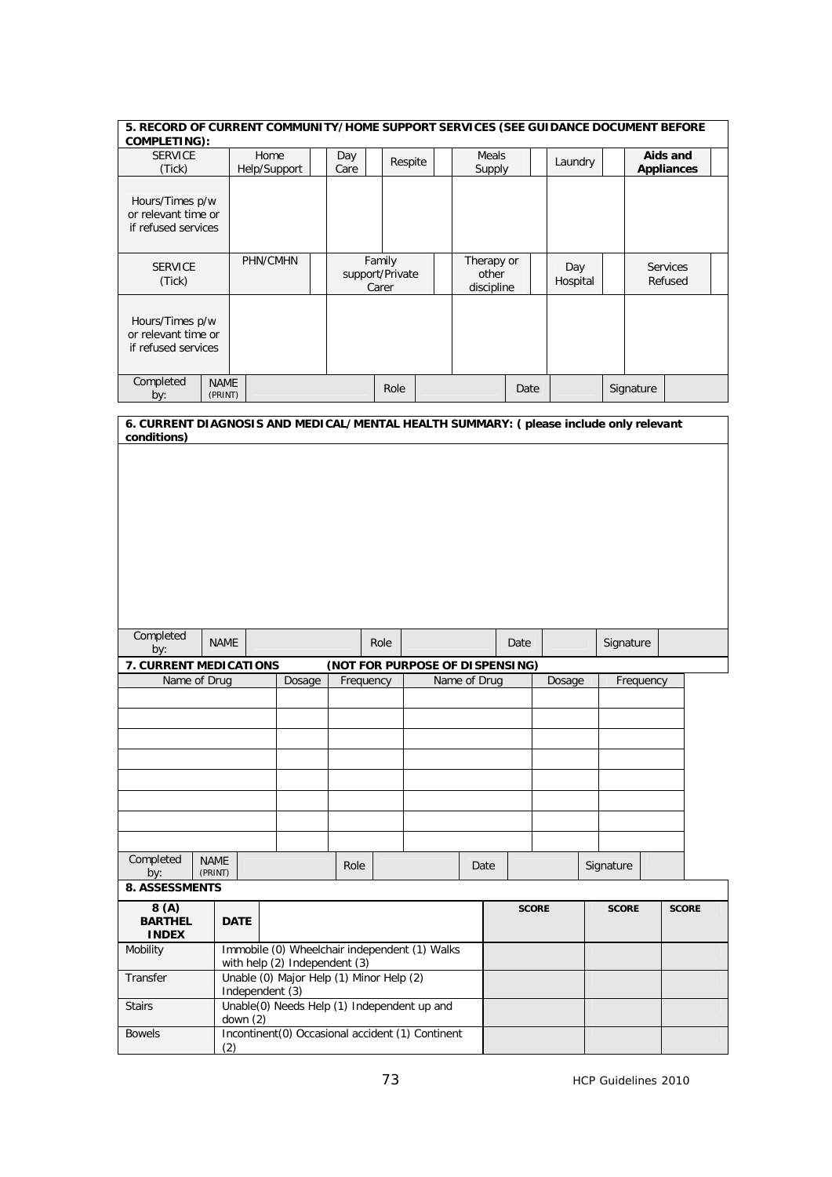| **5. RECORD OF CURRENT COMMUNITY/HOME SUPPORT SERVICES (SEE GUIDANCE DOCUMENT BEFORE COMPLETING):** | | | | | | | | | | | | |
|---|---|---|---|---|---|---|---|---|---|---|---|---|
| SERVICE (Tick) | Home Help/Support | | Day Care | | Respite | | Meals Supply | | Laundry | | **Aids and Appliances** | |
| Hours/Times p/w or relevant time or if refused services | | | | | | | | | | | | |
| SERVICE (Tick) | PHN/CMHN | | Family support/Private Carer | | | | Therapy or other discipline | | Day Hospital | | Services Refused | |
| Hours/Times p/w or relevant time or if refused services | | | | | | | | | | | | |
| Completed by: | NAME (PRINT) | | | Role | | | Date | | | Signature | | |

| **6. CURRENT DIAGNOSIS AND MEDICAL/MENTAL HEALTH SUMMARY: ( please include only relevant conditions)** | | | | | | | |
|---|---|---|---|---|---|---|---|
| | | | | | | | |
| Completed by: | NAME | | Role | | Date | | Signature |

| **7. CURRENT MEDICATIONS** | **(NOT FOR PURPOSE OF DISPENSING)** | | | | |
|---|---|---|---|---|---|
| Name of Drug | Dosage | Frequency | Name of Drug | Dosage | Frequency |
| | | | | | |
| | | | | | |
| | | | | | |
| | | | | | |
| | | | | | |
| | | | | | |
| | | | | | |
| | | | | | |
| Completed by: | NAME (PRINT) | Role | Date | Signature | |

**8. ASSESSMENTS**

| **8 (A) BARTHEL INDEX** | **DATE** | **SCORE** | **SCORE** | **SCORE** |
|---|---|---|---|---|
| Mobility | Immobile (0) Wheelchair independent (1) Walks with help (2) Independent (3) | | | |
| Transfer | Unable (0) Major Help (1) Minor Help (2) Independent (3) | | | |
| Stairs | Unable(0) Needs Help (1) Independent up and down (2) | | | |
| Bowels | Incontinent(0) Occasional accident (1) Continent (2) | | | |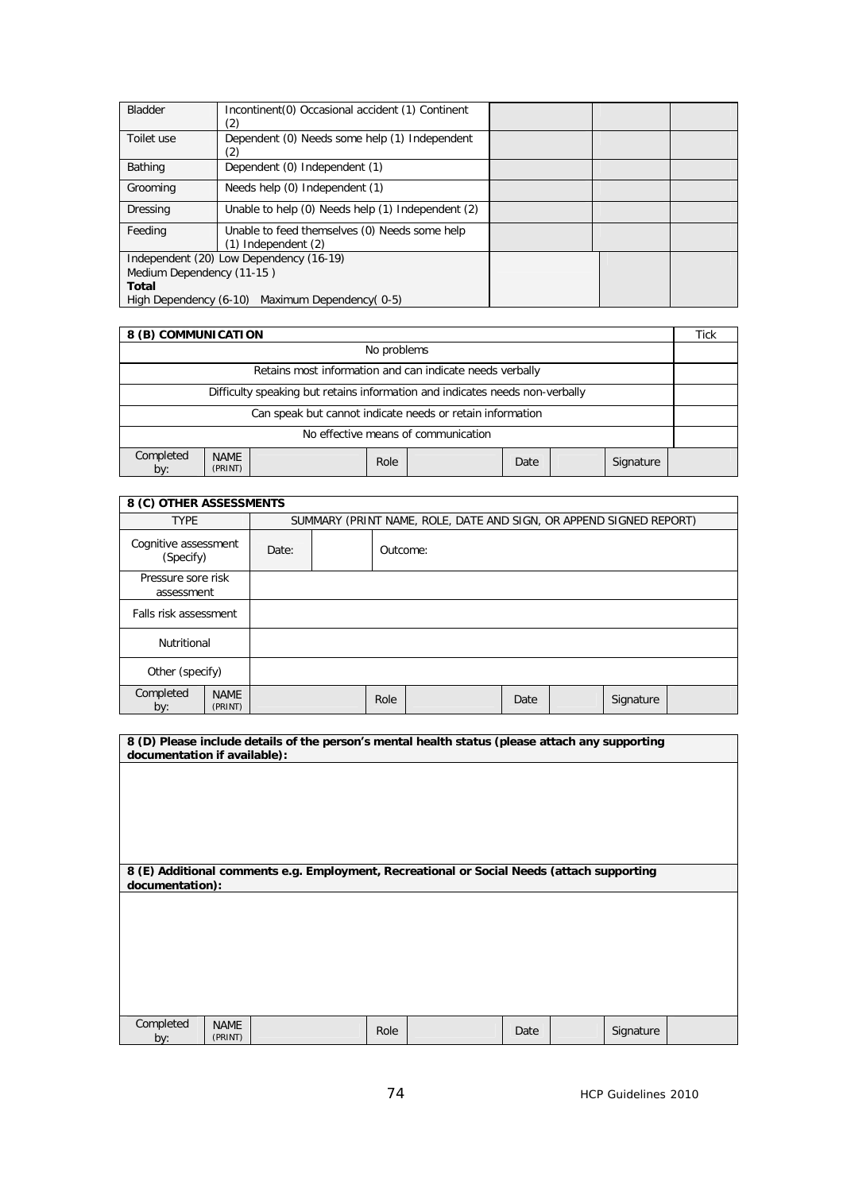| Bladder | Incontinent(0) Occasional accident (1) Continent (2) | | | |
|---|---|---|---|---|
| Toilet use | Dependent (0) Needs some help (1) Independent (2) | | | |
| Bathing | Dependent (0) Independent (1) | | | |
| Grooming | Needs help (0) Independent (1) | | | |
| Dressing | Unable to help (0) Needs help (1) Independent (2) | | | |
| Feeding | Unable to feed themselves (0) Needs some help (1) Independent (2) | | | |
| Independent (20) Low Dependency (16-19) Medium Dependency (11-15 ) **Total** High Dependency (6-10) Maximum Dependency( 0-5) | | | | |

| **8 (B) COMMUNICATION** | | | | | | | | Tick |
|---|---|---|---|---|---|---|---|---|
| No problems | | | | | | | | |
| Retains most information and can indicate needs verbally | | | | | | | | |
| Difficulty speaking but retains information and indicates needs non-verbally | | | | | | | | |
| Can speak but cannot indicate needs or retain information | | | | | | | | |
| No effective means of communication | | | | | | | | |
| Completed by: | NAME (PRINT) | | Role | | Date | | Signature | |

| **8 (C) OTHER ASSESSMENTS** | | | | | | | | |
|---|---|---|---|---|---|---|---|---|
| TYPE | | SUMMARY (PRINT NAME, ROLE, DATE AND SIGN, OR APPEND SIGNED REPORT) | | | | | | |
| Cognitive assessment (Specify) | | Date: | | Outcome: | | | | |
| Pressure sore risk assessment | | | | | | | | |
| Falls risk assessment | | | | | | | | |
| Nutritional | | | | | | | | |
| Other (specify) | | | | | | | | |
| Completed by: | NAME (PRINT) | | Role | | Date | | Signature | |

**8 (D) Please include details of the person's mental health status (please attach any supporting documentation if available):**

**8 (E) Additional comments e.g. Employment, Recreational or Social Needs (attach supporting documentation):**

| Completed by: | NAME (PRINT) | | Role | | Date | | Signature | |
|---|---|---|---|---|---|---|---|---|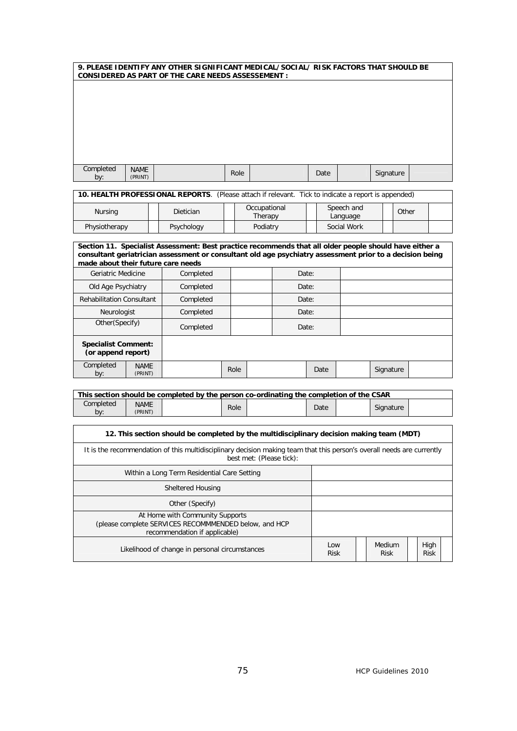| **9. PLEASE IDENTIFY ANY OTHER SIGNIFICANT MEDICAL/SOCIAL/ RISK FACTORS THAT SHOULD BE CONSIDERED AS PART OF THE CARE NEEDS ASSESSEMENT :** | | | | | | | |
|---|---|---|---|---|---|---|---|
| | | | | | | | |
| Completed by: | NAME (PRINT) | | Role | | Date | | Signature |

| **10. HEALTH PROFESSIONAL REPORTS**. (Please attach if relevant. Tick to indicate a report is appended) | | | | | | | | | |
|---|---|---|---|---|---|---|---|---|---|
| Nursing | | Dietician | | Occupational Therapy | | Speech and Language | | Other | |
| Physiotherapy | | Psychology | | Podiatry | | Social Work | | | |

| **Section 11. Specialist Assessment: Best practice recommends that all older people should have either a consultant geriatrician assessment or consultant old age psychiatry assessment prior to a decision being made about their future care needs** | | | | | | | | |
|---|---|---|---|---|---|---|---|---|
| Geriatric Medicine | | Completed | | | Date: | | | |
| Old Age Psychiatry | | Completed | | | Date: | | | |
| Rehabilitation Consultant | | Completed | | | Date: | | | |
| Neurologist | | Completed | | | Date: | | | |
| Other(Specify) | | Completed | | | Date: | | | |
| **Specialist Comment: (or append report)** | | | | | | | | |
| Completed by: | NAME (PRINT) | | Role | | Date | | Signature | |

| **This section should be completed by the person co-ordinating the completion of the CSAR** | | | | | | | |
|---|---|---|---|---|---|---|---|
| Completed by: | NAME (PRINT) | | Role | | Date | | Signature |

| **12. This section should be completed by the multidisciplinary decision making team (MDT)** | | | | | | |
|---|---|---|---|---|---|---|
| It is the recommendation of this multidisciplinary decision making team that this person's overall needs are currently best met: (Please tick): | | | | | | |
| Within a Long Term Residential Care Setting | | | | | | |
| Sheltered Housing | | | | | | |
| Other (Specify) | | | | | | |
| At Home with Community Supports (please complete SERVICES RECOMMMENDED below, and HCP recommendation if applicable) | | | | | | |
| Likelihood of change in personal circumstances | Low Risk | | Medium Risk | | High Risk | |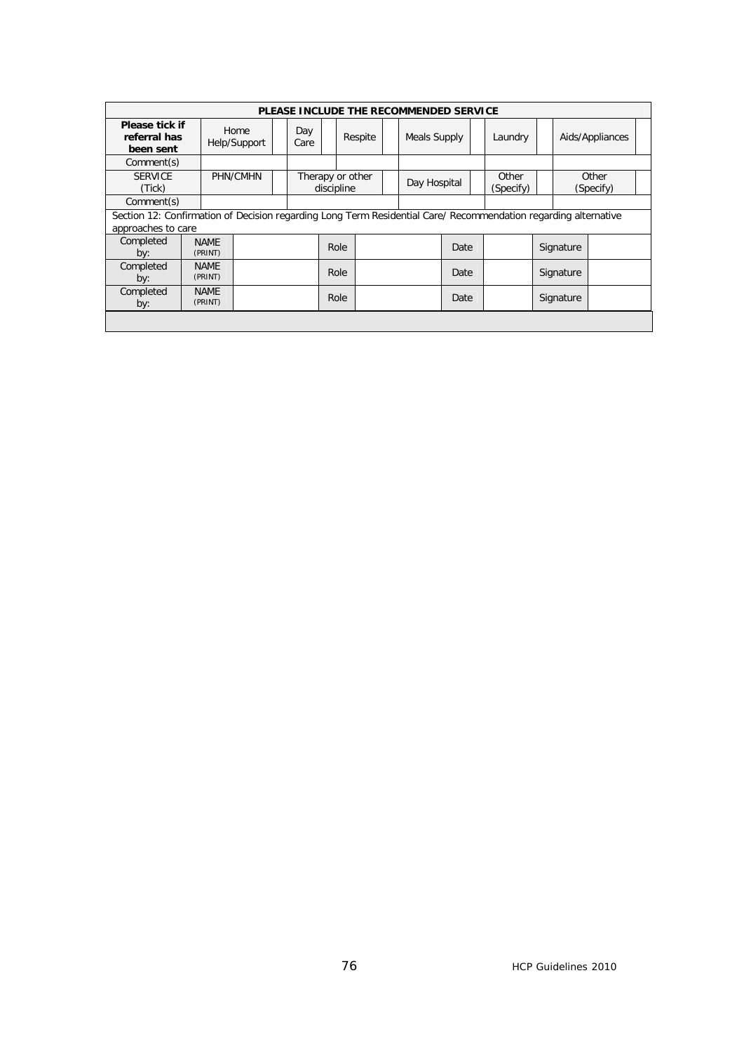| PLEASE INCLUDE THE RECOMMENDED SERVICE | | | | | | | | | | | | | |
|---|---|---|---|---|---|---|---|---|---|---|---|---|---|
| **Please tick if referral has been sent** | Home Help/Support | | Day Care | | Respite | | Meals Supply | | Laundry | | Aids/Appliances | |
| Comment(s) | | | | | | | | | | | | |
| SERVICE (Tick) | PHN/CMHN | | Therapy or other discipline | | | | Day Hospital | | Other (Specify) | | Other (Specify) | |
| Comment(s) | | | | | | | | | | | | |

Section 12: Confirmation of Decision regarding Long Term Residential Care/ Recommendation regarding alternative approaches to care

| | | | | | | | | |
|---|---|---|---|---|---|---|---|---|
| Completed by: | NAME (PRINT) | | Role | | Date | | Signature | |
| Completed by: | NAME (PRINT) | | Role | | Date | | Signature | |
| Completed by: | NAME (PRINT) | | Role | | Date | | Signature | |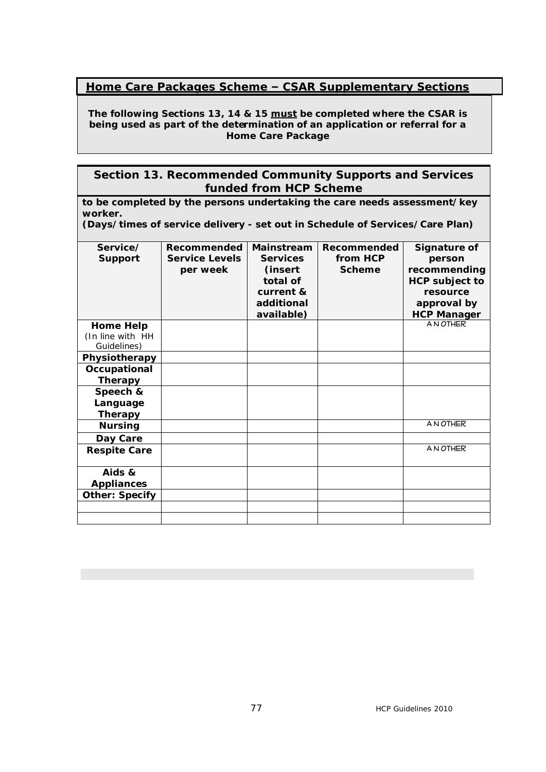## Home Care Packages Scheme – CSAR Supplementary Sections

**The following Sections 13, 14 & 15 must be completed where the CSAR is being used as part of the determination of an application or referral for a Home Care Package**

## Section 13. Recommended Community Supports and Services funded from HCP Scheme

**to be completed by the persons undertaking the care needs assessment/key worker.**
***(Days/times of service delivery - set out in Schedule of Services/Care Plan)***

| Service/ Support | Recommended Service Levels per week | Mainstream Services (insert total of current & additional available) | Recommended from HCP Scheme | Signature of person recommending HCP subject to resource approval by HCP Manager |
|---|---|---|---|---|
| **Home Help** (In line with HH Guidelines) | | | | A N OTHER |
| **Physiotherapy** | | | | |
| **Occupational Therapy** | | | | |
| **Speech & Language Therapy** | | | | |
| **Nursing** | | | | A N OTHER |
| **Day Care** | | | | |
| **Respite Care** | | | | A N OTHER |
| **Aids & Appliances** | | | | |
| **Other: Specify** | | | | |
| | | | | |
| | | | | |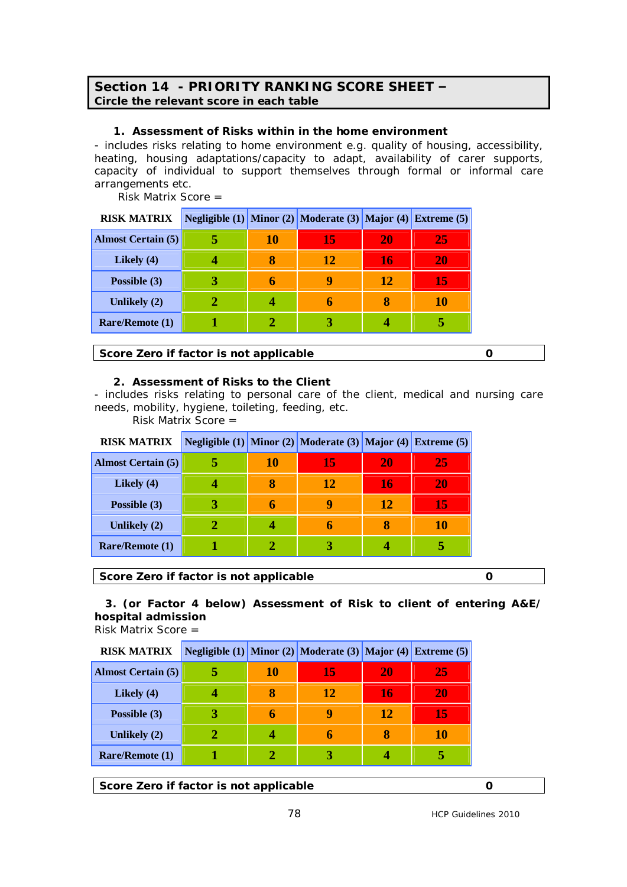## Section 14 - PRIORITY RANKING SCORE SHEET –
**Circle the relevant score in each table**

### 1. Assessment of Risks within in the home environment

- includes risks relating to home environment e.g. quality of housing, accessibility, heating, housing adaptations/capacity to adapt, availability of carer supports, capacity of individual to support themselves through formal or informal care arrangements etc.

Risk Matrix Score =

| RISK MATRIX | Negligible (1) | Minor (2) | Moderate (3) | Major (4) | Extreme (5) |
|---|---|---|---|---|---|
| Almost Certain (5) | 5 | 10 | 15 | 20 | 25 |
| Likely (4) | 4 | 8 | 12 | 16 | 20 |
| Possible (3) | 3 | 6 | 9 | 12 | 15 |
| Unlikely (2) | 2 | 4 | 6 | 8 | 10 |
| Rare/Remote (1) | 1 | 2 | 3 | 4 | 5 |

| **Score Zero if factor is not applicable** | **0** |
|---|---|

### 2. Assessment of Risks to the Client

- includes risks relating to personal care of the client, medical and nursing care needs, mobility, hygiene, toileting, feeding, etc.

Risk Matrix Score =

| RISK MATRIX | Negligible (1) | Minor (2) | Moderate (3) | Major (4) | Extreme (5) |
|---|---|---|---|---|---|
| Almost Certain (5) | 5 | 10 | 15 | 20 | 25 |
| Likely (4) | 4 | 8 | 12 | 16 | 20 |
| Possible (3) | 3 | 6 | 9 | 12 | 15 |
| Unlikely (2) | 2 | 4 | 6 | 8 | 10 |
| Rare/Remote (1) | 1 | 2 | 3 | 4 | 5 |

| **Score Zero if factor is not applicable** | **0** |
|---|---|

### 3. (or Factor 4 below) Assessment of Risk to client of entering A&E/ hospital admission

Risk Matrix Score =

| RISK MATRIX | Negligible (1) | Minor (2) | Moderate (3) | Major (4) | Extreme (5) |
|---|---|---|---|---|---|
| Almost Certain (5) | 5 | 10 | 15 | 20 | 25 |
| Likely (4) | 4 | 8 | 12 | 16 | 20 |
| Possible (3) | 3 | 6 | 9 | 12 | 15 |
| Unlikely (2) | 2 | 4 | 6 | 8 | 10 |
| Rare/Remote (1) | 1 | 2 | 3 | 4 | 5 |

| **Score Zero if factor is not applicable** | **0** |
|---|---|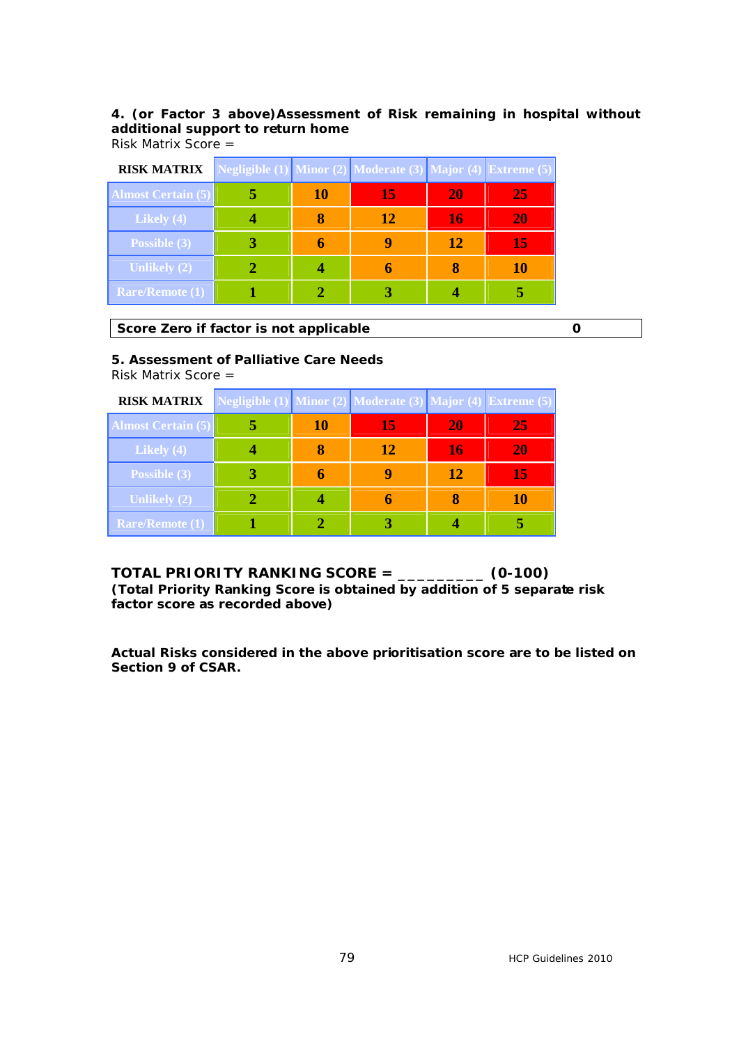**4. (or Factor 3 above) Assessment of Risk remaining in hospital without additional support to return home**

Risk Matrix Score =

| RISK MATRIX | Negligible (1) | Minor (2) | Moderate (3) | Major (4) | Extreme (5) |
|---|---|---|---|---|---|
| Almost Certain (5) | 5 | 10 | 15 | 20 | 25 |
| Likely (4) | 4 | 8 | 12 | 16 | 20 |
| Possible (3) | 3 | 6 | 9 | 12 | 15 |
| Unlikely (2) | 2 | 4 | 6 | 8 | 10 |
| Rare/Remote (1) | 1 | 2 | 3 | 4 | 5 |

| **Score Zero if factor is not applicable** | **0** |
|---|---|

**5. Assessment of Palliative Care Needs**

Risk Matrix Score =

| RISK MATRIX | Negligible (1) | Minor (2) | Moderate (3) | Major (4) | Extreme (5) |
|---|---|---|---|---|---|
| Almost Certain (5) | 5 | 10 | 15 | 20 | 25 |
| Likely (4) | 4 | 8 | 12 | 16 | 20 |
| Possible (3) | 3 | 6 | 9 | 12 | 15 |
| Unlikely (2) | 2 | 4 | 6 | 8 | 10 |
| Rare/Remote (1) | 1 | 2 | 3 | 4 | 5 |

**TOTAL PRIORITY RANKING SCORE = _________ (0-100)**
**(Total Priority Ranking Score is obtained by addition of 5 separate risk factor score as recorded above)**

**Actual Risks considered in the above prioritisation score are to be listed on Section 9 of CSAR.**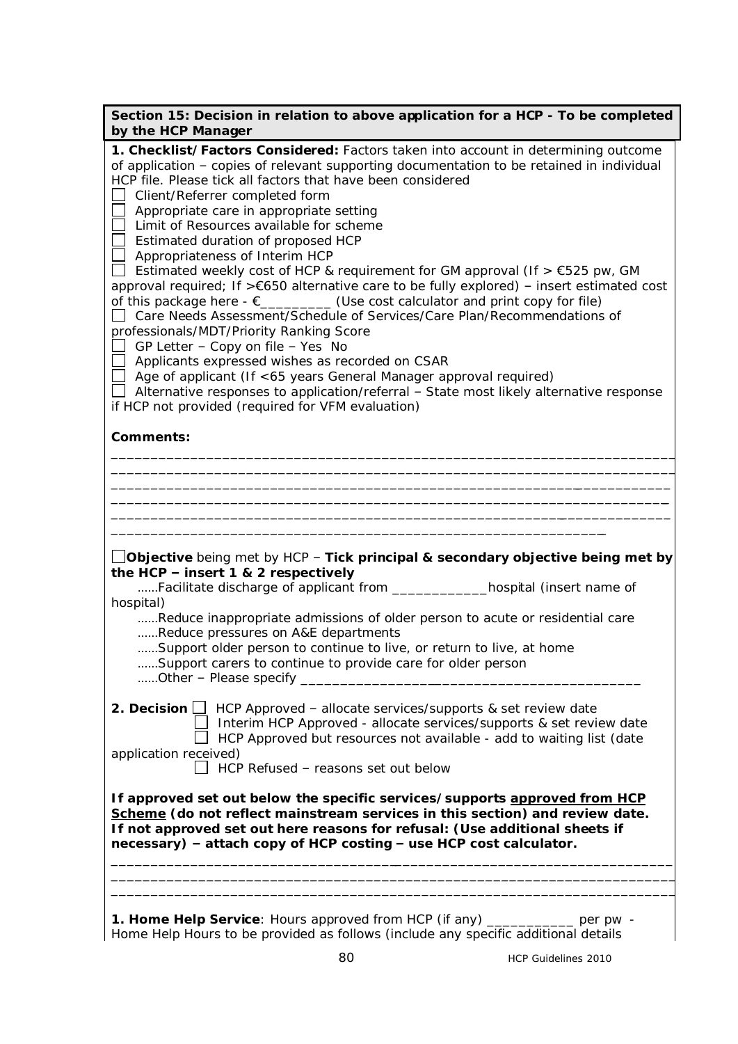**Section 15: Decision in relation to above application for a HCP - To be completed by the HCP Manager**

**1. Checklist/Factors Considered:** Factors taken into account in determining outcome of application – copies of relevant supporting documentation to be retained in individual HCP file. Please tick all factors that have been considered

- ☐ Client/Referrer completed form
- ☐ Appropriate care in appropriate setting
- ☐ Limit of Resources available for scheme
- ☐ Estimated duration of proposed HCP
- ☐ Appropriateness of Interim HCP
- ☐ Estimated weekly cost of HCP & requirement for GM approval (If > €525 pw, GM approval required; If >€650 alternative care to be fully explored) – insert estimated cost of this package here - €_________ (Use cost calculator and print copy for file)
- ☐ Care Needs Assessment/Schedule of Services/Care Plan/Recommendations of professionals/MDT/Priority Ranking Score
- ☐ GP Letter – Copy on file – Yes No
- ☐ Applicants expressed wishes as recorded on CSAR
- ☐ Age of applicant (If <65 years General Manager approval required)
- ☐ Alternative responses to application/referral – State most likely alternative response if HCP not provided (required for VFM evaluation)

**Comments:**

_______________________________________________________________________

_______________________________________________________________________

_______________________________________________________________________

_______________________________________________________________________

_______________________________________________________________________

_______________________________________________________________

☐**Objective** being met by HCP – **Tick principal & secondary objective being met by the HCP – insert 1 & 2 respectively**

......Facilitate discharge of applicant from ____________hospital (insert name of hospital)

......Reduce inappropriate admissions of older person to acute or residential care

......Reduce pressures on A&E departments

......Support older person to continue to live, or return to live, at home

......Support carers to continue to provide care for older person

......Other – Please specify _____________________________________________

**2. Decision** ☐ HCP Approved – allocate services/supports & set review date

☐ Interim HCP Approved - allocate services/supports & set review date

☐ HCP Approved but resources not available - add to waiting list (date application received)

☐ HCP Refused – reasons set out below

**If approved set out below the specific services/supports <u>approved from HCP Scheme</u> (do not reflect mainstream services in this section) and review date. If not approved set out here reasons for refusal: (Use additional sheets if necessary) – attach copy of HCP costing – use HCP cost calculator.**

_______________________________________________________________________

_______________________________________________________________________

_______________________________________________________________________

**1. Home Help Service**: Hours approved from HCP (if any) ___________ per pw - Home Help Hours to be provided as follows (include any specific additional details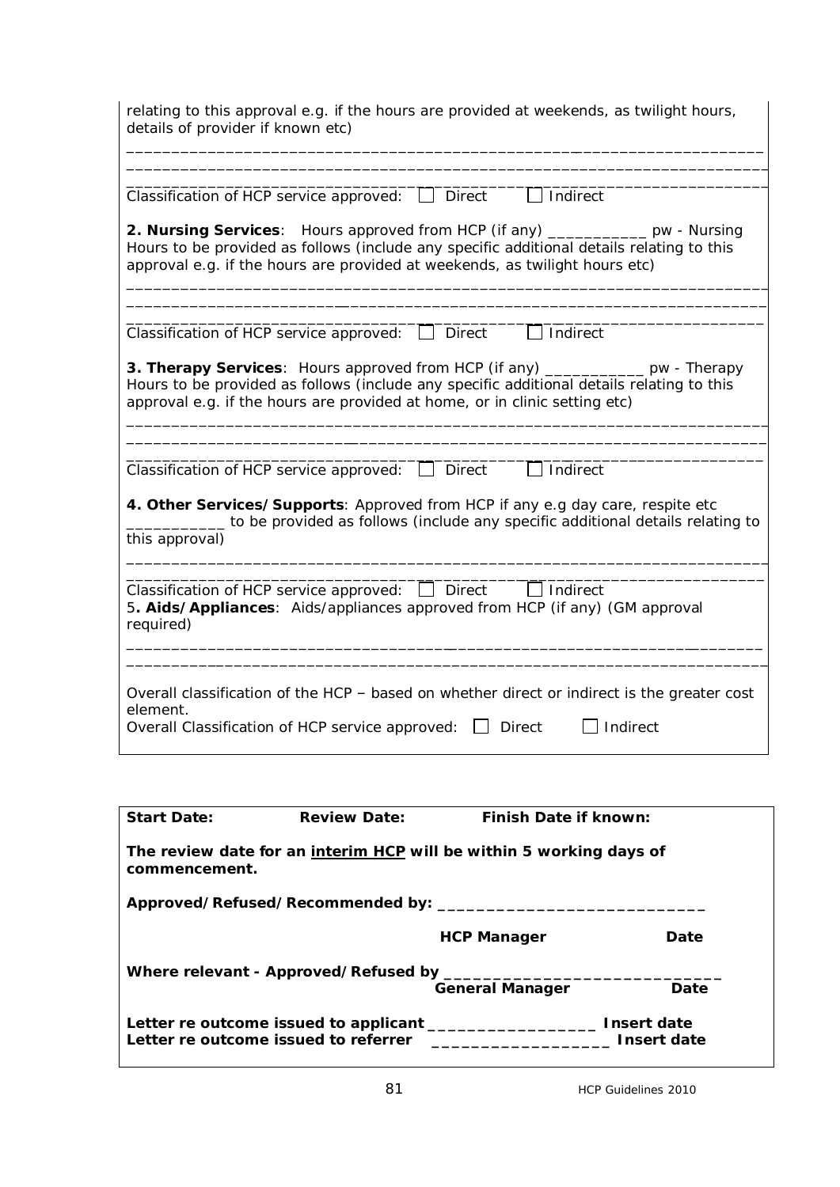relating to this approval e.g. if the hours are provided at weekends, as twilight hours, details of provider if known etc)

_______________________________________________________________________

_______________________________________________________________________

_______________________________________________________________________

Classification of HCP service approved: ☐ Direct ☐ Indirect

**2. Nursing Services**: Hours approved from HCP (if any) ___________ pw - Nursing Hours to be provided as follows (include any specific additional details relating to this approval e.g. if the hours are provided at weekends, as twilight hours etc)

_______________________________________________________________________

_______________________________________________________________________

_______________________________________________________________________

Classification of HCP service approved: ☐ Direct ☐ Indirect

**3. Therapy Services**: Hours approved from HCP (if any) ___________ pw - Therapy Hours to be provided as follows (include any specific additional details relating to this approval e.g. if the hours are provided at home, or in clinic setting etc)

_______________________________________________________________________

_______________________________________________________________________

_______________________________________________________________________

Classification of HCP service approved: ☐ Direct ☐ Indirect

**4. Other Services/Supports**: Approved from HCP if any e.g day care, respite etc ___________ to be provided as follows (include any specific additional details relating to this approval)

_______________________________________________________________________

_______________________________________________________________________

Classification of HCP service approved: ☐ Direct ☐ Indirect

5**. Aids/Appliances**: Aids/appliances approved from HCP (if any) (GM approval required)

_______________________________________________________________________

_______________________________________________________________________

Overall classification of the HCP – based on whether direct or indirect is the greater cost element.

Overall Classification of HCP service approved: ☐ Direct ☐ Indirect

**Start Date:** **Review Date:** **Finish Date if known:**

**The review date for an <u>interim HCP</u> will be within 5 working days of commencement.**

**Approved/Refused/Recommended by:** ___________________________

| | **HCP Manager** | **Date** |
|---|---|---|

**Where relevant - Approved/Refused by** ___________________________

| | **General Manager** | **Date** |
|---|---|---|

**Letter re outcome issued to applicant** _________________ **Insert date**

**Letter re outcome issued to referrer** _________________ **Insert date**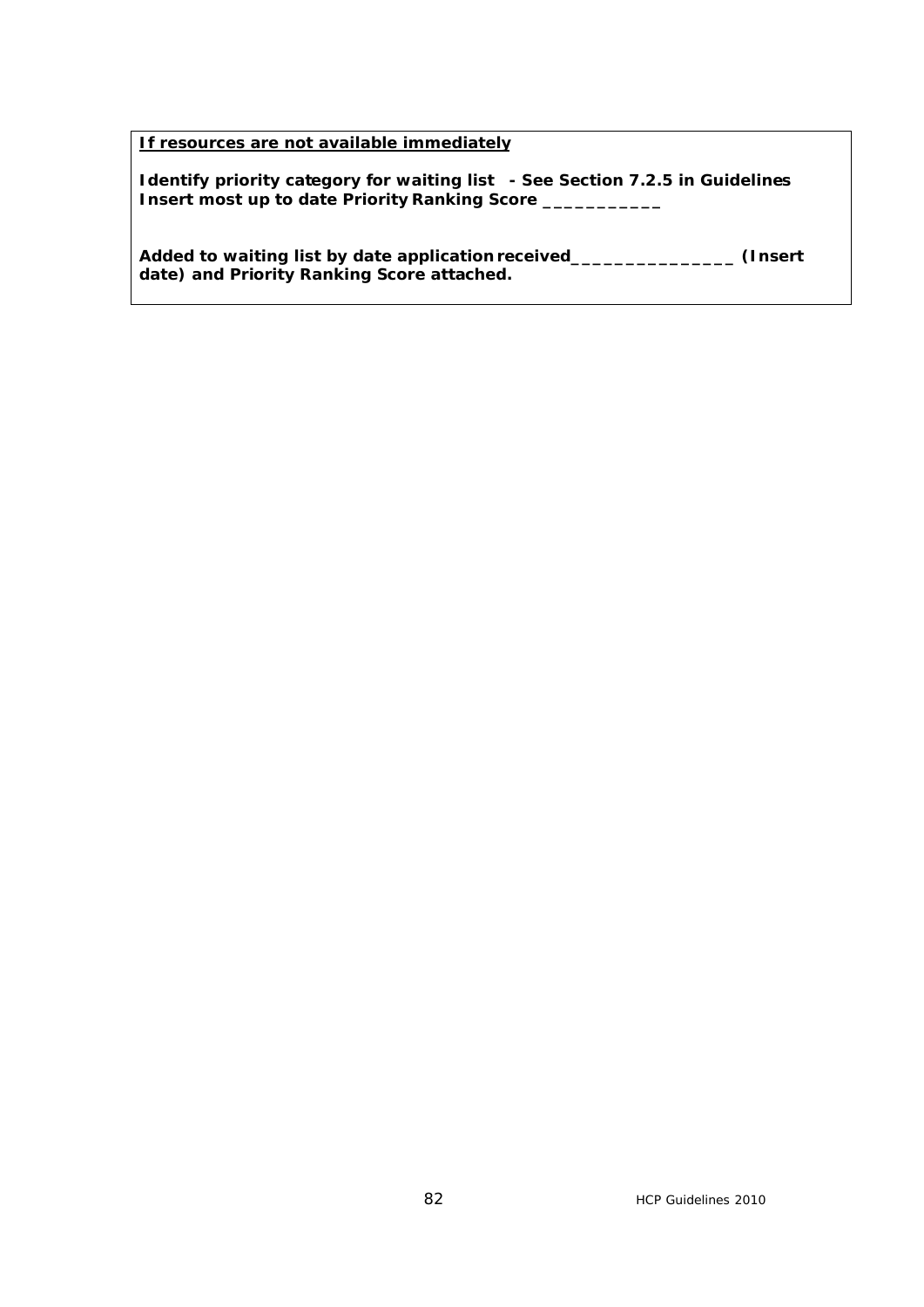**<u>If resources are not available immediately</u>**

**Identify priority category for waiting list - See Section 7.2.5 in Guidelines**
**Insert most up to date Priority Ranking Score ___________**

**Added to waiting list by date application received________________ (Insert date) and Priority Ranking Score attached.**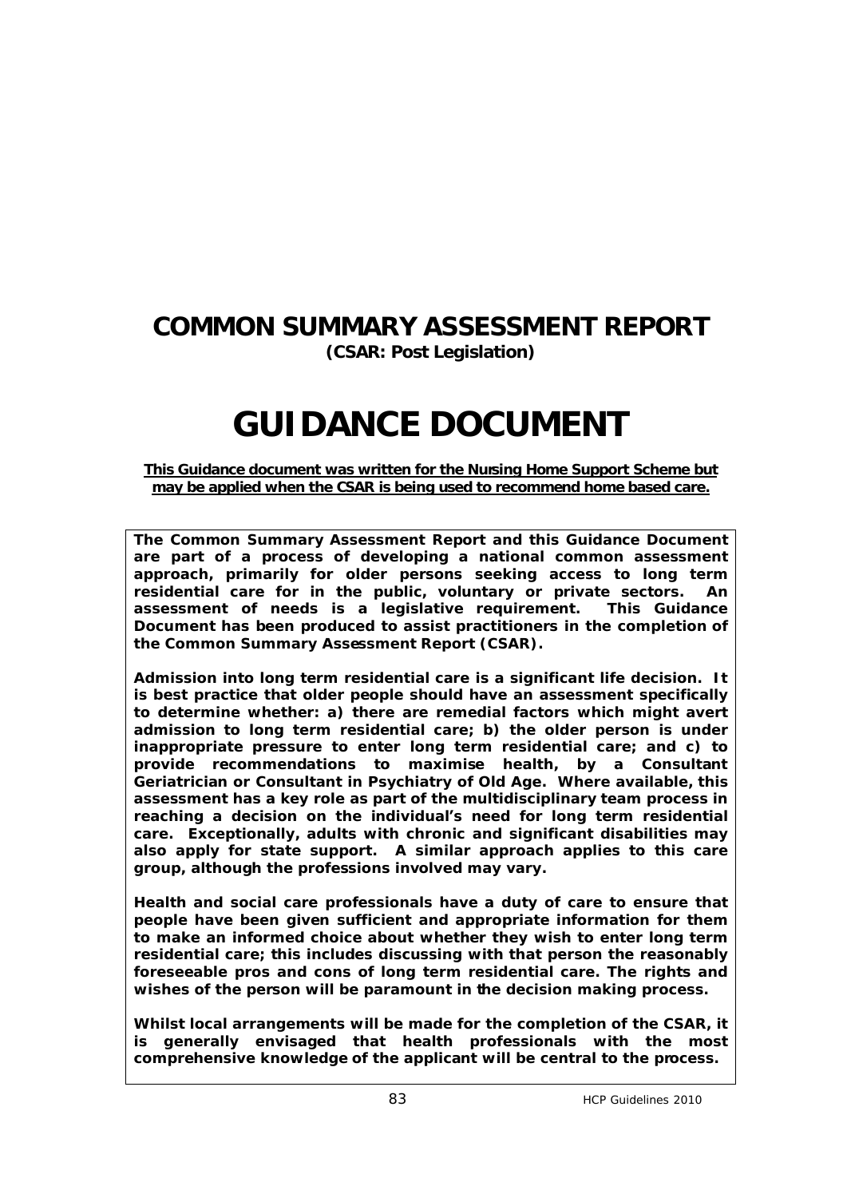# COMMON SUMMARY ASSESSMENT REPORT

**(CSAR: Post Legislation)**

# GUIDANCE DOCUMENT

**This Guidance document was written for the Nursing Home Support Scheme but may be applied when the CSAR is being used to recommend home based care.**

**The Common Summary Assessment Report and this Guidance Document are part of a process of developing a national common assessment approach, primarily for older persons seeking access to long term residential care for in the public, voluntary or private sectors. An assessment of needs is a legislative requirement. This Guidance Document has been produced to assist practitioners in the completion of the Common Summary Assessment Report (CSAR).**

**Admission into long term residential care is a significant life decision. It is best practice that older people should have an assessment specifically to determine whether: a) there are remedial factors which might avert admission to long term residential care; b) the older person is under inappropriate pressure to enter long term residential care; and c) to provide recommendations to maximise health, by a Consultant Geriatrician or Consultant in Psychiatry of Old Age. Where available, this assessment has a key role as part of the multidisciplinary team process in reaching a decision on the individual's need for long term residential care. Exceptionally, adults with chronic and significant disabilities may also apply for state support. A similar approach applies to this care group, although the professions involved may vary.**

**Health and social care professionals have a duty of care to ensure that people have been given sufficient and appropriate information for them to make an informed choice about whether they wish to enter long term residential care; this includes discussing with that person the reasonably foreseeable pros and cons of long term residential care. The rights and wishes of the person will be paramount in the decision making process.**

**Whilst local arrangements will be made for the completion of the CSAR, it is generally envisaged that health professionals with the most comprehensive knowledge of the applicant will be central to the process.**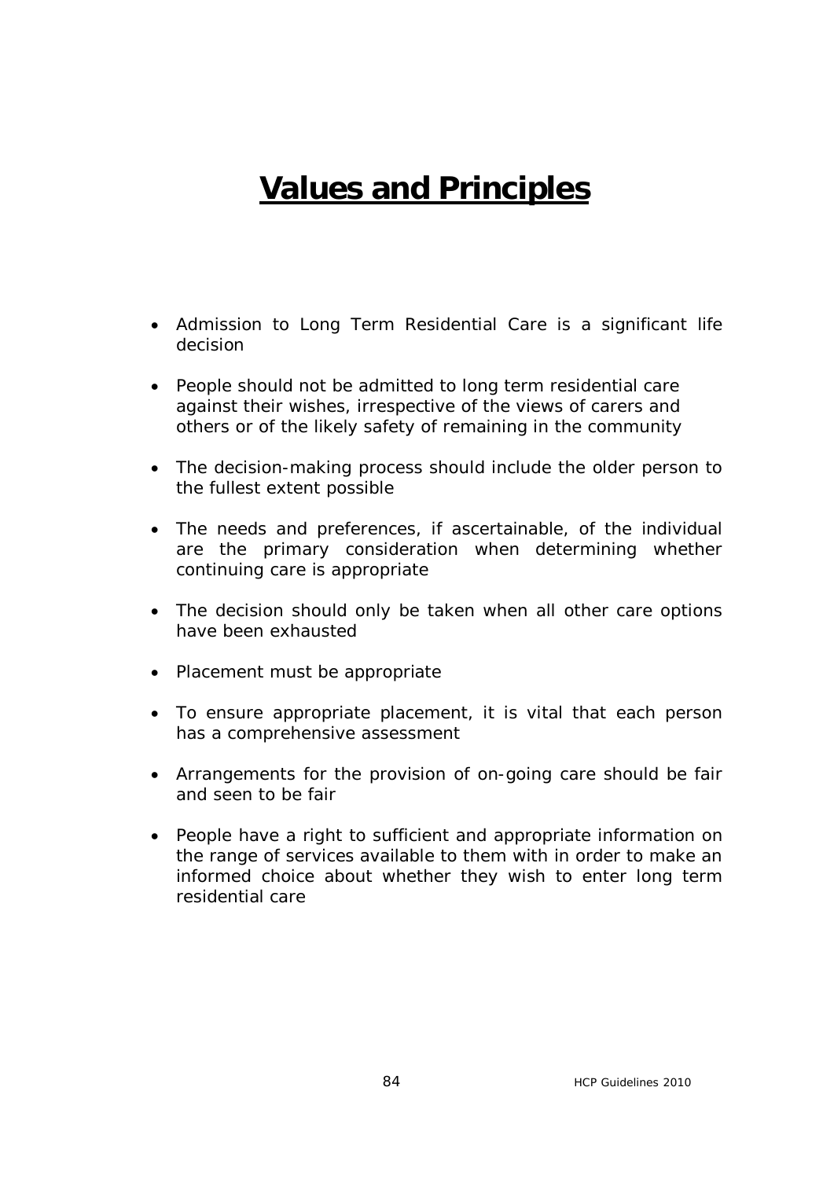# Values and Principles

- Admission to Long Term Residential Care is a significant life decision
- People should not be admitted to long term residential care against their wishes, irrespective of the views of carers and others or of the likely safety of remaining in the community
- The decision-making process should include the older person to the fullest extent possible
- The needs and preferences, if ascertainable, of the individual are the primary consideration when determining whether continuing care is appropriate
- The decision should only be taken when all other care options have been exhausted
- Placement must be appropriate
- To ensure appropriate placement, it is vital that each person has a comprehensive assessment
- Arrangements for the provision of on-going care should be fair and seen to be fair
- People have a right to sufficient and appropriate information on the range of services available to them with in order to make an informed choice about whether they wish to enter long term residential care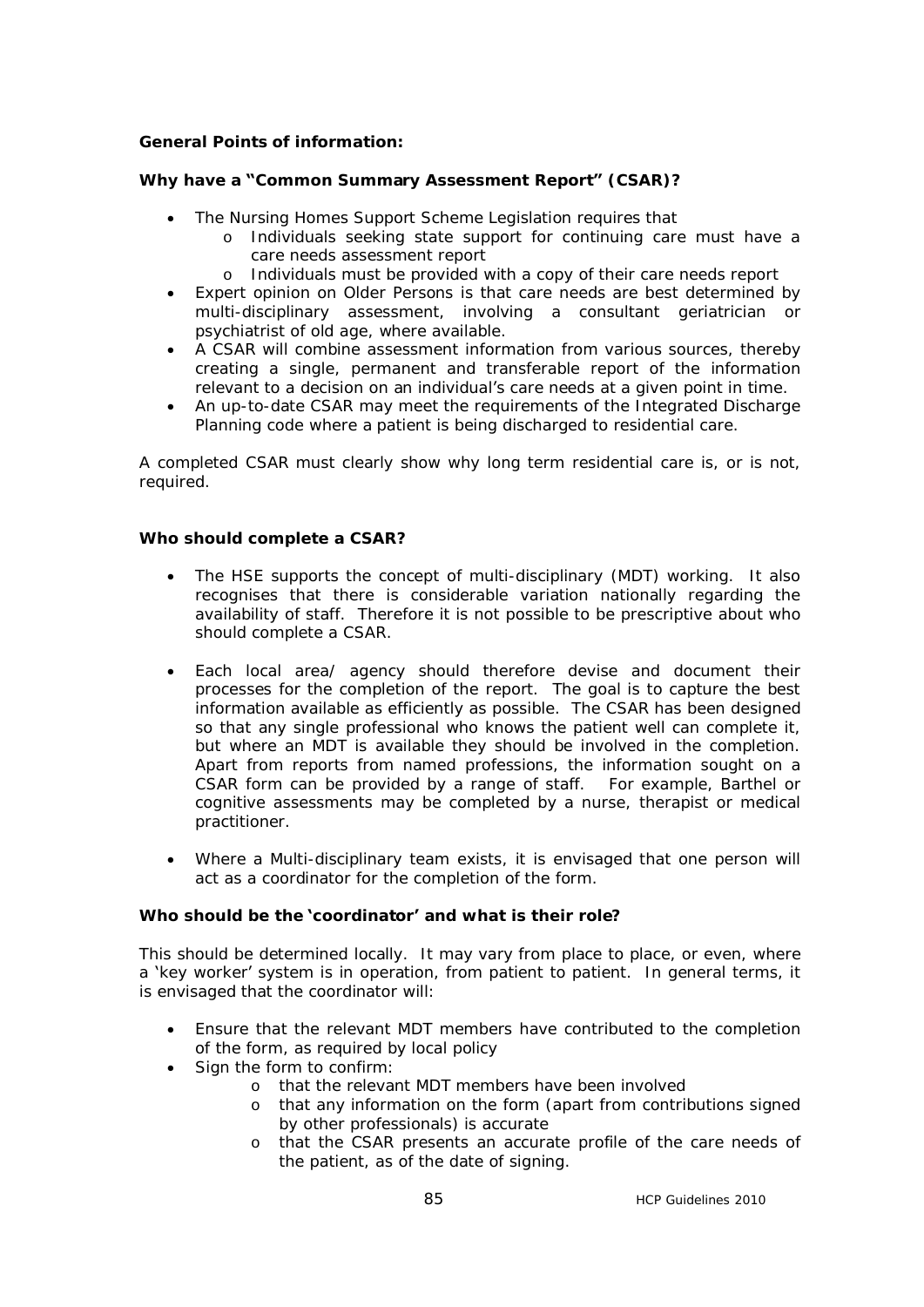**General Points of information:**

**Why have a "Common Summary Assessment Report" (CSAR)?**

- The Nursing Homes Support Scheme Legislation requires that
  - Individuals seeking state support for continuing care must have a care needs assessment report
  - Individuals must be provided with a copy of their care needs report
- Expert opinion on Older Persons is that care needs are best determined by multi-disciplinary assessment, involving a consultant geriatrician or psychiatrist of old age, where available.
- A CSAR will combine assessment information from various sources, thereby creating a single, permanent and transferable report of the information relevant to a decision on an individual's care needs at a given point in time.
- An up-to-date CSAR may meet the requirements of the Integrated Discharge Planning code where a patient is being discharged to residential care.

A completed CSAR must clearly show why long term residential care is, or is not, required.

**Who should complete a CSAR?**

- The HSE supports the concept of multi-disciplinary (MDT) working. It also recognises that there is considerable variation nationally regarding the availability of staff. Therefore it is not possible to be prescriptive about who should complete a CSAR.

- Each local area/ agency should therefore devise and document their processes for the completion of the report. The goal is to capture the best information available as efficiently as possible. The CSAR has been designed so that any single professional who knows the patient well can complete it, but where an MDT is available they should be involved in the completion. Apart from reports from named professions, the information sought on a CSAR form can be provided by a range of staff. For example, Barthel or cognitive assessments may be completed by a nurse, therapist or medical practitioner.

- Where a Multi-disciplinary team exists, it is envisaged that one person will act as a coordinator for the completion of the form.

**Who should be the 'coordinator' and what is their role?**

This should be determined locally. It may vary from place to place, or even, where a 'key worker' system is in operation, from patient to patient. In general terms, it is envisaged that the coordinator will:

- Ensure that the relevant MDT members have contributed to the completion of the form, as required by local policy
- Sign the form to confirm:
  - that the relevant MDT members have been involved
  - that any information on the form (apart from contributions signed by other professionals) is accurate
  - that the CSAR presents an accurate profile of the care needs of the patient, as of the date of signing.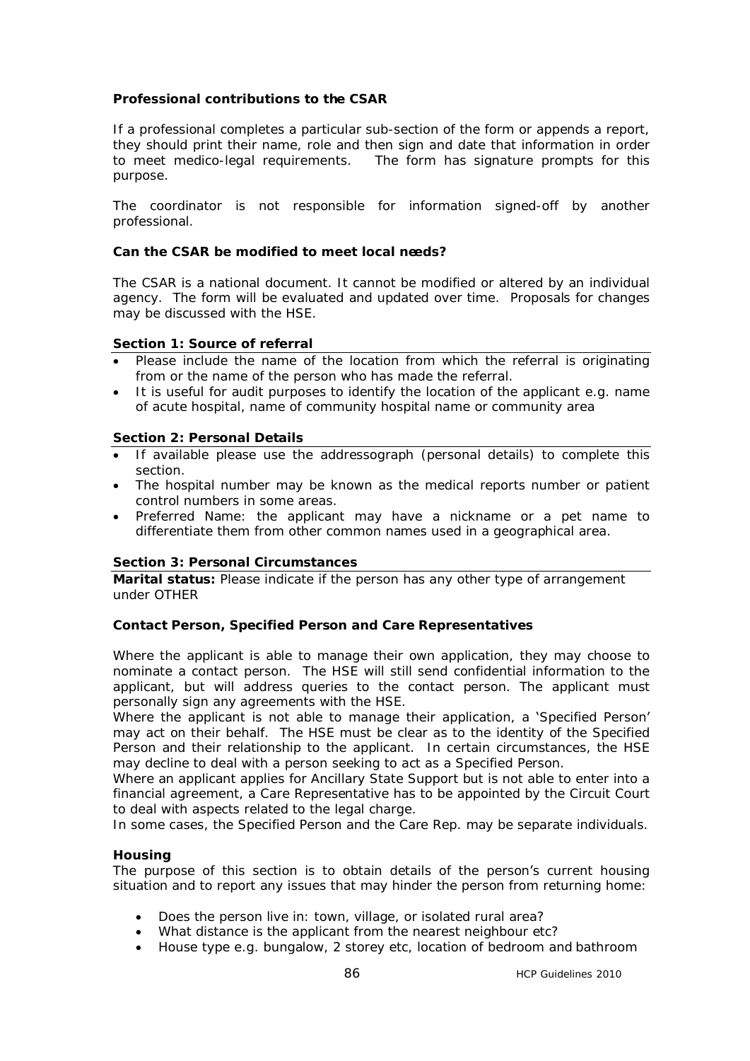**Professional contributions to the CSAR**

If a professional completes a particular sub-section of the form or appends a report, they should print their name, role and then sign and date that information in order to meet medico-legal requirements. The form has signature prompts for this purpose.

The coordinator is not responsible for information signed-off by another professional.

**Can the CSAR be modified to meet local needs?**

The CSAR is a national document. It cannot be modified or altered by an individual agency. The form will be evaluated and updated over time. Proposals for changes may be discussed with the HSE.

**Section 1: Source of referral**

- Please include the name of the location from which the referral is originating from or the name of the person who has made the referral.
- It is useful for audit purposes to identify the location of the applicant e.g. name of acute hospital, name of community hospital name or community area

**Section 2: Personal Details**

- If available please use the addressograph (personal details) to complete this section.
- The hospital number may be known as the medical reports number or patient control numbers in some areas.
- Preferred Name: the applicant may have a nickname or a pet name to differentiate them from other common names used in a geographical area.

**Section 3: Personal Circumstances**

**Marital status:** Please indicate if the person has any other type of arrangement under OTHER

**Contact Person, Specified Person and Care Representatives**

Where the applicant is able to manage their own application, they may choose to nominate a contact person. The HSE will still send confidential information to the applicant, but will address queries to the contact person. The applicant must personally sign any agreements with the HSE.

Where the applicant is not able to manage their application, a 'Specified Person' may act on their behalf. The HSE must be clear as to the identity of the Specified Person and their relationship to the applicant. In certain circumstances, the HSE may decline to deal with a person seeking to act as a Specified Person.

Where an applicant applies for Ancillary State Support but is not able to enter into a financial agreement, a Care Representative has to be appointed by the Circuit Court to deal with aspects related to the legal charge.

In some cases, the Specified Person and the Care Rep. may be separate individuals.

**Housing**

The purpose of this section is to obtain details of the person's current housing situation and to report any issues that may hinder the person from returning home:

- Does the person live in: town, village, or isolated rural area?
- What distance is the applicant from the nearest neighbour etc?
- House type e.g. bungalow, 2 storey etc, location of bedroom and bathroom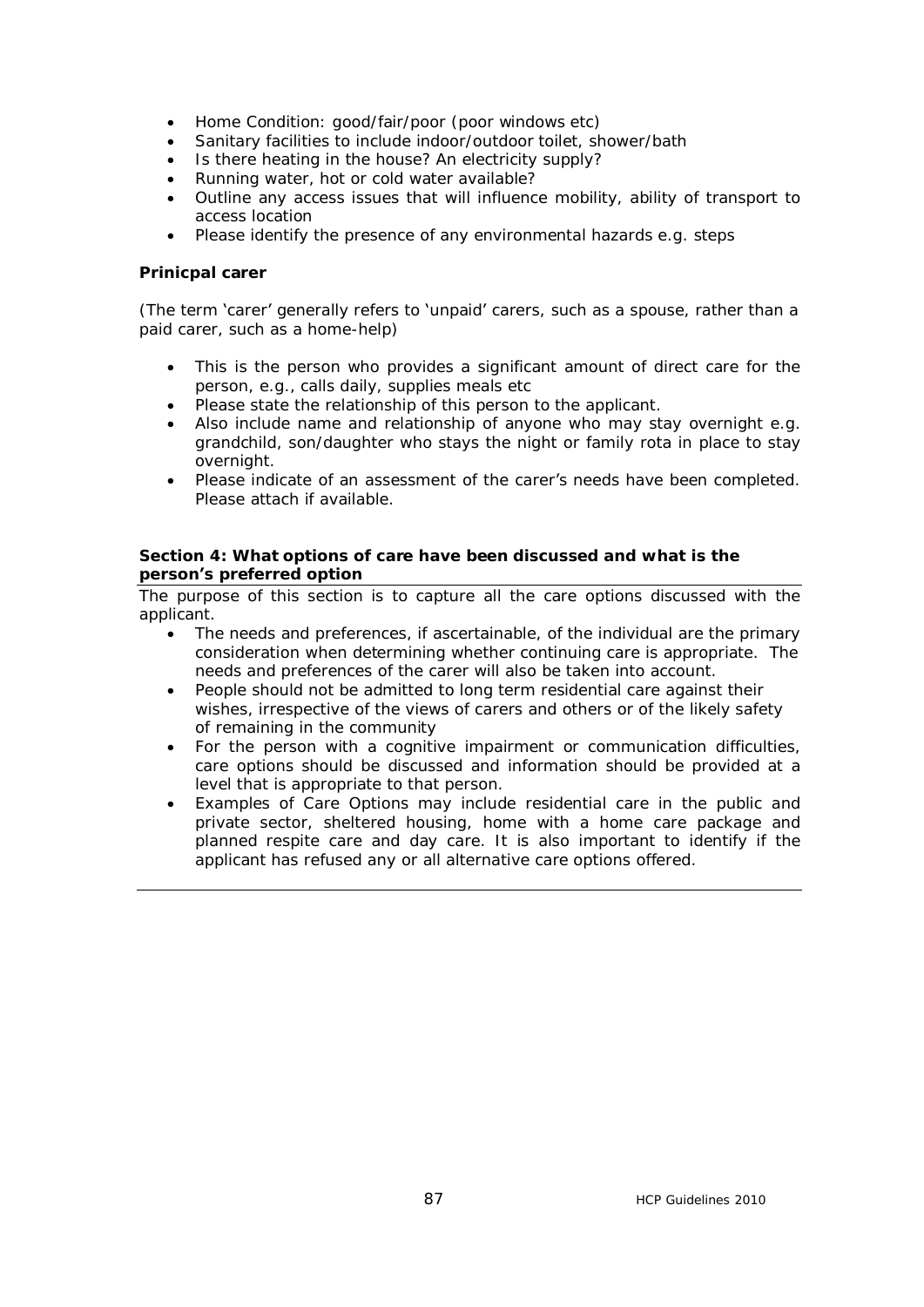- Home Condition: good/fair/poor (poor windows etc)
- Sanitary facilities to include indoor/outdoor toilet, shower/bath
- Is there heating in the house? An electricity supply?
- Running water, hot or cold water available?
- Outline any access issues that will influence mobility, ability of transport to access location
- Please identify the presence of any environmental hazards e.g. steps

**Prinicpal carer**

(The term 'carer' generally refers to 'unpaid' carers, such as a spouse, rather than a paid carer, such as a home-help)

- This is the person who provides a significant amount of direct care for the person, e.g., calls daily, supplies meals etc
- Please state the relationship of this person to the applicant.
- Also include name and relationship of anyone who may stay overnight e.g. grandchild, son/daughter who stays the night or family rota in place to stay overnight.
- Please indicate of an assessment of the carer's needs have been completed. Please attach if available.

**Section 4: What options of care have been discussed and what is the person's preferred option**

The purpose of this section is to capture all the care options discussed with the applicant.

- The needs and preferences, if ascertainable, of the individual are the primary consideration when determining whether continuing care is appropriate. The needs and preferences of the carer will also be taken into account.
- People should not be admitted to long term residential care against their wishes, irrespective of the views of carers and others or of the likely safety of remaining in the community
- For the person with a cognitive impairment or communication difficulties, care options should be discussed and information should be provided at a level that is appropriate to that person.
- Examples of Care Options may include residential care in the public and private sector, sheltered housing, home with a home care package and planned respite care and day care. It is also important to identify if the applicant has refused any or all alternative care options offered.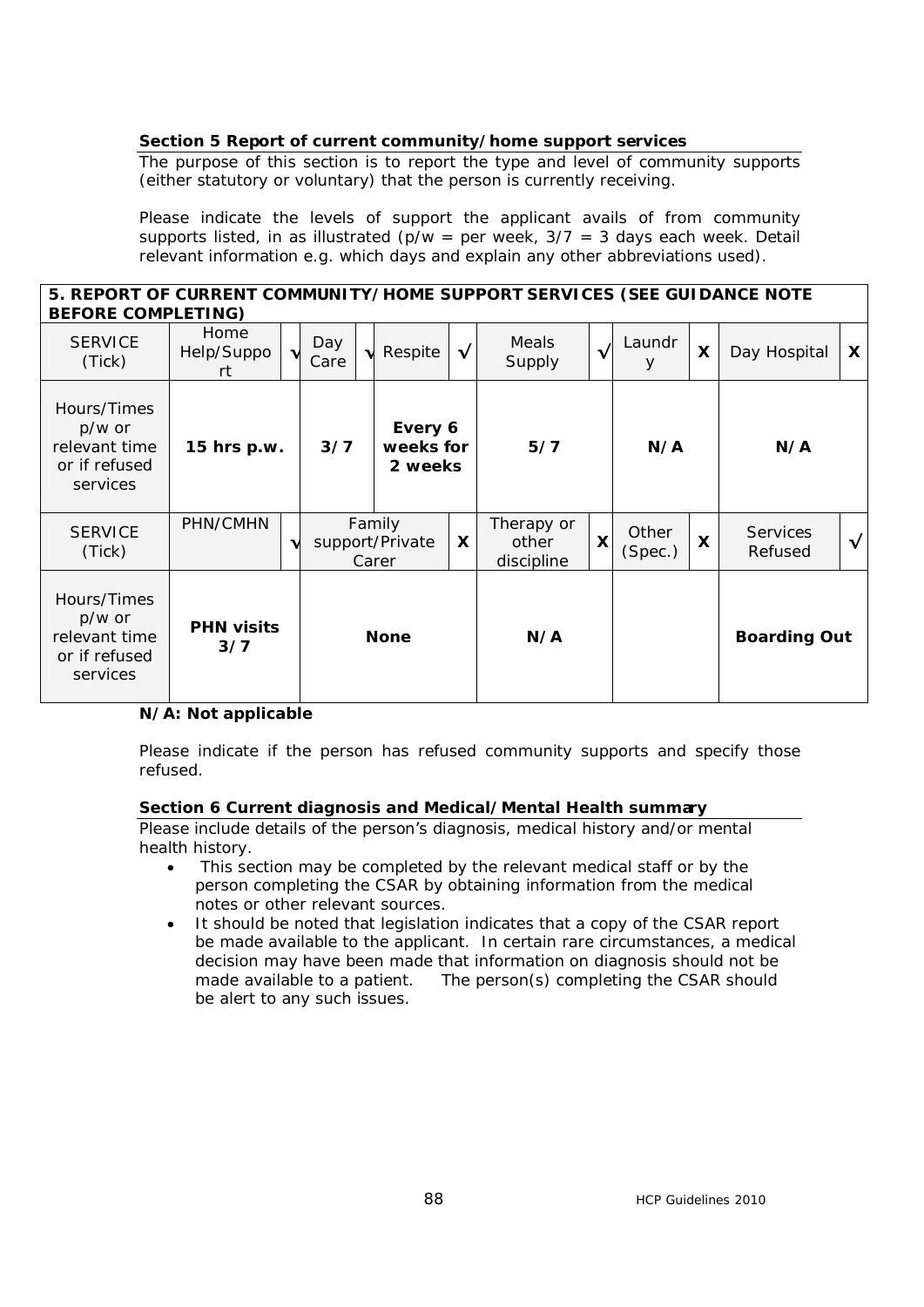**Section 5 Report of current community/home support services**

The purpose of this section is to report the type and level of community supports (either statutory or voluntary) that the person is currently receiving.

Please indicate the levels of support the applicant avails of from community supports listed, in as illustrated (p/w = per week, 3/7 = 3 days each week. Detail relevant information e.g. which days and explain any other abbreviations used).

| 5. REPORT OF CURRENT COMMUNITY/HOME SUPPORT SERVICES (SEE GUIDANCE NOTE BEFORE COMPLETING) | | | | | | | | | | | | |
|---|---|---|---|---|---|---|---|---|---|---|---|---|
| SERVICE (Tick) | Home Help/Support | √ | Day Care | √ | Respite | √ | Meals Supply | √ | Laundry | X | Day Hospital | X |
| Hours/Times p/w or relevant time or if refused services | **15 hrs p.w.** | | **3/7** | | **Every 6 weeks for 2 weeks** | | **5/7** | | **N/A** | | **N/A** | |
| SERVICE (Tick) | PHN/CMHN | √ | Family support/Private Carer | | | X | Therapy or other discipline | X | Other (Spec.) | X | Services Refused | √ |
| Hours/Times p/w or relevant time or if refused services | **PHN visits 3/7** | | **None** | | | | **N/A** | | | | **Boarding Out** | |

**N/A: Not applicable**

Please indicate if the person has refused community supports and specify those refused.

**Section 6 Current diagnosis and Medical/Mental Health summary**

Please include details of the person's diagnosis, medical history and/or mental health history.

- This section may be completed by the relevant medical staff or by the person completing the CSAR by obtaining information from the medical notes or other relevant sources.
- It should be noted that legislation indicates that a copy of the CSAR report be made available to the applicant. In certain rare circumstances, a medical decision may have been made that information on diagnosis should not be made available to a patient. The person(s) completing the CSAR should be alert to any such issues.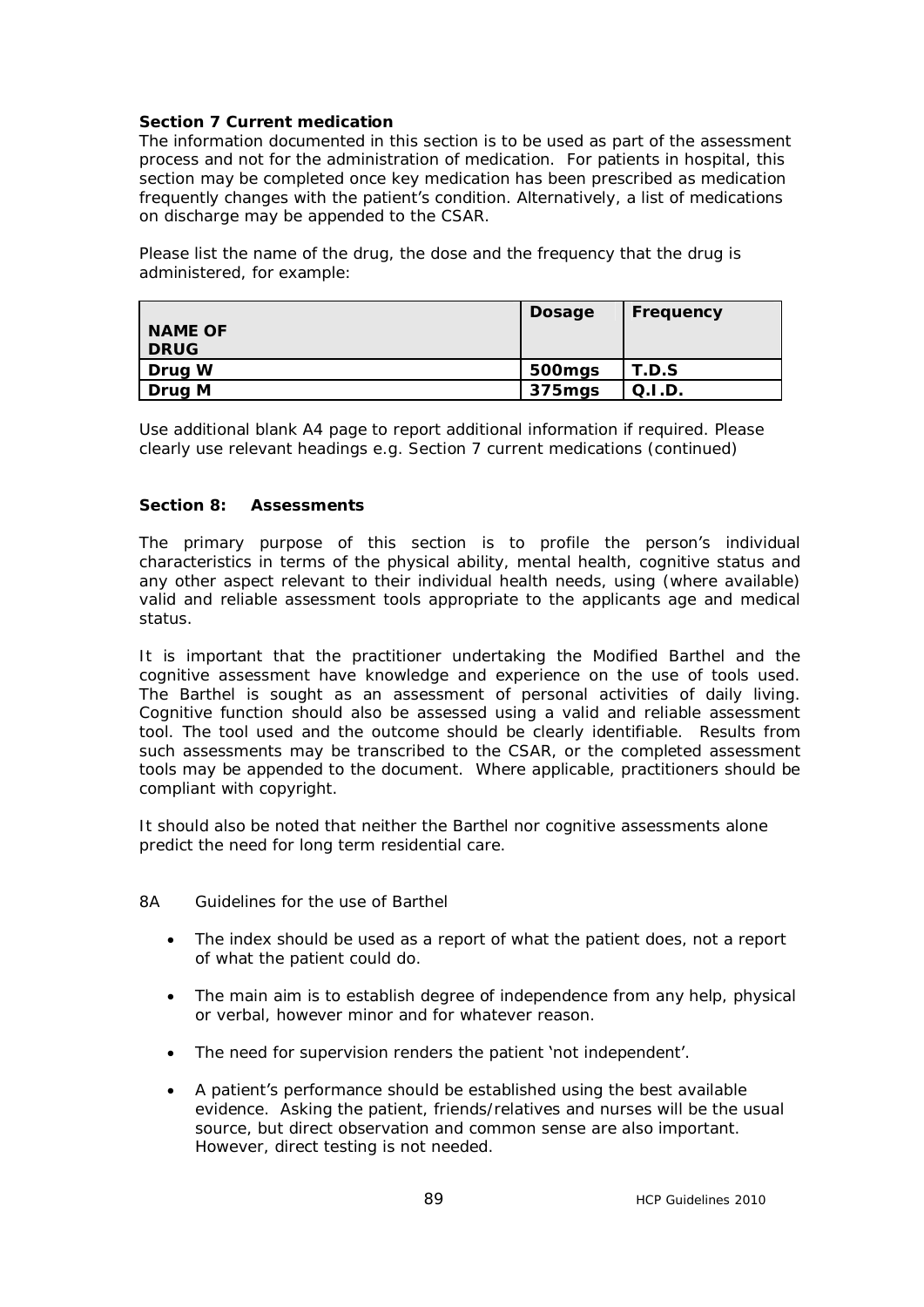**Section 7 Current medication**

The information documented in this section is to be used as part of the assessment process and not for the administration of medication. For patients in hospital, this section may be completed once key medication has been prescribed as medication frequently changes with the patient's condition. Alternatively, a list of medications on discharge may be appended to the CSAR.

Please list the name of the drug, the dose and the frequency that the drug is administered, for example:

| NAME OF DRUG | Dosage | Frequency |
|---|---|---|
| **Drug W** | **500mgs** | **T.D.S** |
| **Drug M** | **375mgs** | **Q.I.D.** |

Use additional blank A4 page to report additional information if required. Please clearly use relevant headings e.g. Section 7 current medications (continued)

**Section 8: Assessments**

The primary purpose of this section is to profile the person's individual characteristics in terms of the physical ability, mental health, cognitive status and any other aspect relevant to their individual health needs, using (where available) valid and reliable assessment tools appropriate to the applicants age and medical status.

It is important that the practitioner undertaking the Modified Barthel and the cognitive assessment have knowledge and experience on the use of tools used. The Barthel is sought as an assessment of personal activities of daily living. Cognitive function should also be assessed using a valid and reliable assessment tool. The tool used and the outcome should be clearly identifiable. Results from such assessments may be transcribed to the CSAR, or the completed assessment tools may be appended to the document. Where applicable, practitioners should be compliant with copyright.

It should also be noted that neither the Barthel nor cognitive assessments alone predict the need for long term residential care.

8A Guidelines for the use of Barthel

- The index should be used as a report of what the patient does, not a report of what the patient could do.
- The main aim is to establish degree of independence from any help, physical or verbal, however minor and for whatever reason.
- The need for supervision renders the patient 'not independent'.
- A patient's performance should be established using the best available evidence. Asking the patient, friends/relatives and nurses will be the usual source, but direct observation and common sense are also important. However, direct testing is not needed.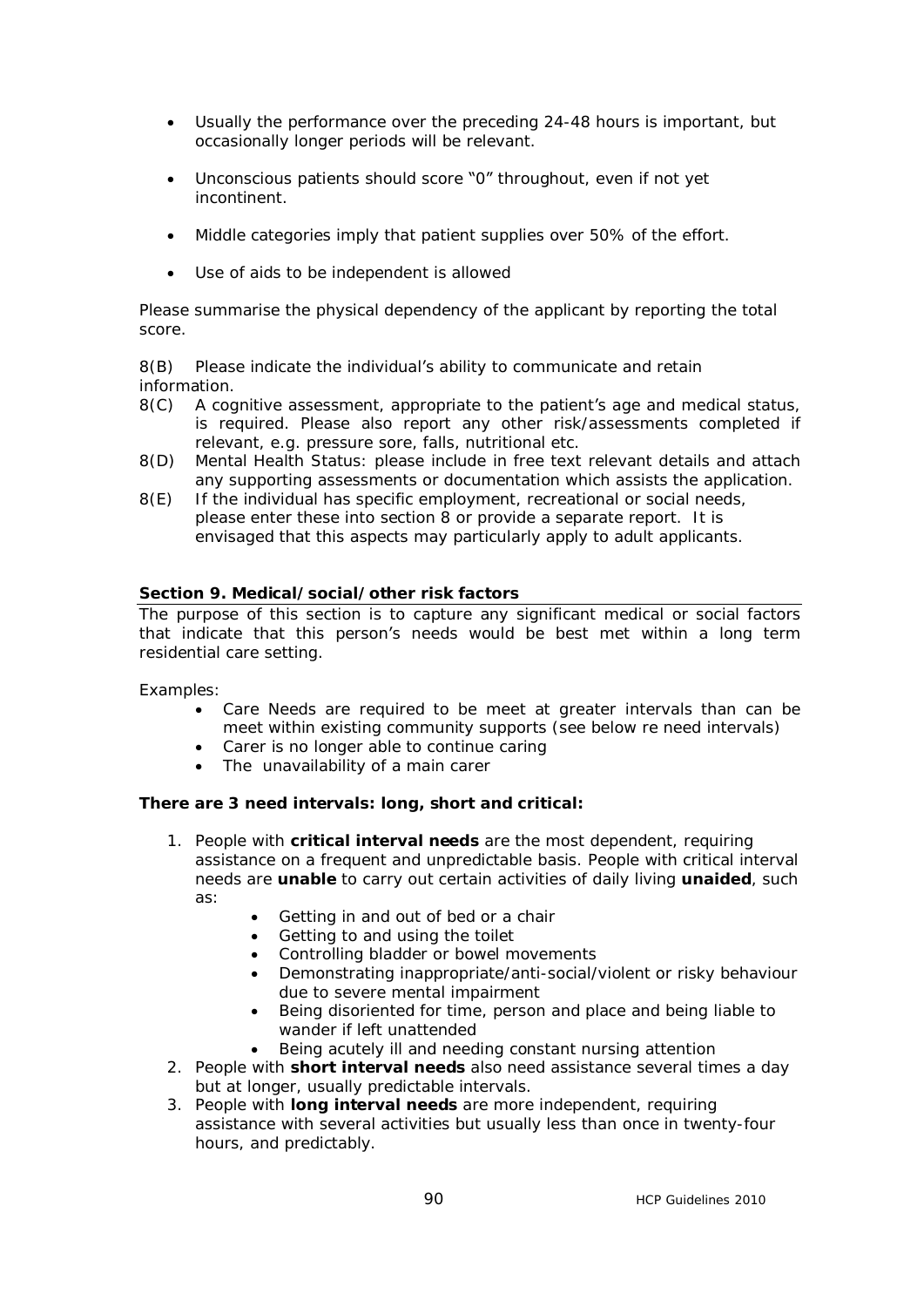- Usually the performance over the preceding 24-48 hours is important, but occasionally longer periods will be relevant.
- Unconscious patients should score "0" throughout, even if not yet incontinent.
- Middle categories imply that patient supplies over 50% of the effort.
- Use of aids to be independent is allowed

Please summarise the physical dependency of the applicant by reporting the total score.

8(B) Please indicate the individual's ability to communicate and retain information.

8(C) A cognitive assessment, appropriate to the patient's age and medical status, is required. Please also report any other risk/assessments completed if relevant, e.g. pressure sore, falls, nutritional etc.

8(D) Mental Health Status: please include in free text relevant details and attach any supporting assessments or documentation which assists the application.

8(E) If the individual has specific employment, recreational or social needs, please enter these into section 8 or provide a separate report. It is envisaged that this aspects may particularly apply to adult applicants.

## Section 9. Medical/social/other risk factors

The purpose of this section is to capture any significant medical or social factors that indicate that this person's needs would be best met within a long term residential care setting.

Examples:

- Care Needs are required to be meet at greater intervals than can be meet within existing community supports (see below re need intervals)
- Carer is no longer able to continue caring
- The unavailability of a main carer

**There are 3 need intervals: long, short and critical:**

1. People with **critical interval needs** are the most dependent, requiring assistance on a frequent and unpredictable basis. People with critical interval needs are **unable** to carry out certain activities of daily living **unaided**, such as:
   - Getting in and out of bed or a chair
   - Getting to and using the toilet
   - Controlling bladder or bowel movements
   - Demonstrating inappropriate/anti-social/violent or risky behaviour due to severe mental impairment
   - Being disoriented for time, person and place and being liable to wander if left unattended
   - Being acutely ill and needing constant nursing attention
2. People with **short interval needs** also need assistance several times a day but at longer, usually predictable intervals.
3. People with **long interval needs** are more independent, requiring assistance with several activities but usually less than once in twenty-four hours, and predictably.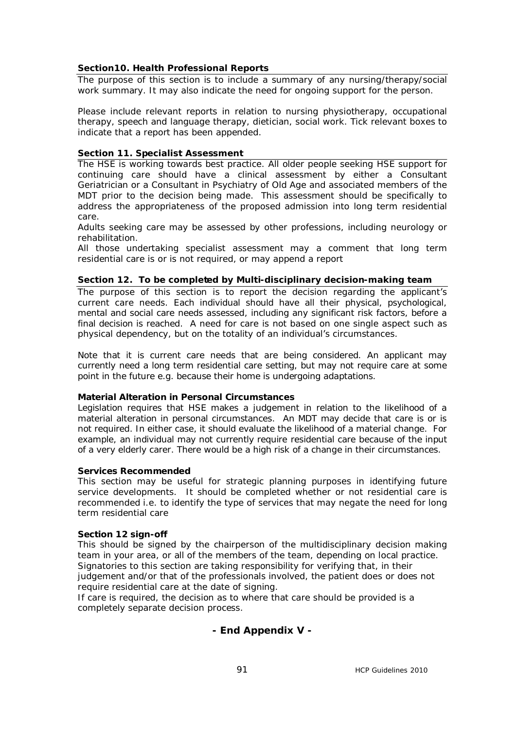**Section10. Health Professional Reports**

The purpose of this section is to include a summary of any nursing/therapy/social work summary. It may also indicate the need for ongoing support for the person.

Please include relevant reports in relation to nursing physiotherapy, occupational therapy, speech and language therapy, dietician, social work. Tick relevant boxes to indicate that a report has been appended.

**Section 11. Specialist Assessment**

The HSE is working towards best practice. All older people seeking HSE support for continuing care should have a clinical assessment by either a Consultant Geriatrician or a Consultant in Psychiatry of Old Age and associated members of the MDT prior to the decision being made. This assessment should be specifically to address the appropriateness of the proposed admission into long term residential care.

Adults seeking care may be assessed by other professions, including neurology or rehabilitation.

All those undertaking specialist assessment may a comment that long term residential care is or is not required, or may append a report

**Section 12. To be completed by Multi-disciplinary decision-making team**

The purpose of this section is to report the decision regarding the applicant's current care needs. Each individual should have all their physical, psychological, mental and social care needs assessed, including any significant risk factors, before a final decision is reached. A need for care is not based on one single aspect such as physical dependency, but on the totality of an individual's circumstances.

Note that it is current care needs that are being considered. An applicant may currently need a long term residential care setting, but may not require care at some point in the future e.g. because their home is undergoing adaptations.

**Material Alteration in Personal Circumstances**

Legislation requires that HSE makes a judgement in relation to the likelihood of a material alteration in personal circumstances. An MDT may decide that care is or is not required. In either case, it should evaluate the likelihood of a material change. For example, an individual may not currently require residential care because of the input of a very elderly carer. There would be a high risk of a change in their circumstances.

**Services Recommended**

This section may be useful for strategic planning purposes in identifying future service developments. It should be completed whether or not residential care is recommended i.e. to identify the type of services that may negate the need for long term residential care

**Section 12 sign-off**

This should be signed by the chairperson of the multidisciplinary decision making team in your area, or all of the members of the team, depending on local practice. Signatories to this section are taking responsibility for verifying that, in their judgement and/or that of the professionals involved, the patient does or does not require residential care at the date of signing.

If care is required, the decision as to where that care should be provided is a completely separate decision process.

**- End Appendix V -**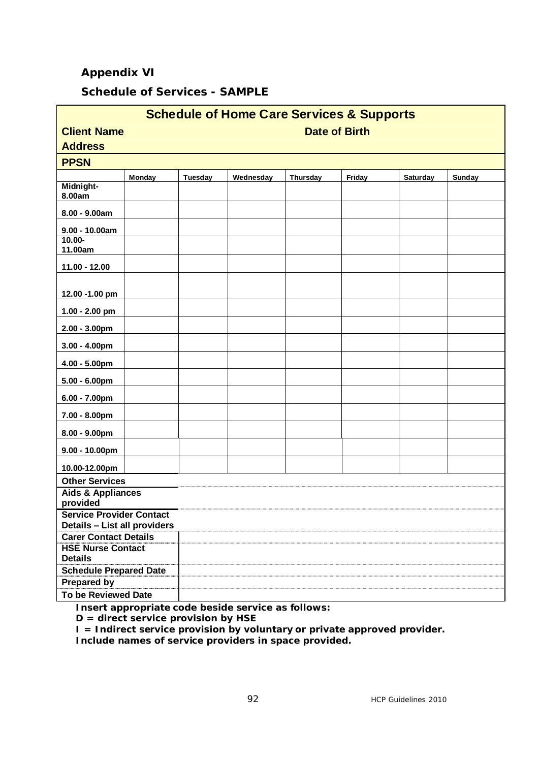## Appendix VI

### Schedule of Services - SAMPLE

**Schedule of Home Care Services & Supports**

**Client Name** **Date of Birth**

**Address**

**PPSN**

| | Monday | Tuesday | Wednesday | Thursday | Friday | Saturday | Sunday |
|---|---|---|---|---|---|---|---|
| Midnight-8.00am | | | | | | | |
| 8.00 - 9.00am | | | | | | | |
| 9.00 - 10.00am | | | | | | | |
| 10.00-11.00am | | | | | | | |
| 11.00 - 12.00 | | | | | | | |
| 12.00 -1.00 pm | | | | | | | |
| 1.00 - 2.00 pm | | | | | | | |
| 2.00 - 3.00pm | | | | | | | |
| 3.00 - 4.00pm | | | | | | | |
| 4.00 - 5.00pm | | | | | | | |
| 5.00 - 6.00pm | | | | | | | |
| 6.00 - 7.00pm | | | | | | | |
| 7.00 - 8.00pm | | | | | | | |
| 8.00 - 9.00pm | | | | | | | |
| 9.00 - 10.00pm | | | | | | | |
| 10.00-12.00pm | | | | | | | |

| | |
|---|---|
| **Other Services** | |
| **Aids & Appliances provided** | |
| **Service Provider Contact Details – List all providers** | |
| **Carer Contact Details** | |
| **HSE Nurse Contact Details** | |
| **Schedule Prepared Date** | |
| **Prepared by** | |
| **To be Reviewed Date** | |

**Insert appropriate code beside service as follows:**
**D = direct service provision by HSE**
**I = Indirect service provision by voluntary or private approved provider.**
**Include names of service providers in space provided.**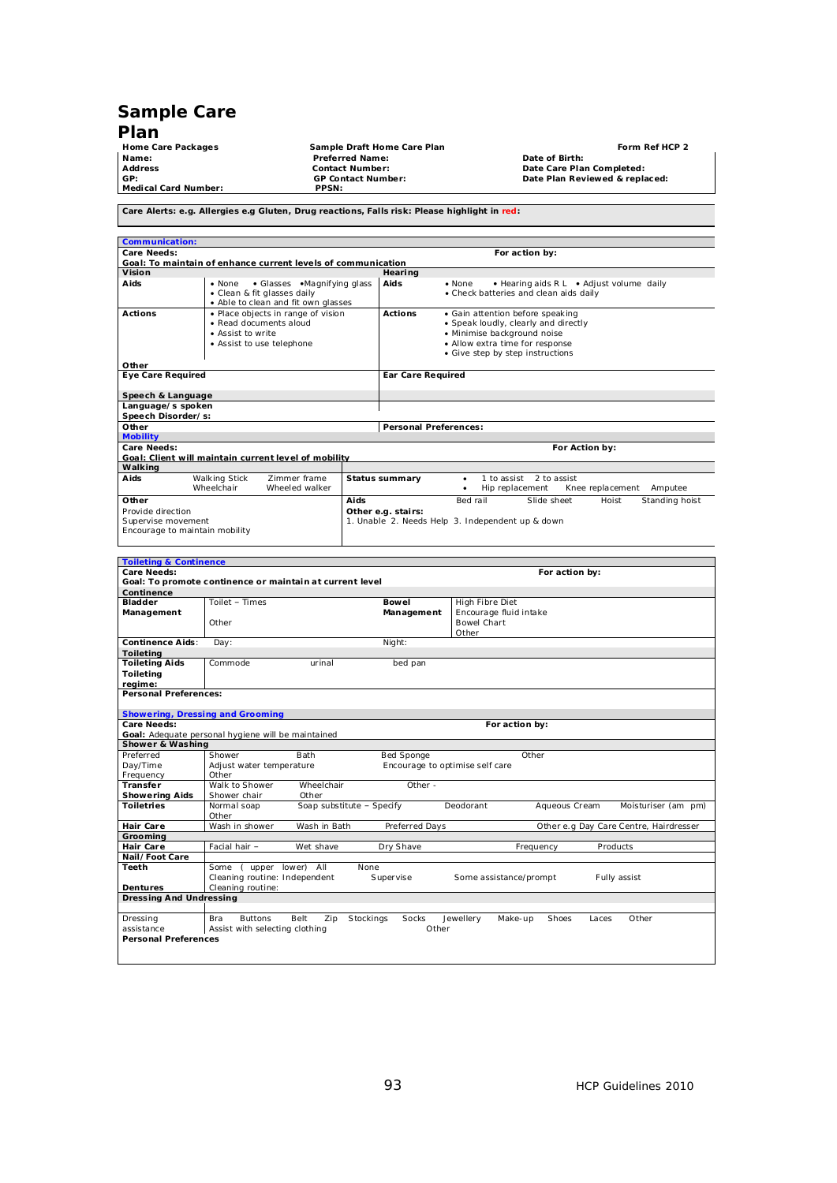# Sample Care Plan

| Home Care Packages | Sample Draft Home Care Plan | Form Ref HCP 2 |
|---|---|---|
| **Name:** | **Preferred Name:** | **Date of Birth:** |
| **Address** | **Contact Number:** | **Date Care Plan Completed:** |
| **GP:** | **GP Contact Number:** | **Date Plan Reviewed & replaced:** |
| **Medical Card Number:** | **PPSN:** | |

**Care Alerts: e.g. Allergies e.g Gluten, Drug reactions, Falls risk: Please highlight in red:**

## Communication:

| **Care Needs:** | | **For action by:** | |
|---|---|---|---|
| **Goal: To maintain of enhance current levels of communication** | | | |
| **Vision** | | **Hearing** | |
| **Aids** | • None • Glasses •Magnifying glass<br>• Clean & fit glasses daily<br>• Able to clean and fit own glasses | **Aids** | • None • Hearing aids R L • Adjust volume daily<br>• Check batteries and clean aids daily |
| **Actions** | • Place objects in range of vision<br>• Read documents aloud<br>• Assist to write<br>• Assist to use telephone | **Actions** | • Gain attention before speaking<br>• Speak loudly, clearly and directly<br>• Minimise background noise<br>• Allow extra time for response<br>• Give step by step instructions |
| **Other** | | | |
| **Eye Care Required** | | **Ear Care Required** | |
| **Speech & Language** | | | |
| **Language/s spoken** | | | |
| **Speech Disorder/s:** | | | |
| **Other** | | **Personal Preferences:** | |

## Mobility

| **Care Needs:** | | **For Action by:** | |
|---|---|---|---|
| **Goal: Client will maintain current level of mobility** | | | |
| **Walking** | | | |
| **Aids** | Walking Stick Zimmer frame<br>Wheelchair Wheeled walker | **Status summary** | • 1 to assist 2 to assist<br>• Hip replacement Knee replacement Amputee |
| **Other**<br>Provide direction<br>Supervise movement<br>Encourage to maintain mobility | | **Aids**<br>**Other e.g. stairs:**<br>1. Unable 2. Needs Help 3. Independent up & down | Bed rail Slide sheet Hoist Standing hoist |

## Toileting & Continence

| **Care Needs:** | | **For action by:** | |
|---|---|---|---|
| **Goal: To promote continence or maintain at current level** | | | |
| **Continence** | | | |
| **Bladder Management** | Toilet – Times<br>Other | **Bowel Management** | High Fibre Diet<br>Encourage fluid intake<br>Bowel Chart<br>Other |
| **Continence Aids**: | Day: | Night: | |
| **Toileting** | | | |
| **Toileting Aids** | Commode urinal | bed pan | |
| **Toileting regime:** | | | |
| **Personal Preferences:** | | | |

## Showering, Dressing and Grooming

| **Care Needs:** | | | | | | **For action by:** |
|---|---|---|---|---|---|---|
| **Goal:** Adequate personal hygiene will be maintained | | | | | | |
| **Shower & Washing** | | | | | | |
| Preferred<br>Day/Time<br>Frequency | Shower<br>Adjust water temperature<br>Other | Bath | Bed Sponge<br>Encourage to optimise self care | Other | | |
| **Transfer** | Walk to Shower | Wheelchair | Other - | | | |
| **Showering Aids** | Shower chair | Other | | | | |
| **Toiletries** | Normal soap | Soap substitute – Specify | | Deodorant | Aqueous Cream | Moisturiser (am pm) |
| **Hair Care** | Wash in shower | Wash in Bath | Preferred Days | | Other e.g Day Care Centre, Hairdresser | |
| **Grooming** | | | | | | |
| **Hair Care** | Facial hair – | Wet shave | Dry Shave | Frequency | Products | |
| **Nail/Foot Care** | | | | | | |
| **Teeth** | Some ( upper lower) All<br>Cleaning routine: Independent<br>Other | None<br>Supervise | | Some assistance/prompt | Fully assist | |
| **Dentures** | Cleaning routine: | | | | | |
| **Dressing And Undressing** | | | | | | |
| Dressing assistance | Bra Buttons Belt Zip Stockings Socks Jewellery Make-up Shoes Laces Other<br>Assist with selecting clothing Other | | | | | |
| **Personal Preferences** | | | | | | |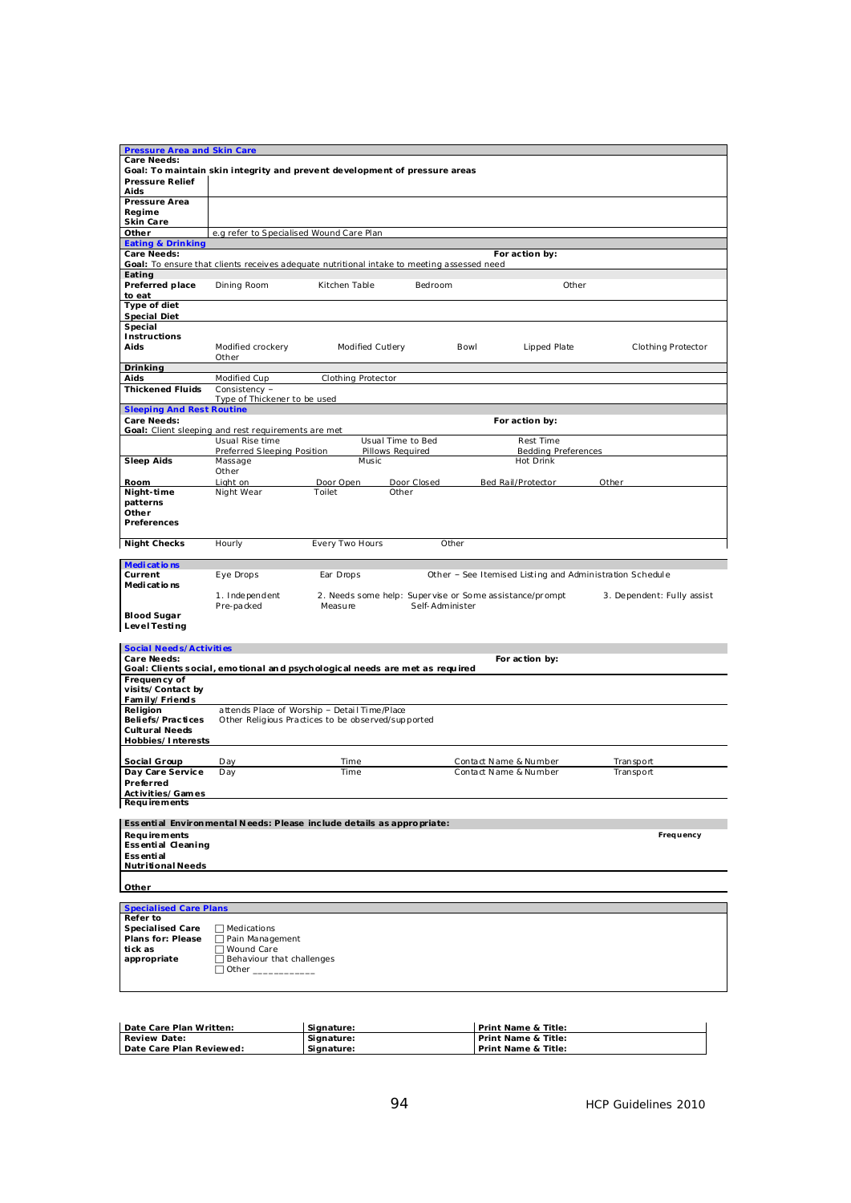## Pressure Area and Skin Care

| **Care Needs:** | |
|---|---|
| **Goal: To maintain skin integrity and prevent development of pressure areas** | |
| **Pressure Relief Aids** | |
| **Pressure Area Regime** | |
| **Skin Care** | |
| **Other** | e.g refer to Specialised Wound Care Plan |

## Eating & Drinking

| **Care Needs:** | | | | **For action by:** | |
|---|---|---|---|---|---|
| **Goal:** To ensure that clients receives adequate nutritional intake to meeting assessed need | | | | | |
| **Eating** | | | | | |
| **Preferred place to eat** | Dining Room | Kitchen Table | Bedroom | Other | |
| **Type of diet** | | | | | |
| **Special Diet** | | | | | |
| **Special Instructions** | | | | | |
| **Aids** | Modified crockery<br>Other | Modified Cutlery | Bowl | Lipped Plate | Clothing Protector |
| **Drinking** | | | | | |
| **Aids** | Modified Cup | Clothing Protector | | | |
| **Thickened Fluids** | Consistency –<br>Type of Thickener to be used | | | | |

## Sleeping And Rest Routine

| **Care Needs:** | | | | **For action by:** | |
|---|---|---|---|---|---|
| **Goal:** Client sleeping and rest requirements are met | | | | | |
| | Usual Rise time<br>Preferred Sleeping Position | Usual Time to Bed<br>Pillows Required | | Rest Time<br>Bedding Preferences | |
| **Sleep Aids** | Massage<br>Other | Music | | Hot Drink | |
| **Room** | Light on | Door Open | Door Closed | Bed Rail/Protector | Other |
| **Night-time patterns** | Night Wear | Toilet | Other | | |
| **Other Preferences** | | | | | |
| **Night Checks** | Hourly | Every Two Hours | Other | | |

## Medications

| **Current Medications** | Eye Drops | Ear Drops | Other – See Itemised Listing and Administration Schedule | |
|---|---|---|---|---|
| | 1. Independent<br>Pre-packed | 2. Needs some help: Supervise or Some assistance/prompt<br>Measure | Self-Administer | 3. Dependent: Fully assist |
| **Blood Sugar Level Testing** | | | | |

## Social Needs/Activities

| **Care Needs:** | | | **For action by:** | |
|---|---|---|---|---|
| **Goal: Clients social, emotional and psychological needs are met as required** | | | | |
| **Frequency of visits/Contact by Family/Friends** | | | | |
| **Religion Beliefs/Practices** | attends Place of Worship – Detail Time/Place<br>Other Religious Practices to be observed/supported | | | |
| **Cultural Needs** | | | | |
| **Hobbies/Interests** | | | | |
| **Social Group** | Day | Time | Contact Name & Number | Transport |
| **Day Care Service** | Day | Time | Contact Name & Number | Transport |
| **Preferred Activities/Games** | | | | |
| **Requirements** | | | | |

## Essential Environmental Needs: Please include details as appropriate:

| **Requirements** | **Frequency** |
|---|---|
| **Essential Cleaning** | |
| **Essential Nutritional Needs** | |
| **Other** | |

## Specialised Care Plans

| **Refer to Specialised Care Plans for: Please tick as appropriate** | ☐ Medications<br>☐ Pain Management<br>☐ Wound Care<br>☐ Behaviour that challenges<br>☐ Other ___________ |
|---|---|

| **Date Care Plan Written:** | **Signature:** | **Print Name & Title:** |
|---|---|---|
| **Review Date:** | **Signature:** | **Print Name & Title:** |
| **Date Care Plan Reviewed:** | **Signature:** | **Print Name & Title:** |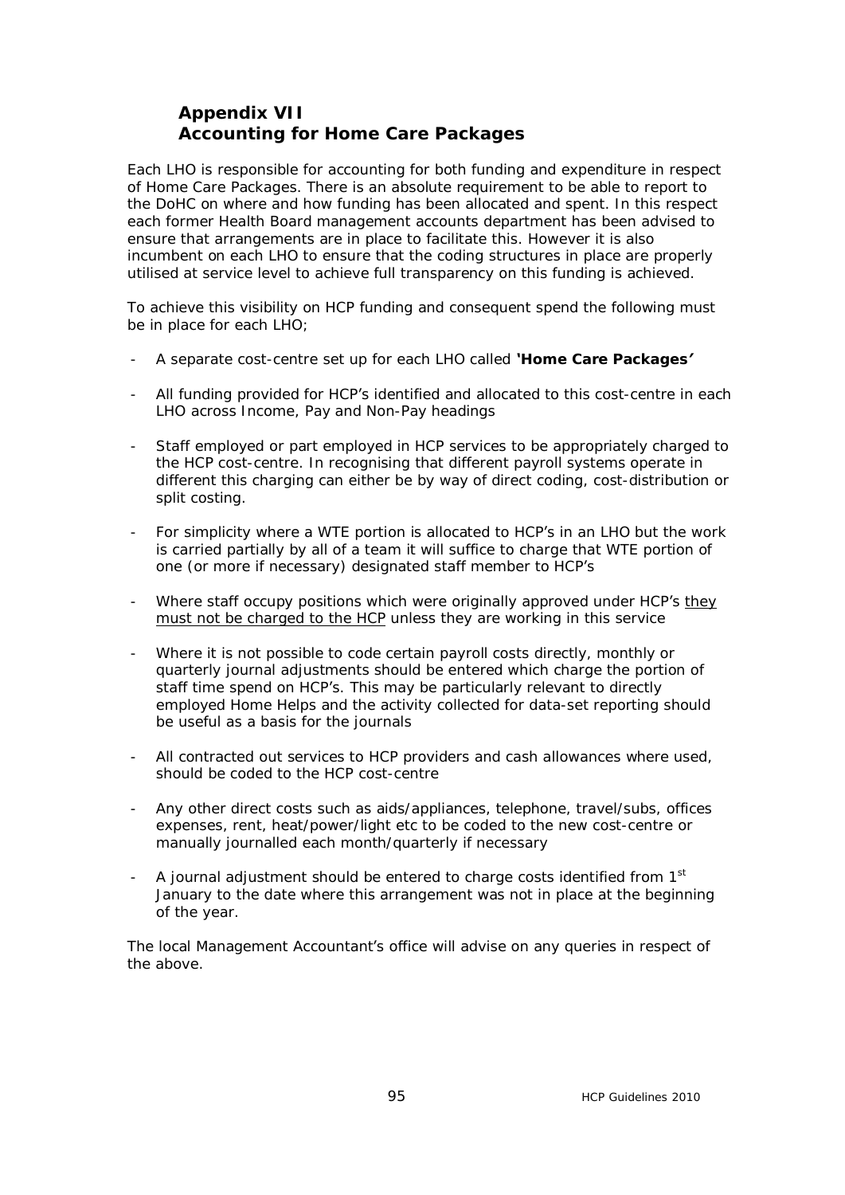## Appendix VII
## Accounting for Home Care Packages

Each LHO is responsible for accounting for both funding and expenditure in respect of Home Care Packages. There is an absolute requirement to be able to report to the DoHC on where and how funding has been allocated and spent. In this respect each former Health Board management accounts department has been advised to ensure that arrangements are in place to facilitate this. However it is also incumbent on each LHO to ensure that the coding structures in place are properly utilised at service level to achieve full transparency on this funding is achieved.

To achieve this visibility on HCP funding and consequent spend the following must be in place for each LHO;

- A separate cost-centre set up for each LHO called **'Home Care Packages'**
- All funding provided for HCP's identified and allocated to this cost-centre in each LHO across Income, Pay and Non-Pay headings
- Staff employed or part employed in HCP services to be appropriately charged to the HCP cost-centre. In recognising that different payroll systems operate in different this charging can either be by way of direct coding, cost-distribution or split costing.
- For simplicity where a WTE portion is allocated to HCP's in an LHO but the work is carried partially by all of a team it will suffice to charge that WTE portion of one (or more if necessary) designated staff member to HCP's
- Where staff occupy positions which were originally approved under HCP's <u>they must not be charged to the HCP</u> unless they are working in this service
- Where it is not possible to code certain payroll costs directly, monthly or quarterly journal adjustments should be entered which charge the portion of staff time spend on HCP's. This may be particularly relevant to directly employed Home Helps and the activity collected for data-set reporting should be useful as a basis for the journals
- All contracted out services to HCP providers and cash allowances where used, should be coded to the HCP cost-centre
- Any other direct costs such as aids/appliances, telephone, travel/subs, offices expenses, rent, heat/power/light etc to be coded to the new cost-centre or manually journalled each month/quarterly if necessary
- A journal adjustment should be entered to charge costs identified from 1st January to the date where this arrangement was not in place at the beginning of the year.

The local Management Accountant's office will advise on any queries in respect of the above.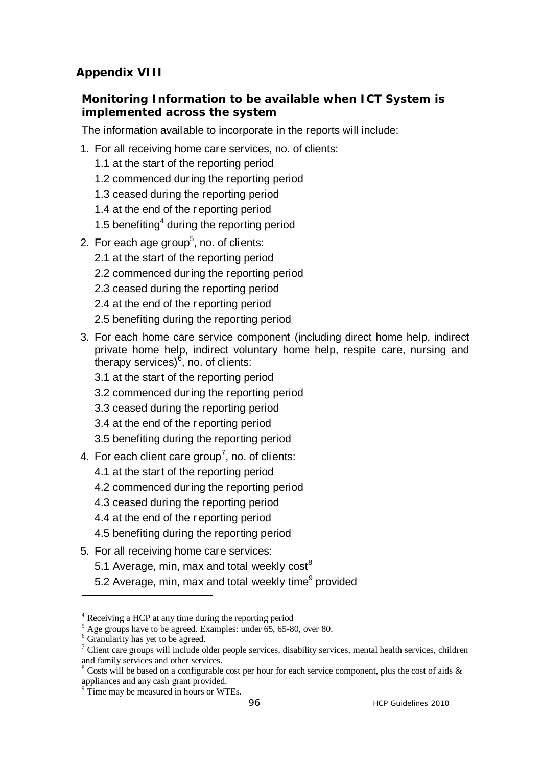## Appendix VIII

### Monitoring Information to be available when ICT System is implemented across the system

The information available to incorporate in the reports will include:

1. For all receiving home care services, no. of clients:
   - 1.1 at the start of the reporting period
   - 1.2 commenced during the reporting period
   - 1.3 ceased during the reporting period
   - 1.4 at the end of the reporting period
   - 1.5 benefiting[4] during the reporting period
2. For each age group[5], no. of clients:
   - 2.1 at the start of the reporting period
   - 2.2 commenced during the reporting period
   - 2.3 ceased during the reporting period
   - 2.4 at the end of the reporting period
   - 2.5 benefiting during the reporting period
3. For each home care service component (including direct home help, indirect private home help, indirect voluntary home help, respite care, nursing and therapy services)[6], no. of clients:
   - 3.1 at the start of the reporting period
   - 3.2 commenced during the reporting period
   - 3.3 ceased during the reporting period
   - 3.4 at the end of the reporting period
   - 3.5 benefiting during the reporting period
4. For each client care group[7], no. of clients:
   - 4.1 at the start of the reporting period
   - 4.2 commenced during the reporting period
   - 4.3 ceased during the reporting period
   - 4.4 at the end of the reporting period
   - 4.5 benefiting during the reporting period
5. For all receiving home care services:
   - 5.1 Average, min, max and total weekly cost[8]
   - 5.2 Average, min, max and total weekly time[9] provided

---

[4] Receiving a HCP at any time during the reporting period

[5] Age groups have to be agreed. Examples: under 65, 65-80, over 80.

[6] Granularity has yet to be agreed.

[7] Client care groups will include older people services, disability services, mental health services, children and family services and other services.

[8] Costs will be based on a configurable cost per hour for each service component, plus the cost of aids & appliances and any cash grant provided.

[9] Time may be measured in hours or WTEs.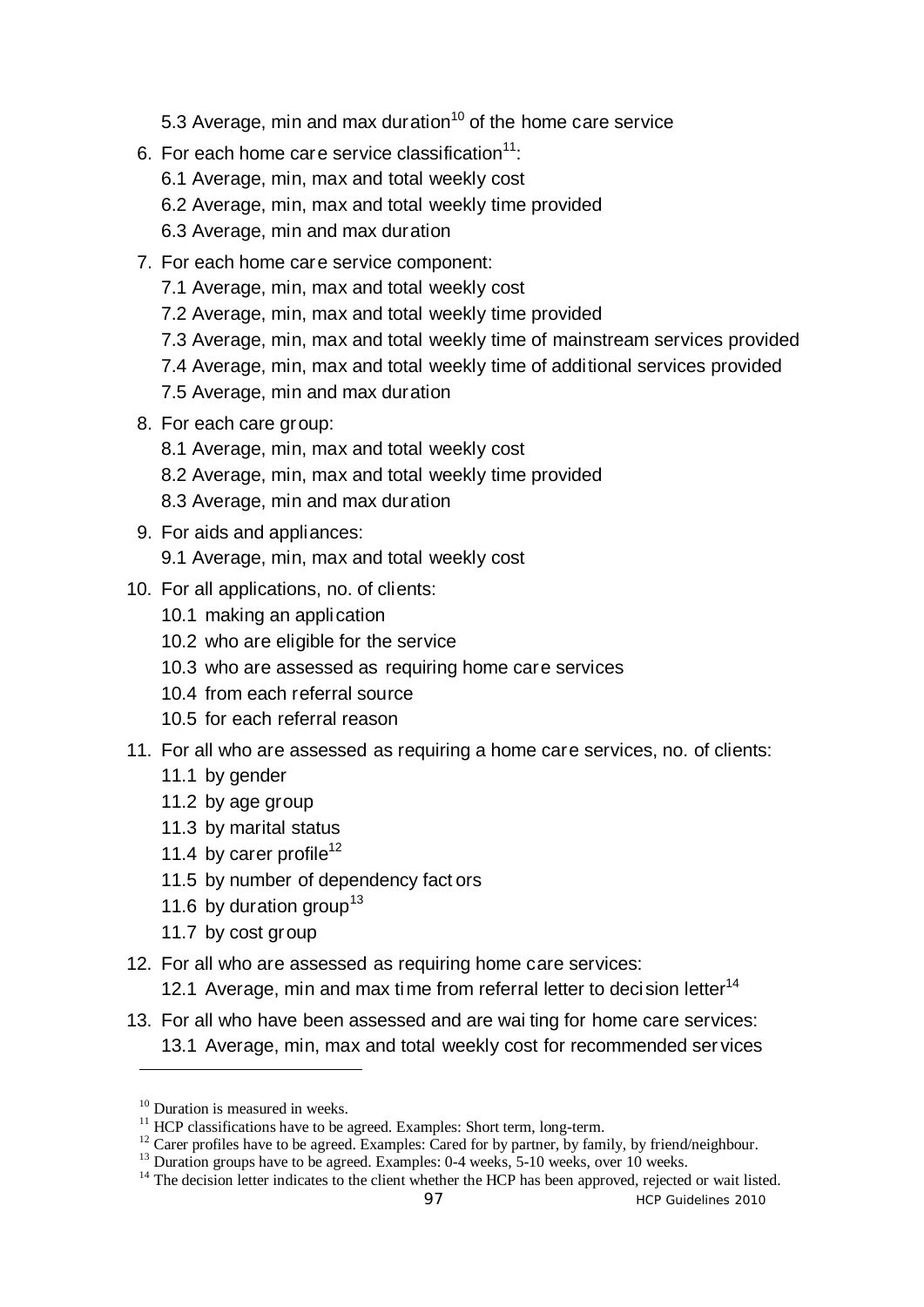5.3 Average, min and max duration[10] of the home care service

6. For each home care service classification[11]:
   6.1 Average, min, max and total weekly cost
   6.2 Average, min, max and total weekly time provided
   6.3 Average, min and max duration
7. For each home care service component:
   7.1 Average, min, max and total weekly cost
   7.2 Average, min, max and total weekly time provided
   7.3 Average, min, max and total weekly time of mainstream services provided
   7.4 Average, min, max and total weekly time of additional services provided
   7.5 Average, min and max duration
8. For each care group:
   8.1 Average, min, max and total weekly cost
   8.2 Average, min, max and total weekly time provided
   8.3 Average, min and max duration
9. For aids and appliances:
   9.1 Average, min, max and total weekly cost
10. For all applications, no. of clients:
    10.1 making an application
    10.2 who are eligible for the service
    10.3 who are assessed as requiring home care services
    10.4 from each referral source
    10.5 for each referral reason
11. For all who are assessed as requiring a home care services, no. of clients:
    11.1 by gender
    11.2 by age group
    11.3 by marital status
    11.4 by carer profile[12]
    11.5 by number of dependency factors
    11.6 by duration group[13]
    11.7 by cost group
12. For all who are assessed as requiring home care services:
    12.1 Average, min and max time from referral letter to decision letter[14]
13. For all who have been assessed and are waiting for home care services:
    13.1 Average, min, max and total weekly cost for recommended services

---

[10] Duration is measured in weeks.

[11] HCP classifications have to be agreed. Examples: Short term, long-term.

[12] Carer profiles have to be agreed. Examples: Cared for by partner, by family, by friend/neighbour.

[13] Duration groups have to be agreed. Examples: 0-4 weeks, 5-10 weeks, over 10 weeks.

[14] The decision letter indicates to the client whether the HCP has been approved, rejected or wait listed.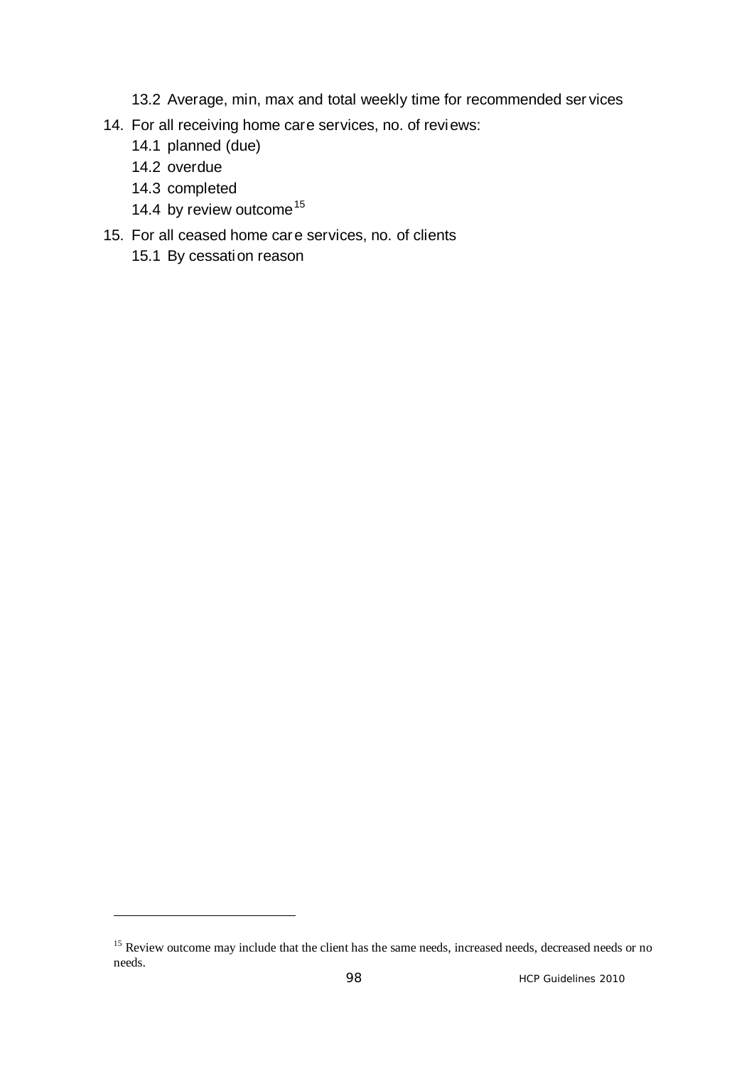13.2 Average, min, max and total weekly time for recommended services

14. For all receiving home care services, no. of reviews:
    14.1 planned (due)
    14.2 overdue
    14.3 completed
    14.4 by review outcome[15]

15. For all ceased home care services, no. of clients
    15.1 By cessation reason

---

[15] Review outcome may include that the client has the same needs, increased needs, decreased needs or no needs.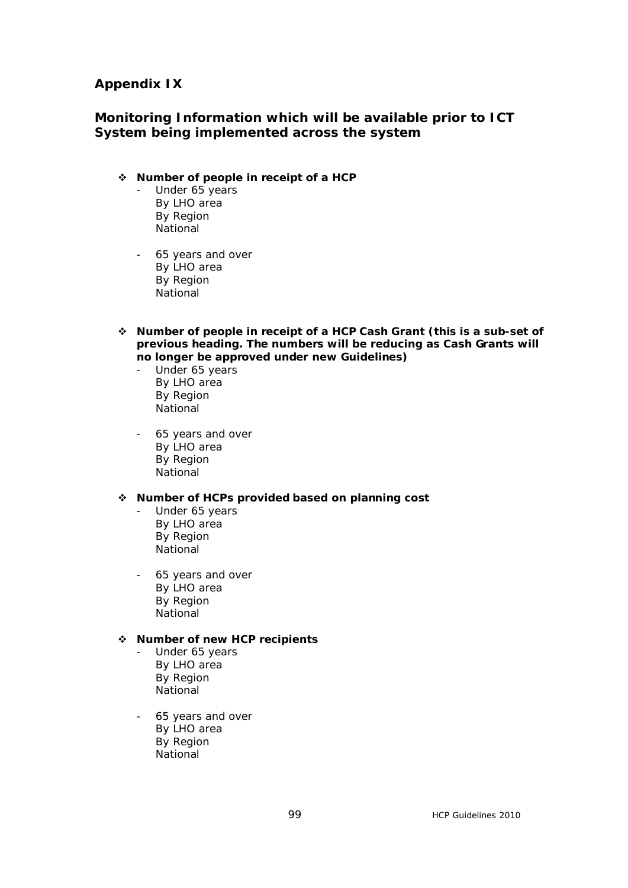## Appendix IX

## Monitoring Information which will be available prior to ICT System being implemented across the system

- **Number of people in receipt of a HCP**
  - Under 65 years
    By LHO area
    By Region
    National

  - 65 years and over
    By LHO area
    By Region
    National

- **Number of people in receipt of a HCP Cash Grant (this is a sub-set of previous heading. The numbers will be reducing as Cash Grants will no longer be approved under new Guidelines)**
  - Under 65 years
    By LHO area
    By Region
    National

  - 65 years and over
    By LHO area
    By Region
    National

- **Number of HCPs provided based on planning cost**
  - Under 65 years
    By LHO area
    By Region
    National

  - 65 years and over
    By LHO area
    By Region
    National

- **Number of new HCP recipients**
  - Under 65 years
    By LHO area
    By Region
    National

  - 65 years and over
    By LHO area
    By Region
    National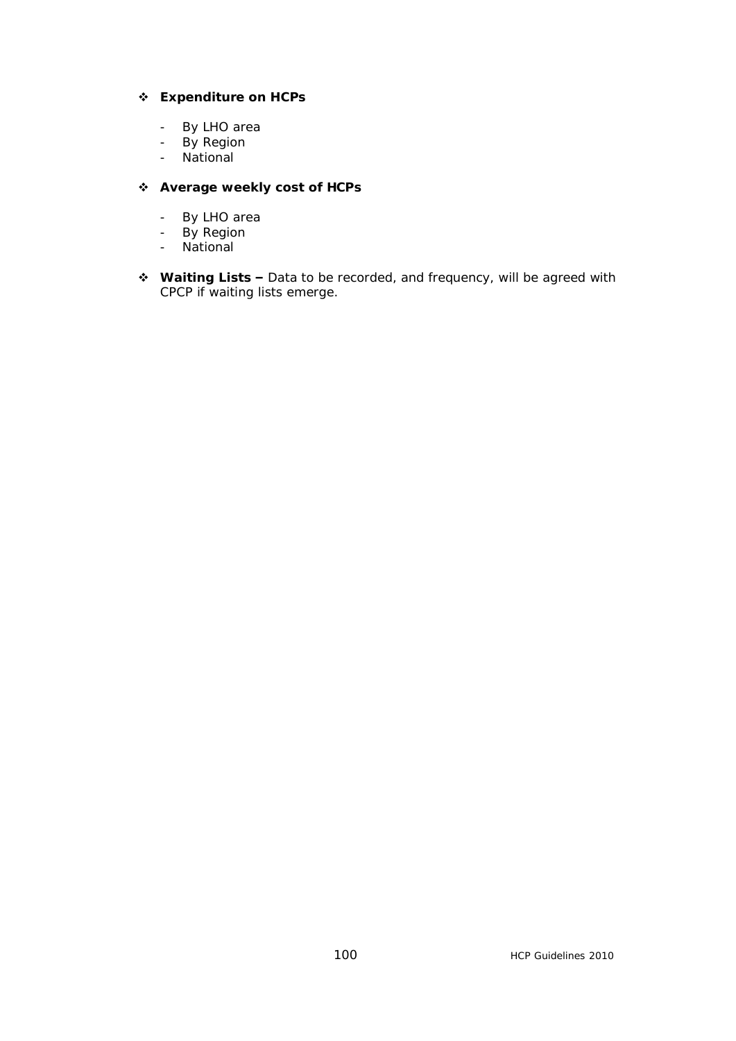- **Expenditure on HCPs**

    - By LHO area
    - By Region
    - National

- **Average weekly cost of HCPs**

    - By LHO area
    - By Region
    - National

- **Waiting Lists –** Data to be recorded, and frequency, will be agreed with CPCP if waiting lists emerge.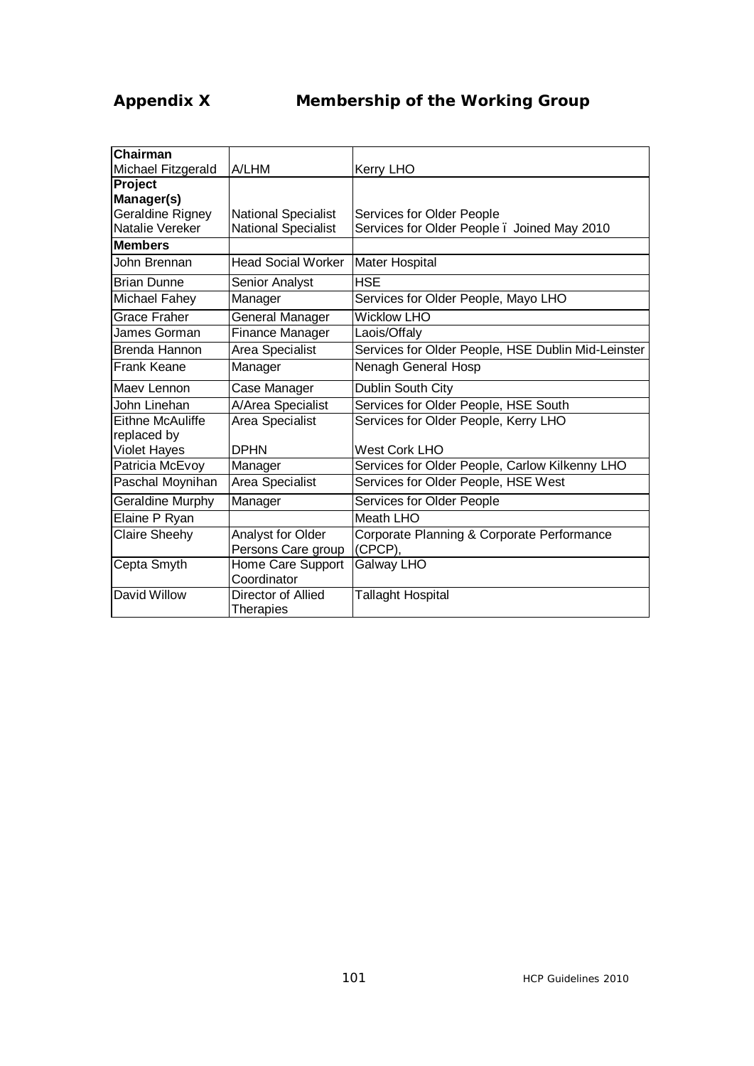# Appendix X Membership of the Working Group

| | | |
|---|---|---|
| **Chairman** Michael Fitzgerald | A/LHM | Kerry LHO |
| **Project Manager(s)** Geraldine Rigney Natalie Vereker | National Specialist National Specialist | Services for Older People Services for Older People – Joined May 2010 |
| **Members** | | |
| John Brennan | Head Social Worker | Mater Hospital |
| Brian Dunne | Senior Analyst | HSE |
| Michael Fahey | Manager | Services for Older People, Mayo LHO |
| Grace Fraher | General Manager | Wicklow LHO |
| James Gorman | Finance Manager | Laois/Offaly |
| Brenda Hannon | Area Specialist | Services for Older People, HSE Dublin Mid-Leinster |
| Frank Keane | Manager | Nenagh General Hosp |
| Maev Lennon | Case Manager | Dublin South City |
| John Linehan | A/Area Specialist | Services for Older People, HSE South |
| Eithne McAuliffe replaced by Violet Hayes | Area Specialist DPHN | Services for Older People, Kerry LHO West Cork LHO |
| Patricia McEvoy | Manager | Services for Older People, Carlow Kilkenny LHO |
| Paschal Moynihan | Area Specialist | Services for Older People, HSE West |
| Geraldine Murphy | Manager | Services for Older People |
| Elaine P Ryan | | Meath LHO |
| Claire Sheehy | Analyst for Older Persons Care group | Corporate Planning & Corporate Performance (CPCP), |
| Cepta Smyth | Home Care Support Coordinator | Galway LHO |
| David Willow | Director of Allied Therapies | Tallaght Hospital |